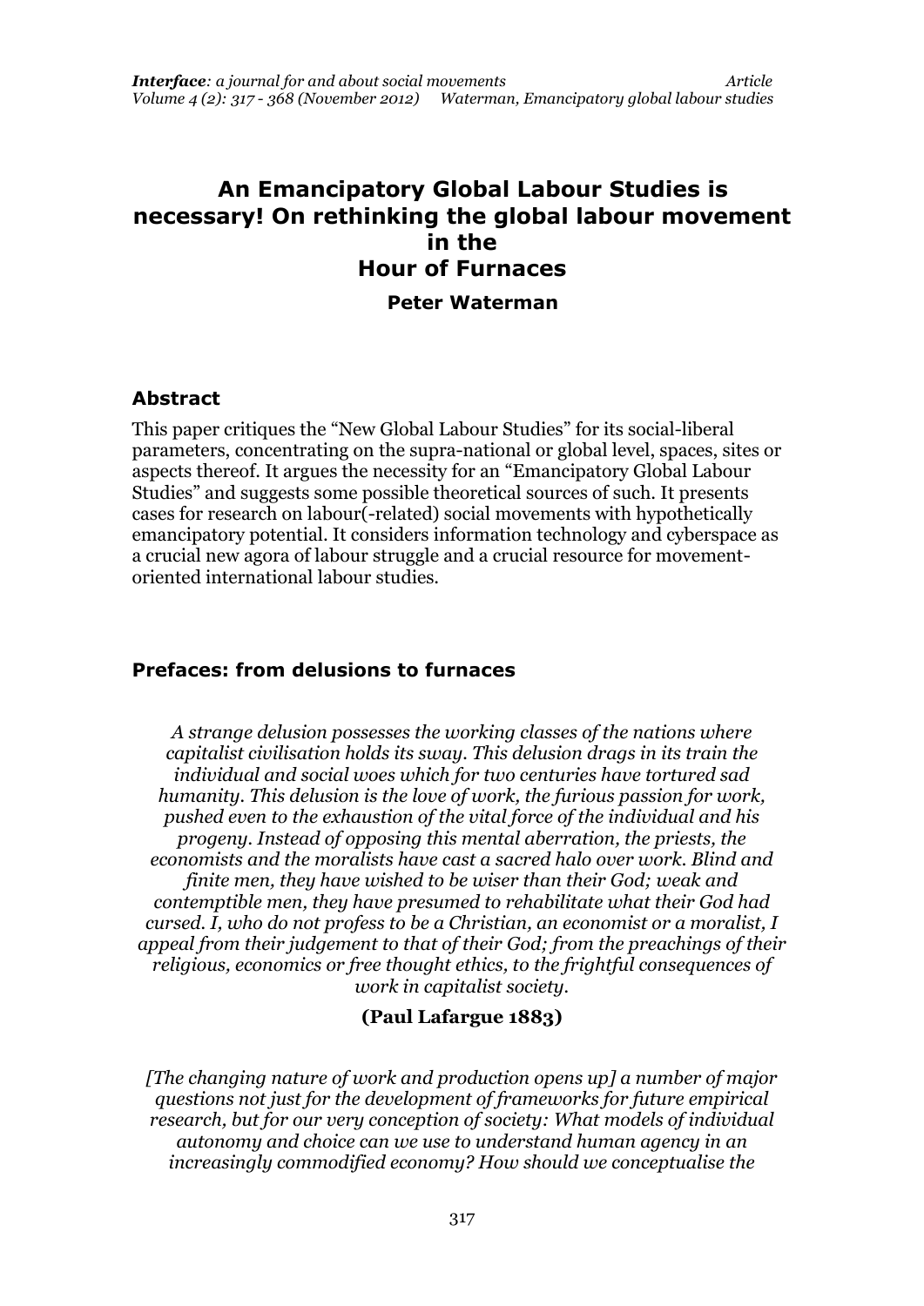# An Emancipatory Global Labour Studies is necessary! On rethinking the global labour movement in the Hour of Furnaces

**Peter Waterman**

## Abstract

This paper critiques the "New Global Labour Studies" for its social-liberal parameters, concentrating on the supra-national or global level, spaces, sites or aspects thereof. It argues the necessity for an "Emancipatory Global Labour Studies" and suggests some possible theoretical sources of such. It presents cases for research on labour(-related) social movements with hypothetically emancipatory potential. It considers information technology and cyberspace as a crucial new agora of labour struggle and a crucial resource for movement-oriented international labour studies.

## Prefaces: from delusions to furnaces

*A strange delusion possesses the working classes of the nations where capitalist civilisation holds its sway. This delusion drags in its train the individual and social woes which for two centuries have tortured sad humanity. This delusion is the love of work, the furious passion for work, pushed even to the exhaustion of the vital force of the individual and his progeny. Instead of opposing this mental aberration, the priests, the economists and the moralists have cast a sacred halo over work. Blind and finite men, they have wished to be wiser than their God; weak and contemptible men, they have presumed to rehabilitate what their God had cursed. I, who do not profess to be a Christian, an economist or a moralist, I appeal from their judgement to that of their God; from the preachings of their religious, economics or free thought ethics, to the frightful consequences of work in capitalist society.*

**(Paul Lafargue 1883)**

*[The changing nature of work and production opens up] a number of major questions not just for the development of frameworks for future empirical research, but for our very conception of society: What models of individual autonomy and choice can we use to understand human agency in an increasingly commodified economy? How should we conceptualise the*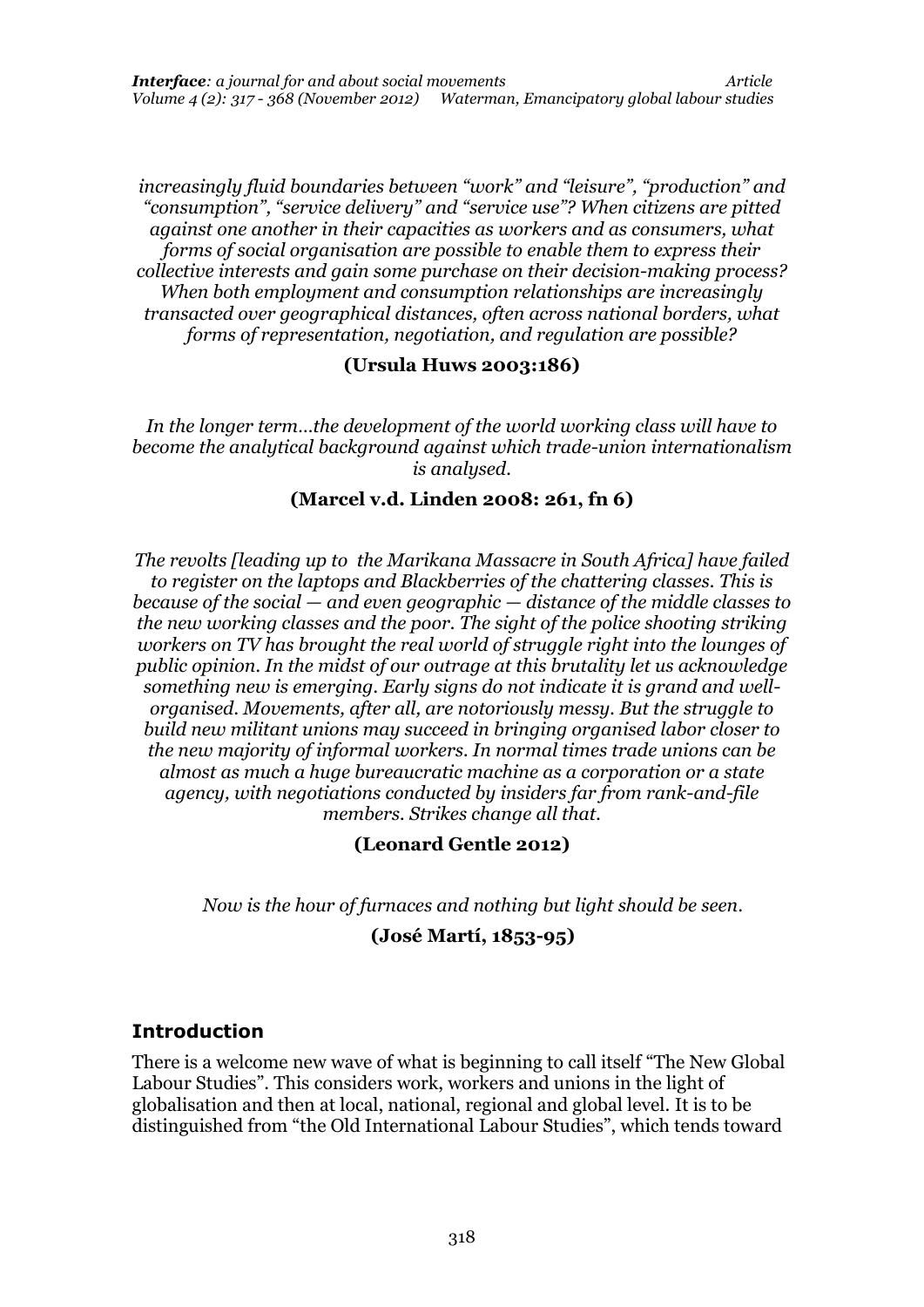*increasingly fluid boundaries between "work" and "leisure", "production" and "consumption", "service delivery" and "service use"? When citizens are pitted against one another in their capacities as workers and as consumers, what forms of social organisation are possible to enable them to express their collective interests and gain some purchase on their decision-making process? When both employment and consumption relationships are increasingly transacted over geographical distances, often across national borders, what forms of representation, negotiation, and regulation are possible?*

**(Ursula Huws 2003:186)**

*In the longer term…the development of the world working class will have to become the analytical background against which trade-union internationalism is analysed.*

**(Marcel v.d. Linden 2008: 261, fn 6)**

*The revolts [leading up to the Marikana Massacre in South Africa] have failed to register on the laptops and Blackberries of the chattering classes. This is because of the social — and even geographic — distance of the middle classes to the new working classes and the poor. The sight of the police shooting striking workers on TV has brought the real world of struggle right into the lounges of public opinion. In the midst of our outrage at this brutality let us acknowledge something new is emerging. Early signs do not indicate it is grand and well-organised. Movements, after all, are notoriously messy. But the struggle to build new militant unions may succeed in bringing organised labor closer to the new majority of informal workers. In normal times trade unions can be almost as much a huge bureaucratic machine as a corporation or a state agency, with negotiations conducted by insiders far from rank-and-file members. Strikes change all that.*

**(Leonard Gentle 2012)**

*Now is the hour of furnaces and nothing but light should be seen.*

**(José Martí, 1853-95)**

## Introduction

There is a welcome new wave of what is beginning to call itself "The New Global Labour Studies". This considers work, workers and unions in the light of globalisation and then at local, national, regional and global level. It is to be distinguished from "the Old International Labour Studies", which tends toward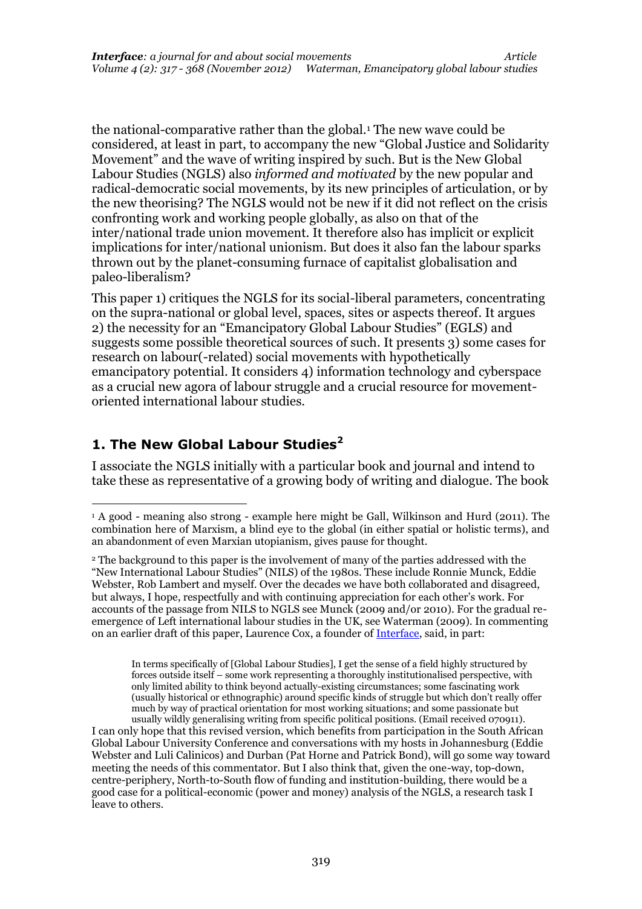the national-comparative rather than the global.[1] The new wave could be considered, at least in part, to accompany the new "Global Justice and Solidarity Movement" and the wave of writing inspired by such. But is the New Global Labour Studies (NGLS) also *informed and motivated* by the new popular and radical-democratic social movements, by its new principles of articulation, or by the new theorising? The NGLS would not be new if it did not reflect on the crisis confronting work and working people globally, as also on that of the inter/national trade union movement. It therefore also has implicit or explicit implications for inter/national unionism. But does it also fan the labour sparks thrown out by the planet-consuming furnace of capitalist globalisation and paleo-liberalism?

This paper 1) critiques the NGLS for its social-liberal parameters, concentrating on the supra-national or global level, spaces, sites or aspects thereof. It argues 2) the necessity for an "Emancipatory Global Labour Studies" (EGLS) and suggests some possible theoretical sources of such. It presents 3) some cases for research on labour(-related) social movements with hypothetically emancipatory potential. It considers 4) information technology and cyberspace as a crucial new agora of labour struggle and a crucial resource for movement-oriented international labour studies.

## 1. The New Global Labour Studies[2]

I associate the NGLS initially with a particular book and journal and intend to take these as representative of a growing body of writing and dialogue. The book

---

[1] A good - meaning also strong - example here might be Gall, Wilkinson and Hurd (2011). The combination here of Marxism, a blind eye to the global (in either spatial or holistic terms), and an abandonment of even Marxian utopianism, gives pause for thought.

[2] The background to this paper is the involvement of many of the parties addressed with the "New International Labour Studies" (NILS) of the 1980s. These include Ronnie Munck, Eddie Webster, Rob Lambert and myself. Over the decades we have both collaborated and disagreed, but always, I hope, respectfully and with continuing appreciation for each other's work. For accounts of the passage from NILS to NGLS see Munck (2009 and/or 2010). For the gradual re-emergence of Left international labour studies in the UK, see Waterman (2009). In commenting on an earlier draft of this paper, Laurence Cox, a founder of Interface, said, in part:

> In terms specifically of [Global Labour Studies], I get the sense of a field highly structured by forces outside itself – some work representing a thoroughly institutionalised perspective, with only limited ability to think beyond actually-existing circumstances; some fascinating work (usually historical or ethnographic) around specific kinds of struggle but which don't really offer much by way of practical orientation for most working situations; and some passionate but usually wildly generalising writing from specific political positions. (Email received 070911).

I can only hope that this revised version, which benefits from participation in the South African Global Labour University Conference and conversations with my hosts in Johannesburg (Eddie Webster and Luli Calinicos) and Durban (Pat Horne and Patrick Bond), will go some way toward meeting the needs of this commentator. But I also think that, given the one-way, top-down, centre-periphery, North-to-South flow of funding and institution-building, there would be a good case for a political-economic (power and money) analysis of the NGLS, a research task I leave to others.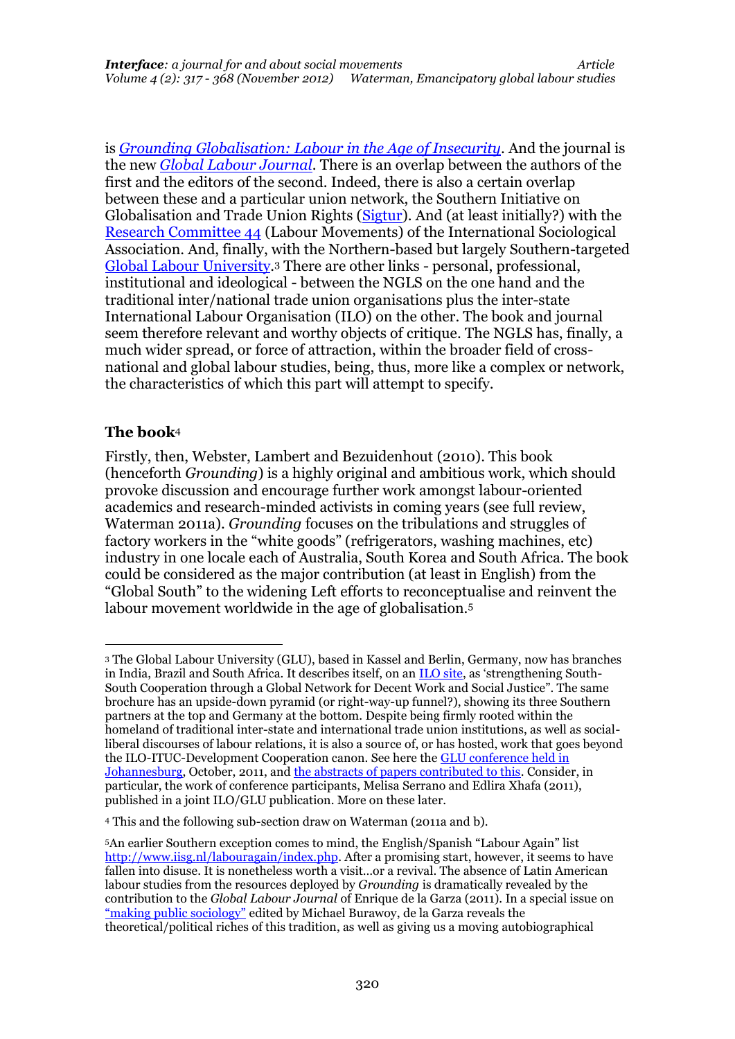is *Grounding Globalisation: Labour in the Age of Insecurity*. And the journal is the new *Global Labour Journal*. There is an overlap between the authors of the first and the editors of the second. Indeed, there is also a certain overlap between these and a particular union network, the Southern Initiative on Globalisation and Trade Union Rights (Sigtur). And (at least initially?) with the Research Committee 44 (Labour Movements) of the International Sociological Association. And, finally, with the Northern-based but largely Southern-targeted Global Labour University.[3] There are other links - personal, professional, institutional and ideological - between the NGLS on the one hand and the traditional inter/national trade union organisations plus the inter-state International Labour Organisation (ILO) on the other. The book and journal seem therefore relevant and worthy objects of critique. The NGLS has, finally, a much wider spread, or force of attraction, within the broader field of cross-national and global labour studies, being, thus, more like a complex or network, the characteristics of which this part will attempt to specify.

### The book[4]

Firstly, then, Webster, Lambert and Bezuidenhout (2010). This book (henceforth *Grounding*) is a highly original and ambitious work, which should provoke discussion and encourage further work amongst labour-oriented academics and research-minded activists in coming years (see full review, Waterman 2011a). *Grounding* focuses on the tribulations and struggles of factory workers in the "white goods" (refrigerators, washing machines, etc) industry in one locale each of Australia, South Korea and South Africa. The book could be considered as the major contribution (at least in English) from the "Global South" to the widening Left efforts to reconceptualise and reinvent the labour movement worldwide in the age of globalisation.[5]

---

[3] The Global Labour University (GLU), based in Kassel and Berlin, Germany, now has branches in India, Brazil and South Africa. It describes itself, on an ILO site, as 'strengthening South-South Cooperation through a Global Network for Decent Work and Social Justice". The same brochure has an upside-down pyramid (or right-way-up funnel?), showing its three Southern partners at the top and Germany at the bottom. Despite being firmly rooted within the homeland of traditional inter-state and international trade union institutions, as well as social-liberal discourses of labour relations, it is also a source of, or has hosted, work that goes beyond the ILO-ITUC-Development Cooperation canon. See here the GLU conference held in Johannesburg, October, 2011, and the abstracts of papers contributed to this. Consider, in particular, the work of conference participants, Melisa Serrano and Edlira Xhafa (2011), published in a joint ILO/GLU publication. More on these later.

[4] This and the following sub-section draw on Waterman (2011a and b).

[5] An earlier Southern exception comes to mind, the English/Spanish "Labour Again" list http://www.iisg.nl/labouragain/index.php. After a promising start, however, it seems to have fallen into disuse. It is nonetheless worth a visit...or a revival. The absence of Latin American labour studies from the resources deployed by *Grounding* is dramatically revealed by the contribution to the *Global Labour Journal* of Enrique de la Garza (2011). In a special issue on "making public sociology" edited by Michael Burawoy, de la Garza reveals the theoretical/political riches of this tradition, as well as giving us a moving autobiographical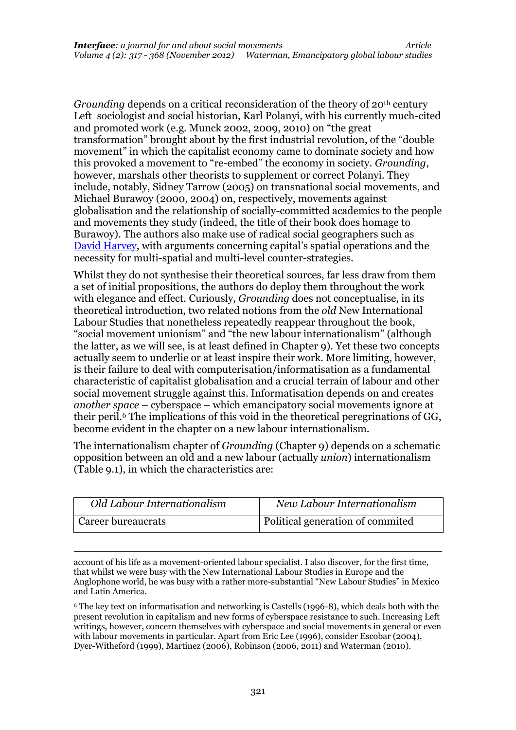*Grounding* depends on a critical reconsideration of the theory of 20th century Left sociologist and social historian, Karl Polanyi, with his currently much-cited and promoted work (e.g. Munck 2002, 2009, 2010) on "the great transformation" brought about by the first industrial revolution, of the "double movement" in which the capitalist economy came to dominate society and how this provoked a movement to "re-embed" the economy in society. *Grounding*, however, marshals other theorists to supplement or correct Polanyi. They include, notably, Sidney Tarrow (2005) on transnational social movements, and Michael Burawoy (2000, 2004) on, respectively, movements against globalisation and the relationship of socially-committed academics to the people and movements they study (indeed, the title of their book does homage to Burawoy). The authors also make use of radical social geographers such as David Harvey, with arguments concerning capital's spatial operations and the necessity for multi-spatial and multi-level counter-strategies.

Whilst they do not synthesise their theoretical sources, far less draw from them a set of initial propositions, the authors do deploy them throughout the work with elegance and effect. Curiously, *Grounding* does not conceptualise, in its theoretical introduction, two related notions from the *old* New International Labour Studies that nonetheless repeatedly reappear throughout the book, "social movement unionism" and "the new labour internationalism" (although the latter, as we will see, is at least defined in Chapter 9). Yet these two concepts actually seem to underlie or at least inspire their work. More limiting, however, is their failure to deal with computerisation/informatisation as a fundamental characteristic of capitalist globalisation and a crucial terrain of labour and other social movement struggle against this. Informatisation depends on and creates *another space* – cyberspace – which emancipatory social movements ignore at their peril.[6] The implications of this void in the theoretical peregrinations of GG, become evident in the chapter on a new labour internationalism.

The internationalism chapter of *Grounding* (Chapter 9) depends on a schematic opposition between an old and a new labour (actually *union*) internationalism (Table 9.1), in which the characteristics are:

| *Old Labour Internationalism* | *New Labour Internationalism* |
|---|---|
| Career bureaucrats | Political generation of commited |

account of his life as a movement-oriented labour specialist. I also discover, for the first time, that whilst we were busy with the New International Labour Studies in Europe and the Anglophone world, he was busy with a rather more-substantial "New Labour Studies" in Mexico and Latin America.

[6] The key text on informatisation and networking is Castells (1996-8), which deals both with the present revolution in capitalism and new forms of cyberspace resistance to such. Increasing Left writings, however, concern themselves with cyberspace and social movements in general or even with labour movements in particular. Apart from Eric Lee (1996), consider Escobar (2004), Dyer-Witheford (1999), Martinez (2006), Robinson (2006, 2011) and Waterman (2010).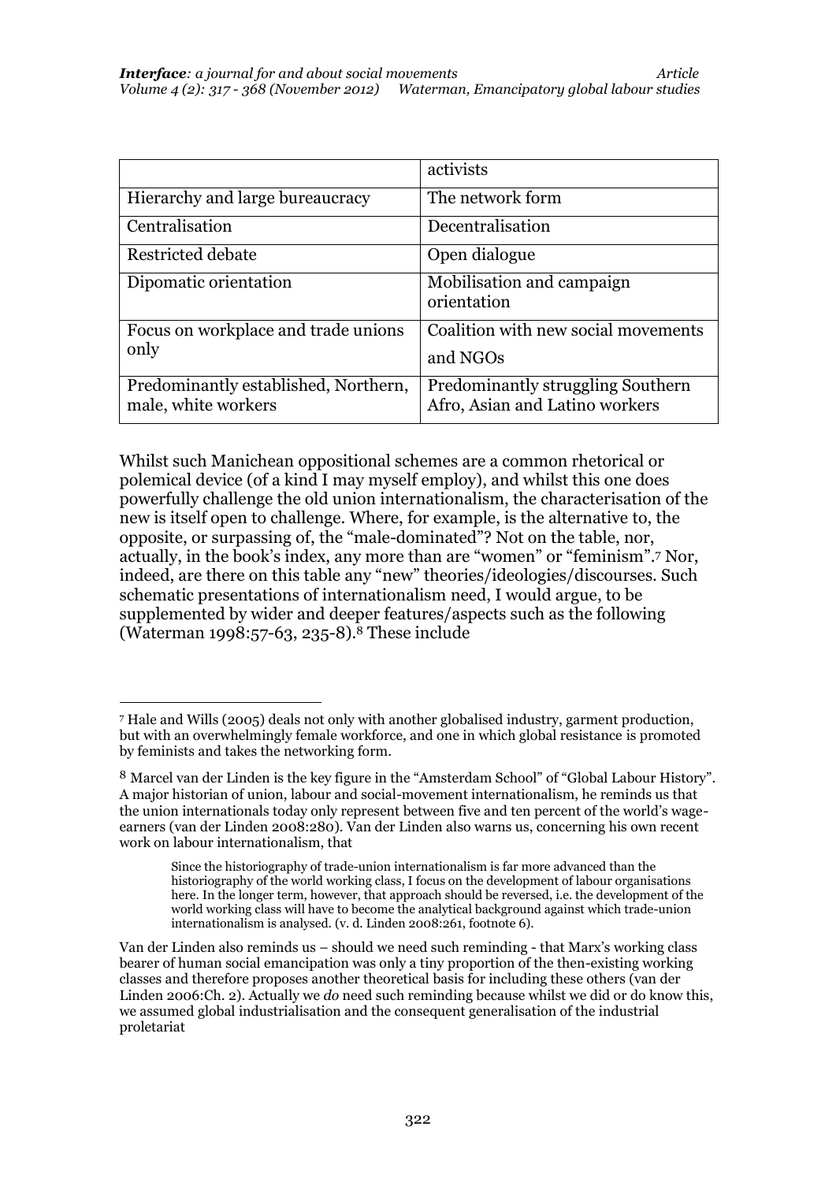| | |
|---|---|
| | activists |
| Hierarchy and large bureaucracy | The network form |
| Centralisation | Decentralisation |
| Restricted debate | Open dialogue |
| Dipomatic orientation | Mobilisation and campaign orientation |
| Focus on workplace and trade unions only | Coalition with new social movements and NGOs |
| Predominantly established, Northern, male, white workers | Predominantly struggling Southern Afro, Asian and Latino workers |

Whilst such Manichean oppositional schemes are a common rhetorical or polemical device (of a kind I may myself employ), and whilst this one does powerfully challenge the old union internationalism, the characterisation of the new is itself open to challenge. Where, for example, is the alternative to, the opposite, or surpassing of, the "male-dominated"? Not on the table, nor, actually, in the book's index, any more than are "women" or "feminism".[7] Nor, indeed, are there on this table any "new" theories/ideologies/discourses. Such schematic presentations of internationalism need, I would argue, to be supplemented by wider and deeper features/aspects such as the following (Waterman 1998:57-63, 235-8).[8] These include

[7] Hale and Wills (2005) deals not only with another globalised industry, garment production, but with an overwhelmingly female workforce, and one in which global resistance is promoted by feminists and takes the networking form.

[8] Marcel van der Linden is the key figure in the "Amsterdam School" of "Global Labour History". A major historian of union, labour and social-movement internationalism, he reminds us that the union internationals today only represent between five and ten percent of the world's wage-earners (van der Linden 2008:280). Van der Linden also warns us, concerning his own recent work on labour internationalism, that

> Since the historiography of trade-union internationalism is far more advanced than the historiography of the world working class, I focus on the development of labour organisations here. In the longer term, however, that approach should be reversed, i.e. the development of the world working class will have to become the analytical background against which trade-union internationalism is analysed. (v. d. Linden 2008:261, footnote 6).

Van der Linden also reminds us – should we need such reminding - that Marx's working class bearer of human social emancipation was only a tiny proportion of the then-existing working classes and therefore proposes another theoretical basis for including these others (van der Linden 2006:Ch. 2). Actually we *do* need such reminding because whilst we did or do know this, we assumed global industrialisation and the consequent generalisation of the industrial proletariat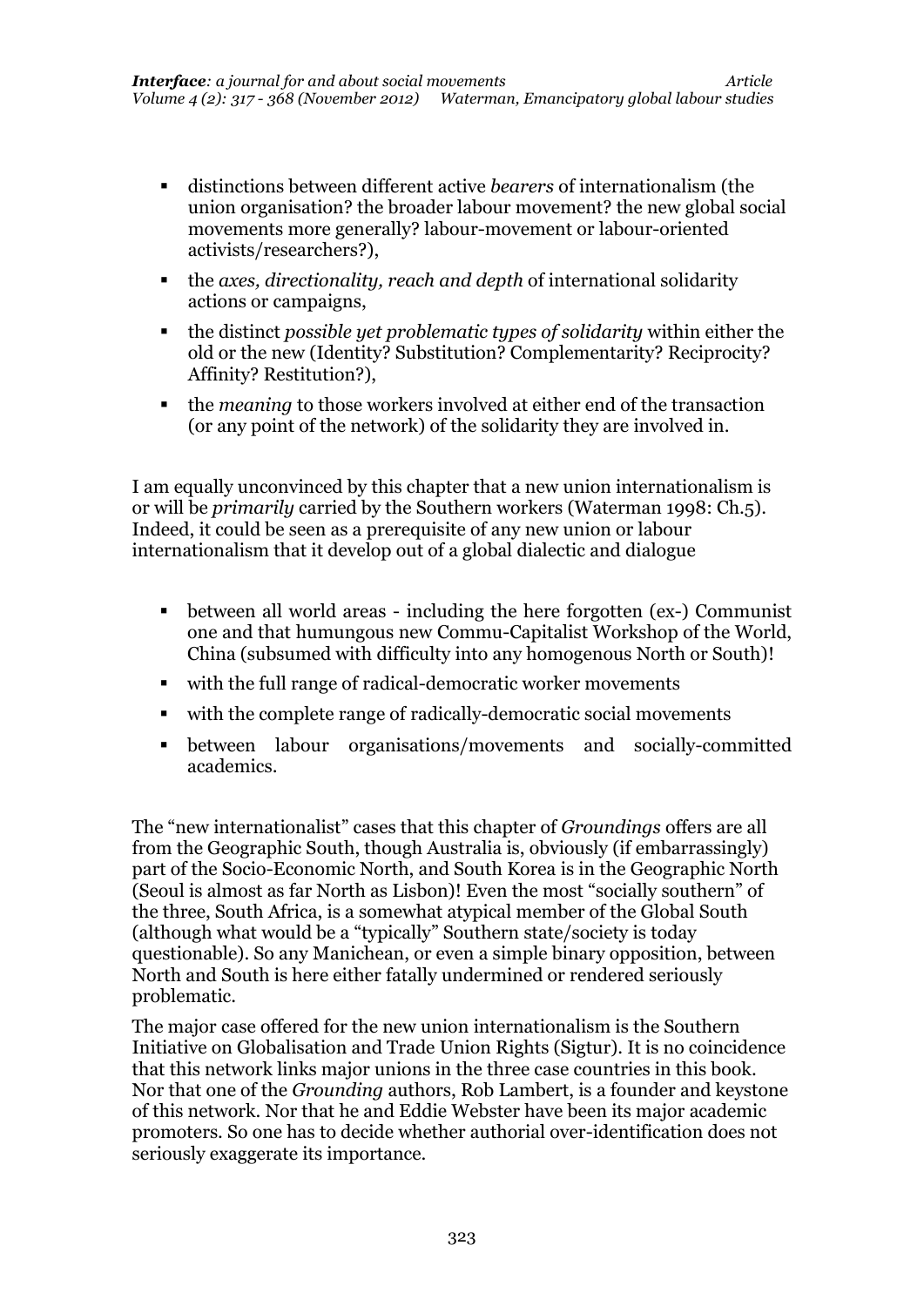- distinctions between different active *bearers* of internationalism (the union organisation? the broader labour movement? the new global social movements more generally? labour-movement or labour-oriented activists/researchers?),
- the *axes, directionality, reach and depth* of international solidarity actions or campaigns,
- the distinct *possible yet problematic types of solidarity* within either the old or the new (Identity? Substitution? Complementarity? Reciprocity? Affinity? Restitution?),
- the *meaning* to those workers involved at either end of the transaction (or any point of the network) of the solidarity they are involved in.

I am equally unconvinced by this chapter that a new union internationalism is or will be *primarily* carried by the Southern workers (Waterman 1998: Ch.5). Indeed, it could be seen as a prerequisite of any new union or labour internationalism that it develop out of a global dialectic and dialogue

- between all world areas - including the here forgotten (ex-) Communist one and that humungous new Commu-Capitalist Workshop of the World, China (subsumed with difficulty into any homogenous North or South)!
- with the full range of radical-democratic worker movements
- with the complete range of radically-democratic social movements
- between labour organisations/movements and socially-committed academics.

The "new internationalist" cases that this chapter of *Groundings* offers are all from the Geographic South, though Australia is, obviously (if embarrassingly) part of the Socio-Economic North, and South Korea is in the Geographic North (Seoul is almost as far North as Lisbon)! Even the most "socially southern" of the three, South Africa, is a somewhat atypical member of the Global South (although what would be a "typically" Southern state/society is today questionable). So any Manichean, or even a simple binary opposition, between North and South is here either fatally undermined or rendered seriously problematic.

The major case offered for the new union internationalism is the Southern Initiative on Globalisation and Trade Union Rights (Sigtur). It is no coincidence that this network links major unions in the three case countries in this book. Nor that one of the *Grounding* authors, Rob Lambert, is a founder and keystone of this network. Nor that he and Eddie Webster have been its major academic promoters. So one has to decide whether authorial over-identification does not seriously exaggerate its importance.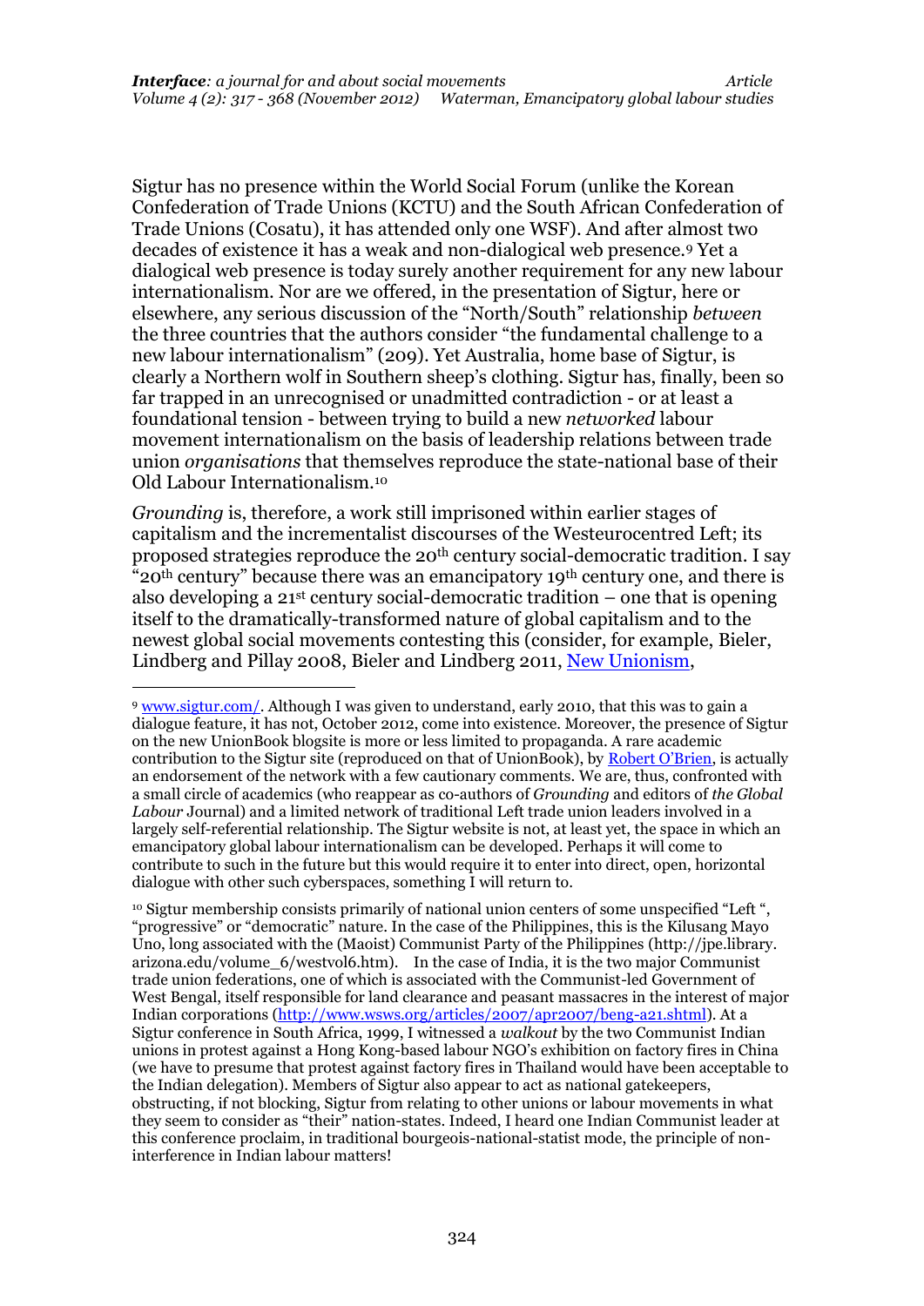Sigtur has no presence within the World Social Forum (unlike the Korean Confederation of Trade Unions (KCTU) and the South African Confederation of Trade Unions (Cosatu), it has attended only one WSF). And after almost two decades of existence it has a weak and non-dialogical web presence.[9] Yet a dialogical web presence is today surely another requirement for any new labour internationalism. Nor are we offered, in the presentation of Sigtur, here or elsewhere, any serious discussion of the "North/South" relationship *between* the three countries that the authors consider "the fundamental challenge to a new labour internationalism" (209). Yet Australia, home base of Sigtur, is clearly a Northern wolf in Southern sheep's clothing. Sigtur has, finally, been so far trapped in an unrecognised or unadmitted contradiction - or at least a foundational tension - between trying to build a new *networked* labour movement internationalism on the basis of leadership relations between trade union *organisations* that themselves reproduce the state-national base of their Old Labour Internationalism.[10]

*Grounding* is, therefore, a work still imprisoned within earlier stages of capitalism and the incrementalist discourses of the Westeurocentred Left; its proposed strategies reproduce the 20th century social-democratic tradition. I say "20th century" because there was an emancipatory 19th century one, and there is also developing a 21st century social-democratic tradition – one that is opening itself to the dramatically-transformed nature of global capitalism and to the newest global social movements contesting this (consider, for example, Bieler, Lindberg and Pillay 2008, Bieler and Lindberg 2011, New Unionism,

---

[9] www.sigtur.com/. Although I was given to understand, early 2010, that this was to gain a dialogue feature, it has not, October 2012, come into existence. Moreover, the presence of Sigtur on the new UnionBook blogsite is more or less limited to propaganda. A rare academic contribution to the Sigtur site (reproduced on that of UnionBook), by Robert O'Brien, is actually an endorsement of the network with a few cautionary comments. We are, thus, confronted with a small circle of academics (who reappear as co-authors of *Grounding* and editors of *the Global Labour* Journal) and a limited network of traditional Left trade union leaders involved in a largely self-referential relationship. The Sigtur website is not, at least yet, the space in which an emancipatory global labour internationalism can be developed. Perhaps it will come to contribute to such in the future but this would require it to enter into direct, open, horizontal dialogue with other such cyberspaces, something I will return to.

[10] Sigtur membership consists primarily of national union centers of some unspecified "Left ", "progressive" or "democratic" nature. In the case of the Philippines, this is the Kilusang Mayo Uno, long associated with the (Maoist) Communist Party of the Philippines (http://jpe.library.arizona.edu/volume_6/westvol6.htm). In the case of India, it is the two major Communist trade union federations, one of which is associated with the Communist-led Government of West Bengal, itself responsible for land clearance and peasant massacres in the interest of major Indian corporations (http://www.wsws.org/articles/2007/apr2007/beng-a21.shtml). At a Sigtur conference in South Africa, 1999, I witnessed a *walkout* by the two Communist Indian unions in protest against a Hong Kong-based labour NGO's exhibition on factory fires in China (we have to presume that protest against factory fires in Thailand would have been acceptable to the Indian delegation). Members of Sigtur also appear to act as national gatekeepers, obstructing, if not blocking, Sigtur from relating to other unions or labour movements in what they seem to consider as "their" nation-states. Indeed, I heard one Indian Communist leader at this conference proclaim, in traditional bourgeois-national-statist mode, the principle of non-interference in Indian labour matters!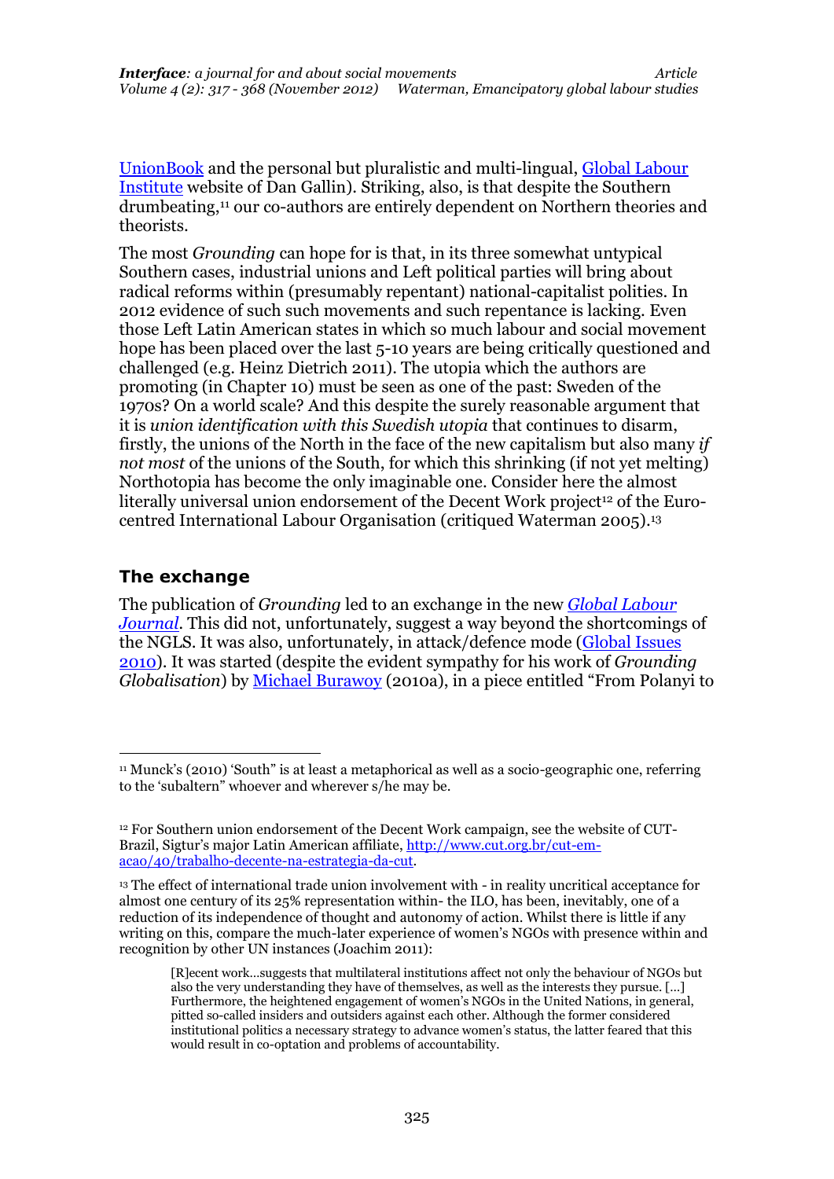UnionBook and the personal but pluralistic and multi-lingual, Global Labour Institute website of Dan Gallin). Striking, also, is that despite the Southern drumbeating,[11] our co-authors are entirely dependent on Northern theories and theorists.

The most *Grounding* can hope for is that, in its three somewhat untypical Southern cases, industrial unions and Left political parties will bring about radical reforms within (presumably repentant) national-capitalist polities. In 2012 evidence of such such movements and such repentance is lacking. Even those Left Latin American states in which so much labour and social movement hope has been placed over the last 5-10 years are being critically questioned and challenged (e.g. Heinz Dietrich 2011). The utopia which the authors are promoting (in Chapter 10) must be seen as one of the past: Sweden of the 1970s? On a world scale? And this despite the surely reasonable argument that it is *union identification with this Swedish utopia* that continues to disarm, firstly, the unions of the North in the face of the new capitalism but also many *if not most* of the unions of the South, for which this shrinking (if not yet melting) Northotopia has become the only imaginable one. Consider here the almost literally universal union endorsement of the Decent Work project[12] of the Euro-centred International Labour Organisation (critiqued Waterman 2005).[13]

## The exchange

The publication of *Grounding* led to an exchange in the new *Global Labour Journal*. This did not, unfortunately, suggest a way beyond the shortcomings of the NGLS. It was also, unfortunately, in attack/defence mode (Global Issues 2010). It was started (despite the evident sympathy for his work of *Grounding Globalisation*) by Michael Burawoy (2010a), in a piece entitled "From Polanyi to

---

[11] Munck's (2010) 'South" is at least a metaphorical as well as a socio-geographic one, referring to the 'subaltern" whoever and wherever s/he may be.

[12] For Southern union endorsement of the Decent Work campaign, see the website of CUT-Brazil, Sigtur's major Latin American affiliate, http://www.cut.org.br/cut-em-acao/40/trabalho-decente-na-estrategia-da-cut.

[13] The effect of international trade union involvement with - in reality uncritical acceptance for almost one century of its 25% representation within- the ILO, has been, inevitably, one of a reduction of its independence of thought and autonomy of action. Whilst there is little if any writing on this, compare the much-later experience of women's NGOs with presence within and recognition by other UN instances (Joachim 2011):

> [R]ecent work…suggests that multilateral institutions affect not only the behaviour of NGOs but also the very understanding they have of themselves, as well as the interests they pursue. […] Furthermore, the heightened engagement of women's NGOs in the United Nations, in general, pitted so-called insiders and outsiders against each other. Although the former considered institutional politics a necessary strategy to advance women's status, the latter feared that this would result in co-optation and problems of accountability.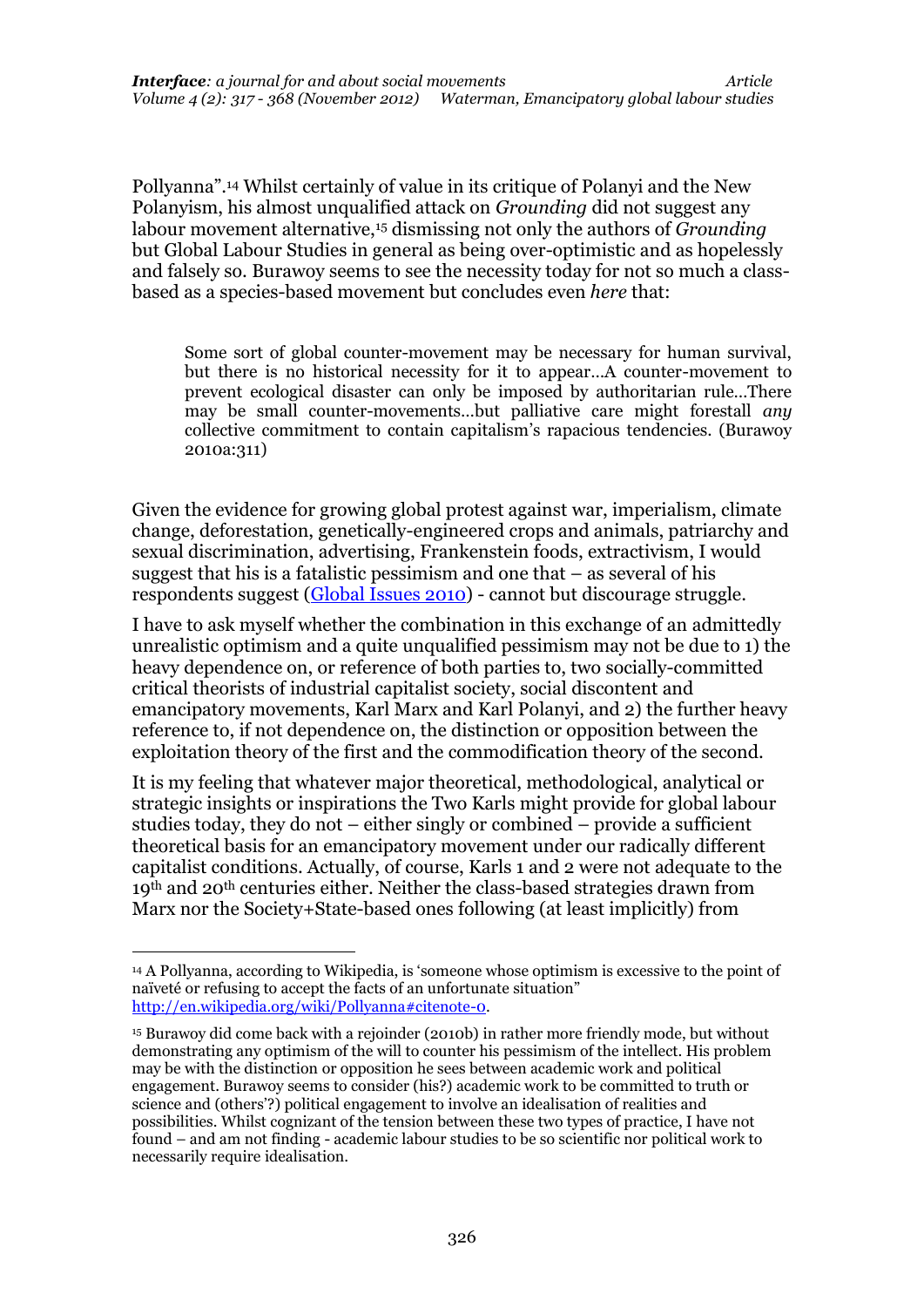Pollyanna".[14] Whilst certainly of value in its critique of Polanyi and the New Polanyism, his almost unqualified attack on *Grounding* did not suggest any labour movement alternative,[15] dismissing not only the authors of *Grounding* but Global Labour Studies in general as being over-optimistic and as hopelessly and falsely so. Burawoy seems to see the necessity today for not so much a class-based as a species-based movement but concludes even *here* that:

> Some sort of global counter-movement may be necessary for human survival, but there is no historical necessity for it to appear…A counter-movement to prevent ecological disaster can only be imposed by authoritarian rule…There may be small counter-movements…but palliative care might forestall *any* collective commitment to contain capitalism's rapacious tendencies. (Burawoy 2010a:311)

Given the evidence for growing global protest against war, imperialism, climate change, deforestation, genetically-engineered crops and animals, patriarchy and sexual discrimination, advertising, Frankenstein foods, extractivism, I would suggest that his is a fatalistic pessimism and one that – as several of his respondents suggest (Global Issues 2010) - cannot but discourage struggle.

I have to ask myself whether the combination in this exchange of an admittedly unrealistic optimism and a quite unqualified pessimism may not be due to 1) the heavy dependence on, or reference of both parties to, two socially-committed critical theorists of industrial capitalist society, social discontent and emancipatory movements, Karl Marx and Karl Polanyi, and 2) the further heavy reference to, if not dependence on, the distinction or opposition between the exploitation theory of the first and the commodification theory of the second.

It is my feeling that whatever major theoretical, methodological, analytical or strategic insights or inspirations the Two Karls might provide for global labour studies today, they do not – either singly or combined – provide a sufficient theoretical basis for an emancipatory movement under our radically different capitalist conditions. Actually, of course, Karls 1 and 2 were not adequate to the 19th and 20th centuries either. Neither the class-based strategies drawn from Marx nor the Society+State-based ones following (at least implicitly) from

---

[14] A Pollyanna, according to Wikipedia, is 'someone whose optimism is excessive to the point of naïveté or refusing to accept the facts of an unfortunate situation" http://en.wikipedia.org/wiki/Pollyanna#citenote-0.

[15] Burawoy did come back with a rejoinder (2010b) in rather more friendly mode, but without demonstrating any optimism of the will to counter his pessimism of the intellect. His problem may be with the distinction or opposition he sees between academic work and political engagement. Burawoy seems to consider (his?) academic work to be committed to truth or science and (others'?) political engagement to involve an idealisation of realities and possibilities. Whilst cognizant of the tension between these two types of practice, I have not found – and am not finding - academic labour studies to be so scientific nor political work to necessarily require idealisation.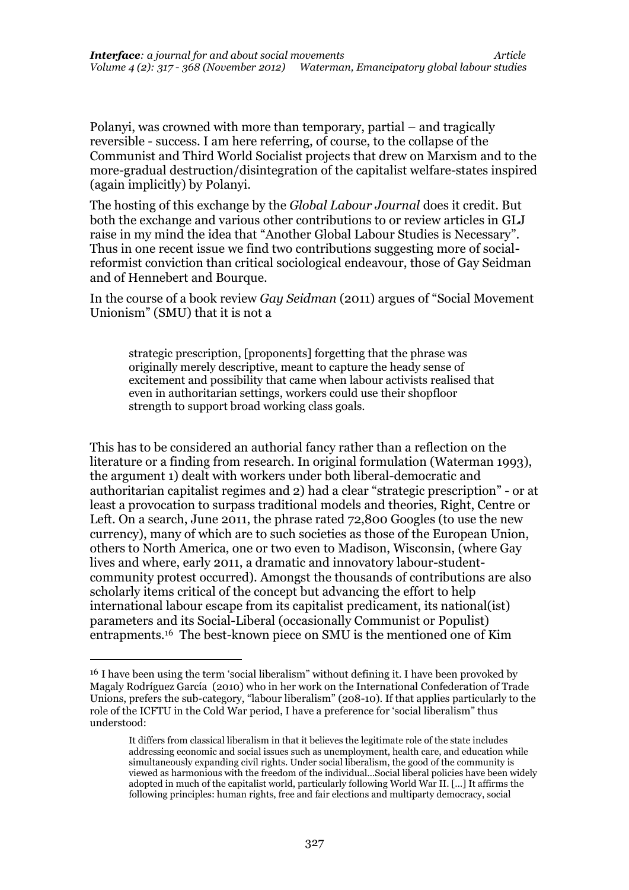Polanyi, was crowned with more than temporary, partial – and tragically reversible - success. I am here referring, of course, to the collapse of the Communist and Third World Socialist projects that drew on Marxism and to the more-gradual destruction/disintegration of the capitalist welfare-states inspired (again implicitly) by Polanyi.

The hosting of this exchange by the *Global Labour Journal* does it credit. But both the exchange and various other contributions to or review articles in GLJ raise in my mind the idea that "Another Global Labour Studies is Necessary". Thus in one recent issue we find two contributions suggesting more of social-reformist conviction than critical sociological endeavour, those of Gay Seidman and of Hennebert and Bourque.

In the course of a book review *Gay Seidman* (2011) argues of "Social Movement Unionism" (SMU) that it is not a

> strategic prescription, [proponents] forgetting that the phrase was originally merely descriptive, meant to capture the heady sense of excitement and possibility that came when labour activists realised that even in authoritarian settings, workers could use their shopfloor strength to support broad working class goals.

This has to be considered an authorial fancy rather than a reflection on the literature or a finding from research. In original formulation (Waterman 1993), the argument 1) dealt with workers under both liberal-democratic and authoritarian capitalist regimes and 2) had a clear "strategic prescription" - or at least a provocation to surpass traditional models and theories, Right, Centre or Left. On a search, June 2011, the phrase rated 72,800 Googles (to use the new currency), many of which are to such societies as those of the European Union, others to North America, one or two even to Madison, Wisconsin, (where Gay lives and where, early 2011, a dramatic and innovatory labour-student-community protest occurred). Amongst the thousands of contributions are also scholarly items critical of the concept but advancing the effort to help international labour escape from its capitalist predicament, its national(ist) parameters and its Social-Liberal (occasionally Communist or Populist) entrapments.[16] The best-known piece on SMU is the mentioned one of Kim

---

[16] I have been using the term 'social liberalism" without defining it. I have been provoked by Magaly Rodríguez García (2010) who in her work on the International Confederation of Trade Unions, prefers the sub-category, "labour liberalism" (208-10). If that applies particularly to the role of the ICFTU in the Cold War period, I have a preference for 'social liberalism" thus understood:

> It differs from classical liberalism in that it believes the legitimate role of the state includes addressing economic and social issues such as unemployment, health care, and education while simultaneously expanding civil rights. Under social liberalism, the good of the community is viewed as harmonious with the freedom of the individual…Social liberal policies have been widely adopted in much of the capitalist world, particularly following World War II. […] It affirms the following principles: human rights, free and fair elections and multiparty democracy, social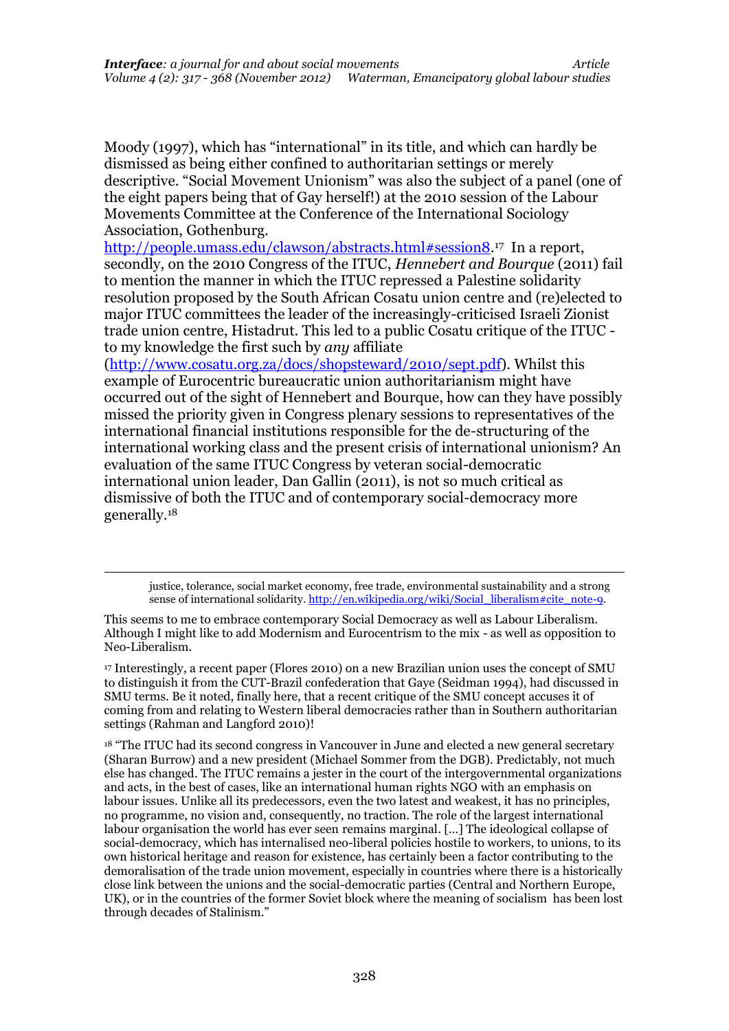Moody (1997), which has "international" in its title, and which can hardly be dismissed as being either confined to authoritarian settings or merely descriptive. "Social Movement Unionism" was also the subject of a panel (one of the eight papers being that of Gay herself!) at the 2010 session of the Labour Movements Committee at the Conference of the International Sociology Association, Gothenburg. http://people.umass.edu/clawson/abstracts.html#session8.[17] In a report, secondly, on the 2010 Congress of the ITUC, *Hennebert and Bourque* (2011) fail to mention the manner in which the ITUC repressed a Palestine solidarity resolution proposed by the South African Cosatu union centre and (re)elected to major ITUC committees the leader of the increasingly-criticised Israeli Zionist trade union centre, Histadrut. This led to a public Cosatu critique of the ITUC - to my knowledge the first such by *any* affiliate (http://www.cosatu.org.za/docs/shopsteward/2010/sept.pdf). Whilst this example of Eurocentric bureaucratic union authoritarianism might have occurred out of the sight of Hennebert and Bourque, how can they have possibly missed the priority given in Congress plenary sessions to representatives of the international financial institutions responsible for the de-structuring of the international working class and the present crisis of international unionism? An evaluation of the same ITUC Congress by veteran social-democratic international union leader, Dan Gallin (2011), is not so much critical as dismissive of both the ITUC and of contemporary social-democracy more generally.[18]

---

justice, tolerance, social market economy, free trade, environmental sustainability and a strong sense of international solidarity. http://en.wikipedia.org/wiki/Social_liberalism#cite_note-9.

This seems to me to embrace contemporary Social Democracy as well as Labour Liberalism. Although I might like to add Modernism and Eurocentrism to the mix - as well as opposition to Neo-Liberalism.

[17] Interestingly, a recent paper (Flores 2010) on a new Brazilian union uses the concept of SMU to distinguish it from the CUT-Brazil confederation that Gaye (Seidman 1994), had discussed in SMU terms. Be it noted, finally here, that a recent critique of the SMU concept accuses it of coming from and relating to Western liberal democracies rather than in Southern authoritarian settings (Rahman and Langford 2010)!

[18] "The ITUC had its second congress in Vancouver in June and elected a new general secretary (Sharan Burrow) and a new president (Michael Sommer from the DGB). Predictably, not much else has changed. The ITUC remains a jester in the court of the intergovernmental organizations and acts, in the best of cases, like an international human rights NGO with an emphasis on labour issues. Unlike all its predecessors, even the two latest and weakest, it has no principles, no programme, no vision and, consequently, no traction. The role of the largest international labour organisation the world has ever seen remains marginal. […] The ideological collapse of social-democracy, which has internalised neo-liberal policies hostile to workers, to unions, to its own historical heritage and reason for existence, has certainly been a factor contributing to the demoralisation of the trade union movement, especially in countries where there is a historically close link between the unions and the social-democratic parties (Central and Northern Europe, UK), or in the countries of the former Soviet block where the meaning of socialism has been lost through decades of Stalinism."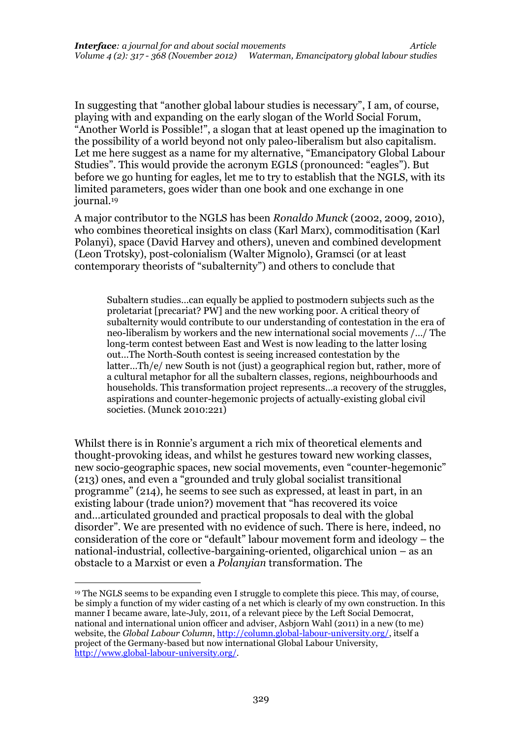In suggesting that "another global labour studies is necessary", I am, of course, playing with and expanding on the early slogan of the World Social Forum, "Another World is Possible!", a slogan that at least opened up the imagination to the possibility of a world beyond not only paleo-liberalism but also capitalism. Let me here suggest as a name for my alternative, "Emancipatory Global Labour Studies". This would provide the acronym EGLS (pronounced: "eagles"). But before we go hunting for eagles, let me to try to establish that the NGLS, with its limited parameters, goes wider than one book and one exchange in one journal.[19]

A major contributor to the NGLS has been *Ronaldo Munck* (2002, 2009, 2010), who combines theoretical insights on class (Karl Marx), commoditisation (Karl Polanyi), space (David Harvey and others), uneven and combined development (Leon Trotsky), post-colonialism (Walter Mignolo), Gramsci (or at least contemporary theorists of "subalternity") and others to conclude that

> Subaltern studies…can equally be applied to postmodern subjects such as the proletariat [precariat? PW] and the new working poor. A critical theory of subalternity would contribute to our understanding of contestation in the era of neo-liberalism by workers and the new international social movements /…/ The long-term contest between East and West is now leading to the latter losing out…The North-South contest is seeing increased contestation by the latter…Th/e/ new South is not (just) a geographical region but, rather, more of a cultural metaphor for all the subaltern classes, regions, neighbourhoods and households. This transformation project represents…a recovery of the struggles, aspirations and counter-hegemonic projects of actually-existing global civil societies. (Munck 2010:221)

Whilst there is in Ronnie's argument a rich mix of theoretical elements and thought-provoking ideas, and whilst he gestures toward new working classes, new socio-geographic spaces, new social movements, even "counter-hegemonic" (213) ones, and even a "grounded and truly global socialist transitional programme" (214), he seems to see such as expressed, at least in part, in an existing labour (trade union?) movement that "has recovered its voice and…articulated grounded and practical proposals to deal with the global disorder". We are presented with no evidence of such. There is here, indeed, no consideration of the core or "default" labour movement form and ideology – the national-industrial, collective-bargaining-oriented, oligarchical union – as an obstacle to a Marxist or even a *Polanyian* transformation. The

[19] The NGLS seems to be expanding even I struggle to complete this piece. This may, of course, be simply a function of my wider casting of a net which is clearly of my own construction. In this manner I became aware, late-July, 2011, of a relevant piece by the Left Social Democrat, national and international union officer and adviser, Asbjorn Wahl (2011) in a new (to me) website, the *Global Labour Column*, http://column.global-labour-university.org/, itself a project of the Germany-based but now international Global Labour University, http://www.global-labour-university.org/.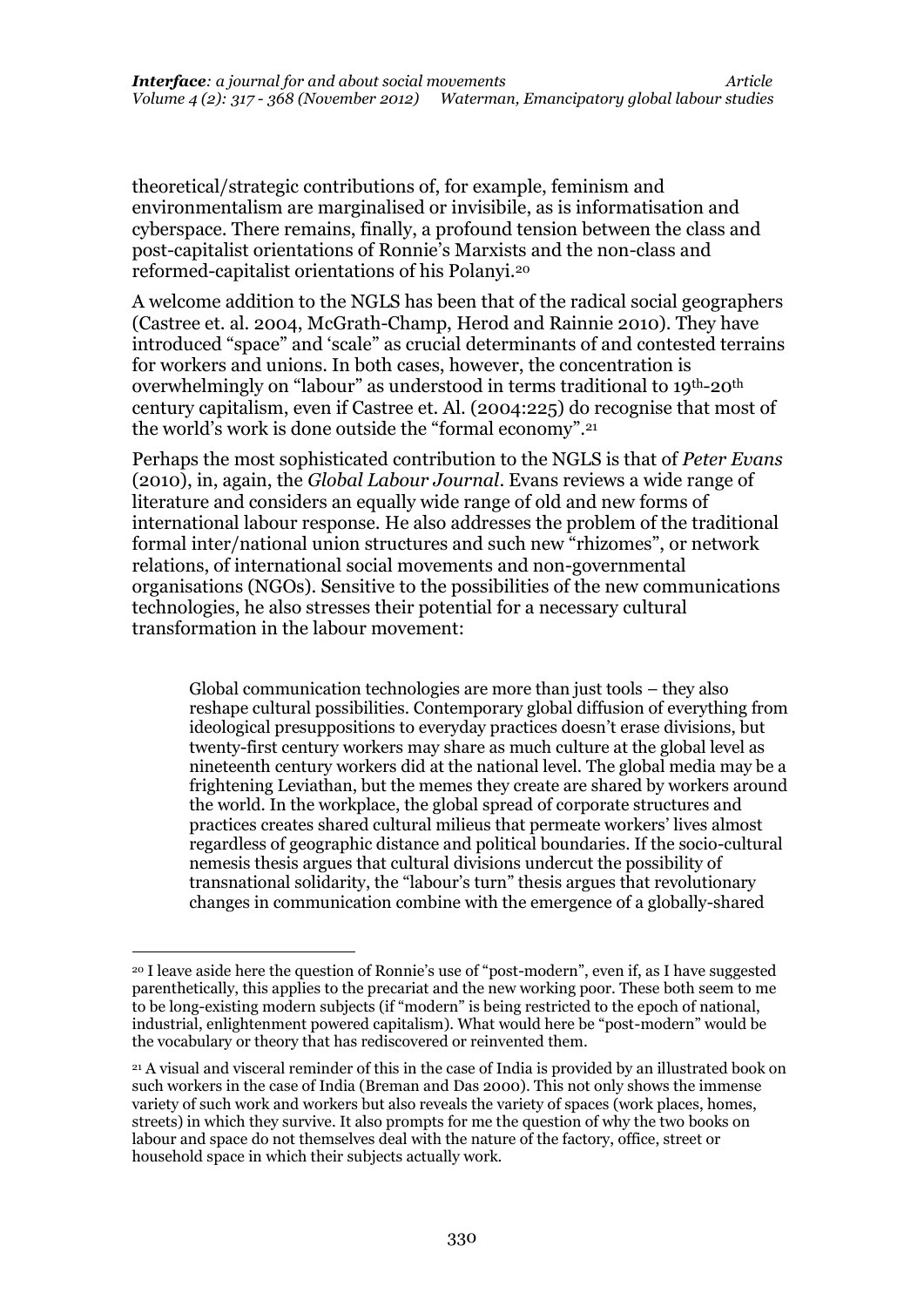theoretical/strategic contributions of, for example, feminism and environmentalism are marginalised or invisibile, as is informatisation and cyberspace. There remains, finally, a profound tension between the class and post-capitalist orientations of Ronnie's Marxists and the non-class and reformed-capitalist orientations of his Polanyi.[20]

A welcome addition to the NGLS has been that of the radical social geographers (Castree et. al. 2004, McGrath-Champ, Herod and Rainnie 2010). They have introduced "space" and 'scale" as crucial determinants of and contested terrains for workers and unions. In both cases, however, the concentration is overwhelmingly on "labour" as understood in terms traditional to 19th-20th century capitalism, even if Castree et. Al. (2004:225) do recognise that most of the world's work is done outside the "formal economy".[21]

Perhaps the most sophisticated contribution to the NGLS is that of *Peter Evans* (2010), in, again, the *Global Labour Journal*. Evans reviews a wide range of literature and considers an equally wide range of old and new forms of international labour response. He also addresses the problem of the traditional formal inter/national union structures and such new "rhizomes", or network relations, of international social movements and non-governmental organisations (NGOs). Sensitive to the possibilities of the new communications technologies, he also stresses their potential for a necessary cultural transformation in the labour movement:

> Global communication technologies are more than just tools – they also reshape cultural possibilities. Contemporary global diffusion of everything from ideological presuppositions to everyday practices doesn't erase divisions, but twenty-first century workers may share as much culture at the global level as nineteenth century workers did at the national level. The global media may be a frightening Leviathan, but the memes they create are shared by workers around the world. In the workplace, the global spread of corporate structures and practices creates shared cultural milieus that permeate workers' lives almost regardless of geographic distance and political boundaries. If the socio-cultural nemesis thesis argues that cultural divisions undercut the possibility of transnational solidarity, the "labour's turn" thesis argues that revolutionary changes in communication combine with the emergence of a globally-shared

---

[20] I leave aside here the question of Ronnie's use of "post-modern", even if, as I have suggested parenthetically, this applies to the precariat and the new working poor. These both seem to me to be long-existing modern subjects (if "modern" is being restricted to the epoch of national, industrial, enlightenment powered capitalism). What would here be "post-modern" would be the vocabulary or theory that has rediscovered or reinvented them.

[21] A visual and visceral reminder of this in the case of India is provided by an illustrated book on such workers in the case of India (Breman and Das 2000). This not only shows the immense variety of such work and workers but also reveals the variety of spaces (work places, homes, streets) in which they survive. It also prompts for me the question of why the two books on labour and space do not themselves deal with the nature of the factory, office, street or household space in which their subjects actually work.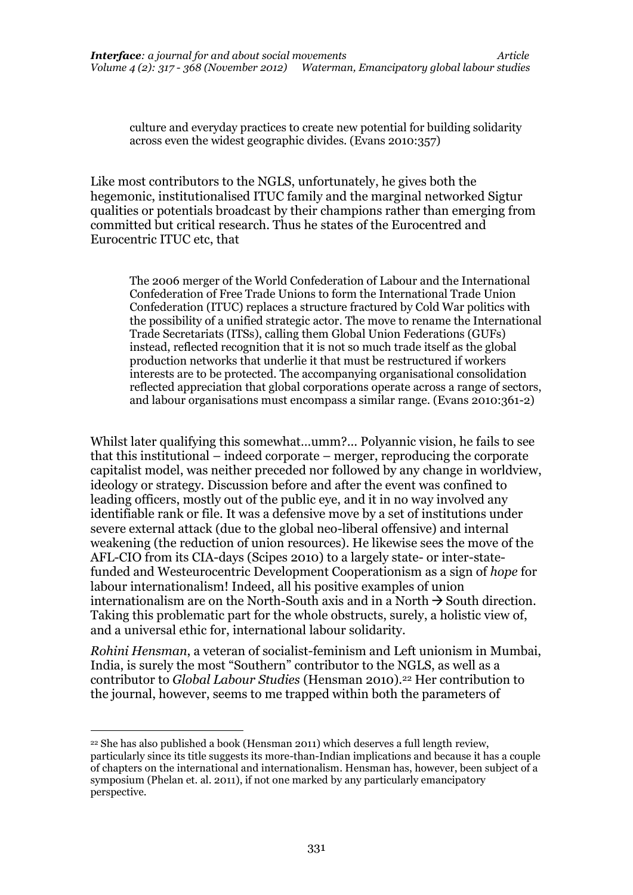> culture and everyday practices to create new potential for building solidarity across even the widest geographic divides. (Evans 2010:357)

Like most contributors to the NGLS, unfortunately, he gives both the hegemonic, institutionalised ITUC family and the marginal networked Sigtur qualities or potentials broadcast by their champions rather than emerging from committed but critical research. Thus he states of the Eurocentred and Eurocentric ITUC etc, that

> The 2006 merger of the World Confederation of Labour and the International Confederation of Free Trade Unions to form the International Trade Union Confederation (ITUC) replaces a structure fractured by Cold War politics with the possibility of a unified strategic actor. The move to rename the International Trade Secretariats (ITSs), calling them Global Union Federations (GUFs) instead, reflected recognition that it is not so much trade itself as the global production networks that underlie it that must be restructured if workers interests are to be protected. The accompanying organisational consolidation reflected appreciation that global corporations operate across a range of sectors, and labour organisations must encompass a similar range. (Evans 2010:361-2)

Whilst later qualifying this somewhat…umm?... Polyannic vision, he fails to see that this institutional – indeed corporate – merger, reproducing the corporate capitalist model, was neither preceded nor followed by any change in worldview, ideology or strategy. Discussion before and after the event was confined to leading officers, mostly out of the public eye, and it in no way involved any identifiable rank or file. It was a defensive move by a set of institutions under severe external attack (due to the global neo-liberal offensive) and internal weakening (the reduction of union resources). He likewise sees the move of the AFL-CIO from its CIA-days (Scipes 2010) to a largely state- or inter-state-funded and Westeurocentric Development Cooperationism as a sign of *hope* for labour internationalism! Indeed, all his positive examples of union internationalism are on the North-South axis and in a North → South direction. Taking this problematic part for the whole obstructs, surely, a holistic view of, and a universal ethic for, international labour solidarity.

*Rohini Hensman*, a veteran of socialist-feminism and Left unionism in Mumbai, India, is surely the most "Southern" contributor to the NGLS, as well as a contributor to *Global Labour Studies* (Hensman 2010).[22] Her contribution to the journal, however, seems to me trapped within both the parameters of

[22] She has also published a book (Hensman 2011) which deserves a full length review, particularly since its title suggests its more-than-Indian implications and because it has a couple of chapters on the international and internationalism. Hensman has, however, been subject of a symposium (Phelan et. al. 2011), if not one marked by any particularly emancipatory perspective.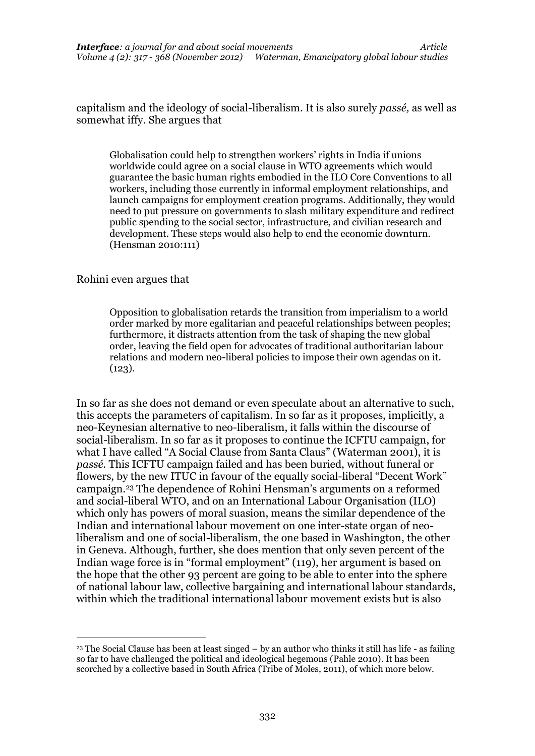capitalism and the ideology of social-liberalism. It is also surely *passé,* as well as somewhat iffy. She argues that

> Globalisation could help to strengthen workers' rights in India if unions worldwide could agree on a social clause in WTO agreements which would guarantee the basic human rights embodied in the ILO Core Conventions to all workers, including those currently in informal employment relationships, and launch campaigns for employment creation programs. Additionally, they would need to put pressure on governments to slash military expenditure and redirect public spending to the social sector, infrastructure, and civilian research and development. These steps would also help to end the economic downturn. (Hensman 2010:111)

Rohini even argues that

> Opposition to globalisation retards the transition from imperialism to a world order marked by more egalitarian and peaceful relationships between peoples; furthermore, it distracts attention from the task of shaping the new global order, leaving the field open for advocates of traditional authoritarian labour relations and modern neo-liberal policies to impose their own agendas on it. (123).

In so far as she does not demand or even speculate about an alternative to such, this accepts the parameters of capitalism. In so far as it proposes, implicitly, a neo-Keynesian alternative to neo-liberalism, it falls within the discourse of social-liberalism. In so far as it proposes to continue the ICFTU campaign, for what I have called "A Social Clause from Santa Claus" (Waterman 2001), it is *passé*. This ICFTU campaign failed and has been buried, without funeral or flowers, by the new ITUC in favour of the equally social-liberal "Decent Work" campaign.[23] The dependence of Rohini Hensman's arguments on a reformed and social-liberal WTO, and on an International Labour Organisation (ILO) which only has powers of moral suasion, means the similar dependence of the Indian and international labour movement on one inter-state organ of neo-liberalism and one of social-liberalism, the one based in Washington, the other in Geneva. Although, further, she does mention that only seven percent of the Indian wage force is in "formal employment" (119), her argument is based on the hope that the other 93 percent are going to be able to enter into the sphere of national labour law, collective bargaining and international labour standards, within which the traditional international labour movement exists but is also

[23] The Social Clause has been at least singed – by an author who thinks it still has life - as failing so far to have challenged the political and ideological hegemons (Pahle 2010). It has been scorched by a collective based in South Africa (Tribe of Moles, 2011), of which more below.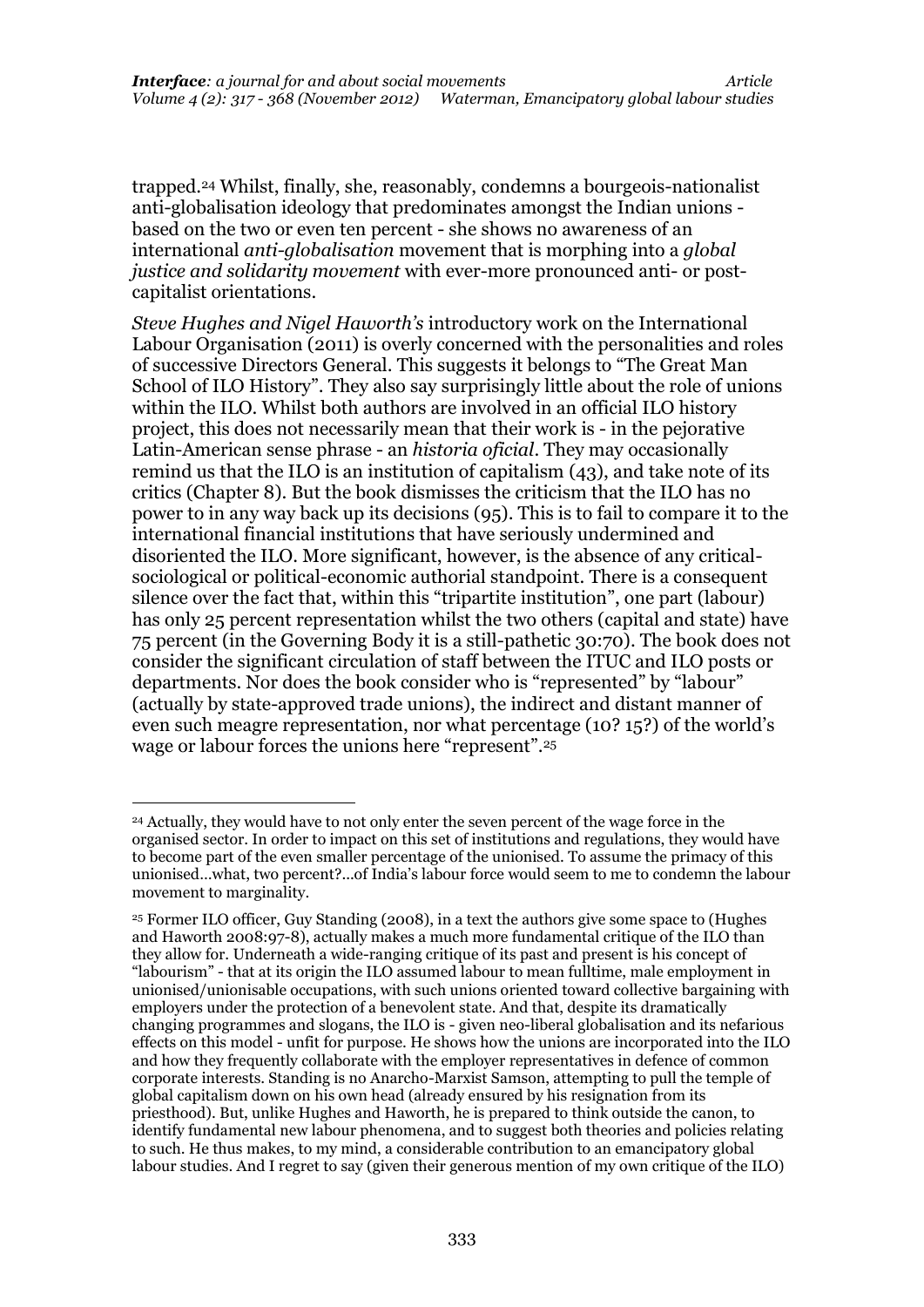trapped.[24] Whilst, finally, she, reasonably, condemns a bourgeois-nationalist anti-globalisation ideology that predominates amongst the Indian unions - based on the two or even ten percent - she shows no awareness of an international *anti-globalisation* movement that is morphing into a *global justice and solidarity movement* with ever-more pronounced anti- or post-capitalist orientations.

*Steve Hughes and Nigel Haworth's* introductory work on the International Labour Organisation (2011) is overly concerned with the personalities and roles of successive Directors General. This suggests it belongs to "The Great Man School of ILO History". They also say surprisingly little about the role of unions within the ILO. Whilst both authors are involved in an official ILO history project, this does not necessarily mean that their work is - in the pejorative Latin-American sense phrase - an *historia oficial*. They may occasionally remind us that the ILO is an institution of capitalism (43), and take note of its critics (Chapter 8). But the book dismisses the criticism that the ILO has no power to in any way back up its decisions (95). This is to fail to compare it to the international financial institutions that have seriously undermined and disoriented the ILO. More significant, however, is the absence of any critical-sociological or political-economic authorial standpoint. There is a consequent silence over the fact that, within this "tripartite institution", one part (labour) has only 25 percent representation whilst the two others (capital and state) have 75 percent (in the Governing Body it is a still-pathetic 30:70). The book does not consider the significant circulation of staff between the ITUC and ILO posts or departments. Nor does the book consider who is "represented" by "labour" (actually by state-approved trade unions), the indirect and distant manner of even such meagre representation, nor what percentage (10? 15?) of the world's wage or labour forces the unions here "represent".[25]

---

[24] Actually, they would have to not only enter the seven percent of the wage force in the organised sector. In order to impact on this set of institutions and regulations, they would have to become part of the even smaller percentage of the unionised. To assume the primacy of this unionised...what, two percent?...of India's labour force would seem to me to condemn the labour movement to marginality.

[25] Former ILO officer, Guy Standing (2008), in a text the authors give some space to (Hughes and Haworth 2008:97-8), actually makes a much more fundamental critique of the ILO than they allow for. Underneath a wide-ranging critique of its past and present is his concept of "labourism" - that at its origin the ILO assumed labour to mean fulltime, male employment in unionised/unionisable occupations, with such unions oriented toward collective bargaining with employers under the protection of a benevolent state. And that, despite its dramatically changing programmes and slogans, the ILO is - given neo-liberal globalisation and its nefarious effects on this model - unfit for purpose. He shows how the unions are incorporated into the ILO and how they frequently collaborate with the employer representatives in defence of common corporate interests. Standing is no Anarcho-Marxist Samson, attempting to pull the temple of global capitalism down on his own head (already ensured by his resignation from its priesthood). But, unlike Hughes and Haworth, he is prepared to think outside the canon, to identify fundamental new labour phenomena, and to suggest both theories and policies relating to such. He thus makes, to my mind, a considerable contribution to an emancipatory global labour studies. And I regret to say (given their generous mention of my own critique of the ILO)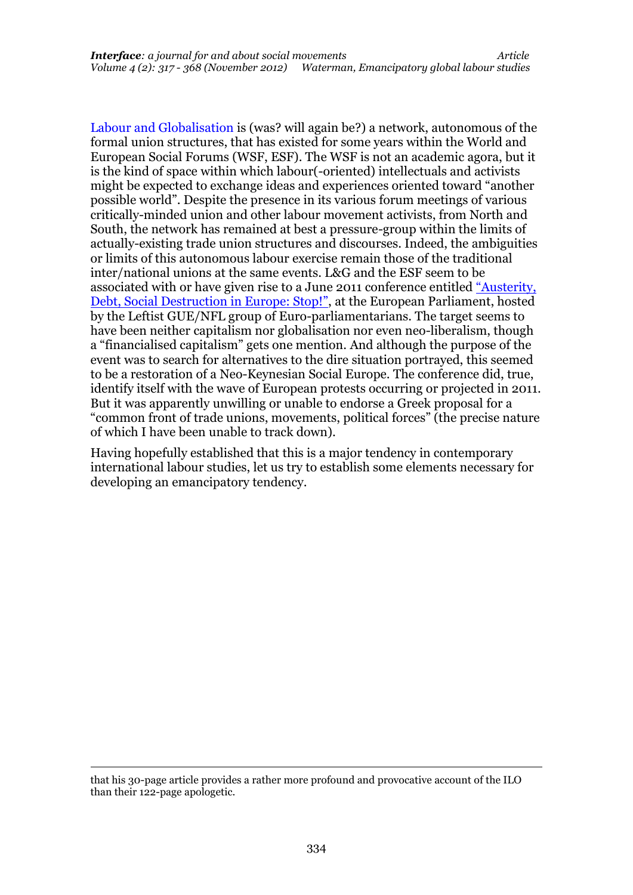Labour and Globalisation is (was? will again be?) a network, autonomous of the formal union structures, that has existed for some years within the World and European Social Forums (WSF, ESF). The WSF is not an academic agora, but it is the kind of space within which labour(-oriented) intellectuals and activists might be expected to exchange ideas and experiences oriented toward "another possible world". Despite the presence in its various forum meetings of various critically-minded union and other labour movement activists, from North and South, the network has remained at best a pressure-group within the limits of actually-existing trade union structures and discourses. Indeed, the ambiguities or limits of this autonomous labour exercise remain those of the traditional inter/national unions at the same events. L&G and the ESF seem to be associated with or have given rise to a June 2011 conference entitled "Austerity, Debt, Social Destruction in Europe: Stop!", at the European Parliament, hosted by the Leftist GUE/NFL group of Euro-parliamentarians. The target seems to have been neither capitalism nor globalisation nor even neo-liberalism, though a "financialised capitalism" gets one mention. And although the purpose of the event was to search for alternatives to the dire situation portrayed, this seemed to be a restoration of a Neo-Keynesian Social Europe. The conference did, true, identify itself with the wave of European protests occurring or projected in 2011. But it was apparently unwilling or unable to endorse a Greek proposal for a "common front of trade unions, movements, political forces" (the precise nature of which I have been unable to track down).

Having hopefully established that this is a major tendency in contemporary international labour studies, let us try to establish some elements necessary for developing an emancipatory tendency.

---

that his 30-page article provides a rather more profound and provocative account of the ILO than their 122-page apologetic.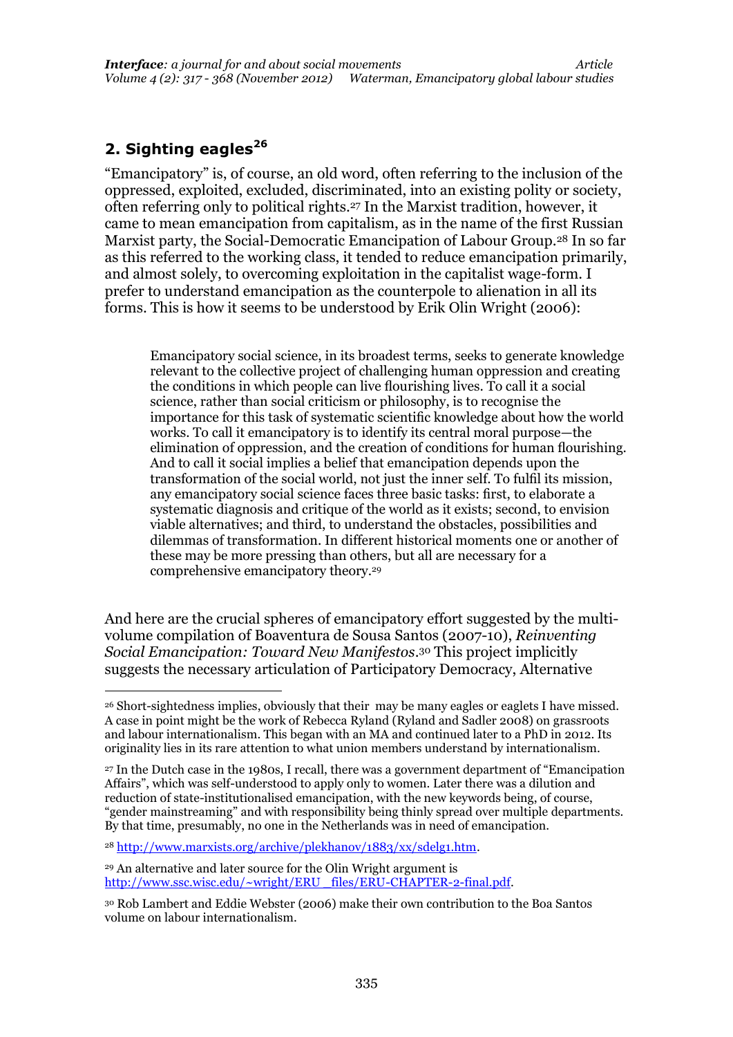## 2. Sighting eagles[26]

"Emancipatory" is, of course, an old word, often referring to the inclusion of the oppressed, exploited, excluded, discriminated, into an existing polity or society, often referring only to political rights.[27] In the Marxist tradition, however, it came to mean emancipation from capitalism, as in the name of the first Russian Marxist party, the Social-Democratic Emancipation of Labour Group.[28] In so far as this referred to the working class, it tended to reduce emancipation primarily, and almost solely, to overcoming exploitation in the capitalist wage-form. I prefer to understand emancipation as the counterpole to alienation in all its forms. This is how it seems to be understood by Erik Olin Wright (2006):

> Emancipatory social science, in its broadest terms, seeks to generate knowledge relevant to the collective project of challenging human oppression and creating the conditions in which people can live flourishing lives. To call it a social science, rather than social criticism or philosophy, is to recognise the importance for this task of systematic scientific knowledge about how the world works. To call it emancipatory is to identify its central moral purpose—the elimination of oppression, and the creation of conditions for human flourishing. And to call it social implies a belief that emancipation depends upon the transformation of the social world, not just the inner self. To fulfil its mission, any emancipatory social science faces three basic tasks: first, to elaborate a systematic diagnosis and critique of the world as it exists; second, to envision viable alternatives; and third, to understand the obstacles, possibilities and dilemmas of transformation. In different historical moments one or another of these may be more pressing than others, but all are necessary for a comprehensive emancipatory theory.[29]

And here are the crucial spheres of emancipatory effort suggested by the multi-volume compilation of Boaventura de Sousa Santos (2007-10), *Reinventing Social Emancipation: Toward New Manifestos*.[30] This project implicitly suggests the necessary articulation of Participatory Democracy, Alternative

---

[26] Short-sightedness implies, obviously that their may be many eagles or eaglets I have missed. A case in point might be the work of Rebecca Ryland (Ryland and Sadler 2008) on grassroots and labour internationalism. This began with an MA and continued later to a PhD in 2012. Its originality lies in its rare attention to what union members understand by internationalism.

[27] In the Dutch case in the 1980s, I recall, there was a government department of "Emancipation Affairs", which was self-understood to apply only to women. Later there was a dilution and reduction of state-institutionalised emancipation, with the new keywords being, of course, "gender mainstreaming" and with responsibility being thinly spread over multiple departments. By that time, presumably, no one in the Netherlands was in need of emancipation.

[28] http://www.marxists.org/archive/plekhanov/1883/xx/sdelg1.htm.

[29] An alternative and later source for the Olin Wright argument is http://www.ssc.wisc.edu/~wright/ERU_files/ERU-CHAPTER-2-final.pdf.

[30] Rob Lambert and Eddie Webster (2006) make their own contribution to the Boa Santos volume on labour internationalism.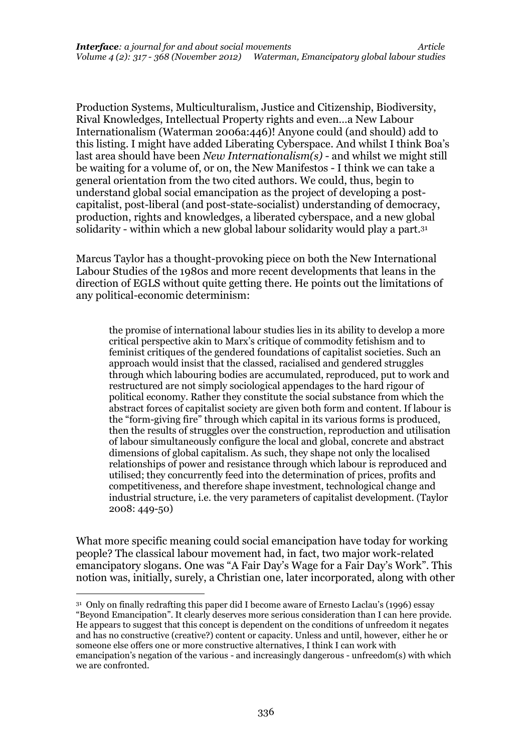Production Systems, Multiculturalism, Justice and Citizenship, Biodiversity, Rival Knowledges, Intellectual Property rights and even…a New Labour Internationalism (Waterman 2006a:446)! Anyone could (and should) add to this listing. I might have added Liberating Cyberspace. And whilst I think Boa's last area should have been *New Internationalism(s)* - and whilst we might still be waiting for a volume of, or on, the New Manifestos - I think we can take a general orientation from the two cited authors. We could, thus, begin to understand global social emancipation as the project of developing a post-capitalist, post-liberal (and post-state-socialist) understanding of democracy, production, rights and knowledges, a liberated cyberspace, and a new global solidarity - within which a new global labour solidarity would play a part.[31]

Marcus Taylor has a thought-provoking piece on both the New International Labour Studies of the 1980s and more recent developments that leans in the direction of EGLS without quite getting there. He points out the limitations of any political-economic determinism:

> the promise of international labour studies lies in its ability to develop a more critical perspective akin to Marx's critique of commodity fetishism and to feminist critiques of the gendered foundations of capitalist societies. Such an approach would insist that the classed, racialised and gendered struggles through which labouring bodies are accumulated, reproduced, put to work and restructured are not simply sociological appendages to the hard rigour of political economy. Rather they constitute the social substance from which the abstract forces of capitalist society are given both form and content. If labour is the "form-giving fire" through which capital in its various forms is produced, then the results of struggles over the construction, reproduction and utilisation of labour simultaneously configure the local and global, concrete and abstract dimensions of global capitalism. As such, they shape not only the localised relationships of power and resistance through which labour is reproduced and utilised; they concurrently feed into the determination of prices, profits and competitiveness, and therefore shape investment, technological change and industrial structure, i.e. the very parameters of capitalist development. (Taylor 2008: 449-50)

What more specific meaning could social emancipation have today for working people? The classical labour movement had, in fact, two major work-related emancipatory slogans. One was "A Fair Day's Wage for a Fair Day's Work". This notion was, initially, surely, a Christian one, later incorporated, along with other

---

[31] Only on finally redrafting this paper did I become aware of Ernesto Laclau's (1996) essay "Beyond Emancipation". It clearly deserves more serious consideration than I can here provide. He appears to suggest that this concept is dependent on the conditions of unfreedom it negates and has no constructive (creative?) content or capacity. Unless and until, however, either he or someone else offers one or more constructive alternatives, I think I can work with emancipation's negation of the various - and increasingly dangerous - unfreedom(s) with which we are confronted.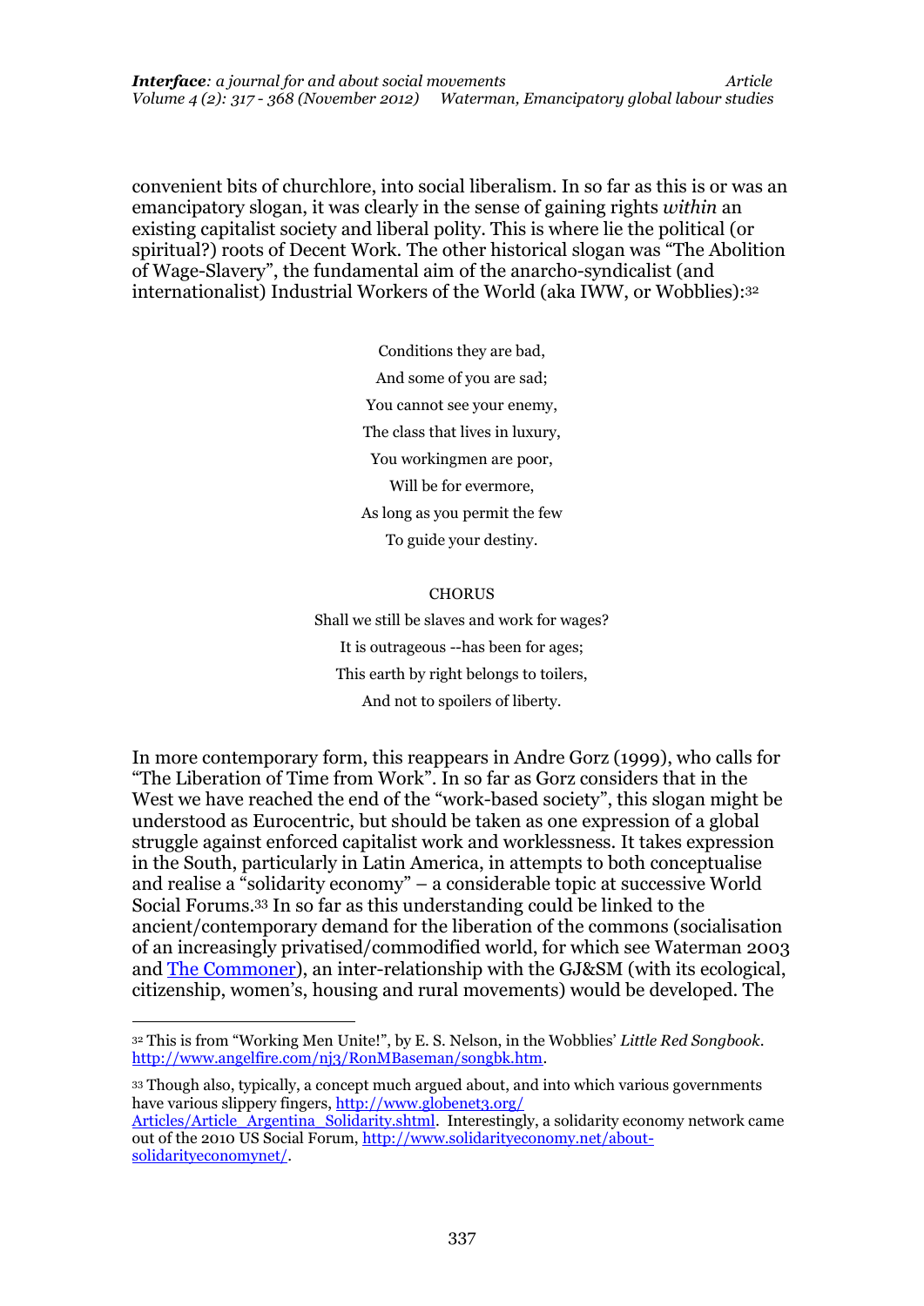convenient bits of churchlore, into social liberalism. In so far as this is or was an emancipatory slogan, it was clearly in the sense of gaining rights *within* an existing capitalist society and liberal polity. This is where lie the political (or spiritual?) roots of Decent Work. The other historical slogan was "The Abolition of Wage-Slavery", the fundamental aim of the anarcho-syndicalist (and internationalist) Industrial Workers of the World (aka IWW, or Wobblies):[32]

> Conditions they are bad,
> And some of you are sad;
> You cannot see your enemy,
> The class that lives in luxury,
> You workingmen are poor,
> Will be for evermore,
> As long as you permit the few
> To guide your destiny.
>
> CHORUS
>
> Shall we still be slaves and work for wages?
> It is outrageous --has been for ages;
> This earth by right belongs to toilers,
> And not to spoilers of liberty.

In more contemporary form, this reappears in Andre Gorz (1999), who calls for "The Liberation of Time from Work". In so far as Gorz considers that in the West we have reached the end of the "work-based society", this slogan might be understood as Eurocentric, but should be taken as one expression of a global struggle against enforced capitalist work and worklessness. It takes expression in the South, particularly in Latin America, in attempts to both conceptualise and realise a "solidarity economy" – a considerable topic at successive World Social Forums.[33] In so far as this understanding could be linked to the ancient/contemporary demand for the liberation of the commons (socialisation of an increasingly privatised/commodified world, for which see Waterman 2003 and The Commoner), an inter-relationship with the GJ&SM (with its ecological, citizenship, women's, housing and rural movements) would be developed. The

---

[32] This is from "Working Men Unite!", by E. S. Nelson, in the Wobblies' *Little Red Songbook*. http://www.angelfire.com/nj3/RonMBaseman/songbk.htm.

[33] Though also, typically, a concept much argued about, and into which various governments have various slippery fingers, http://www.globenet3.org/Articles/Article_Argentina_Solidarity.shtml. Interestingly, a solidarity economy network came out of the 2010 US Social Forum, http://www.solidarityeconomy.net/about-solidarityeconomynet/.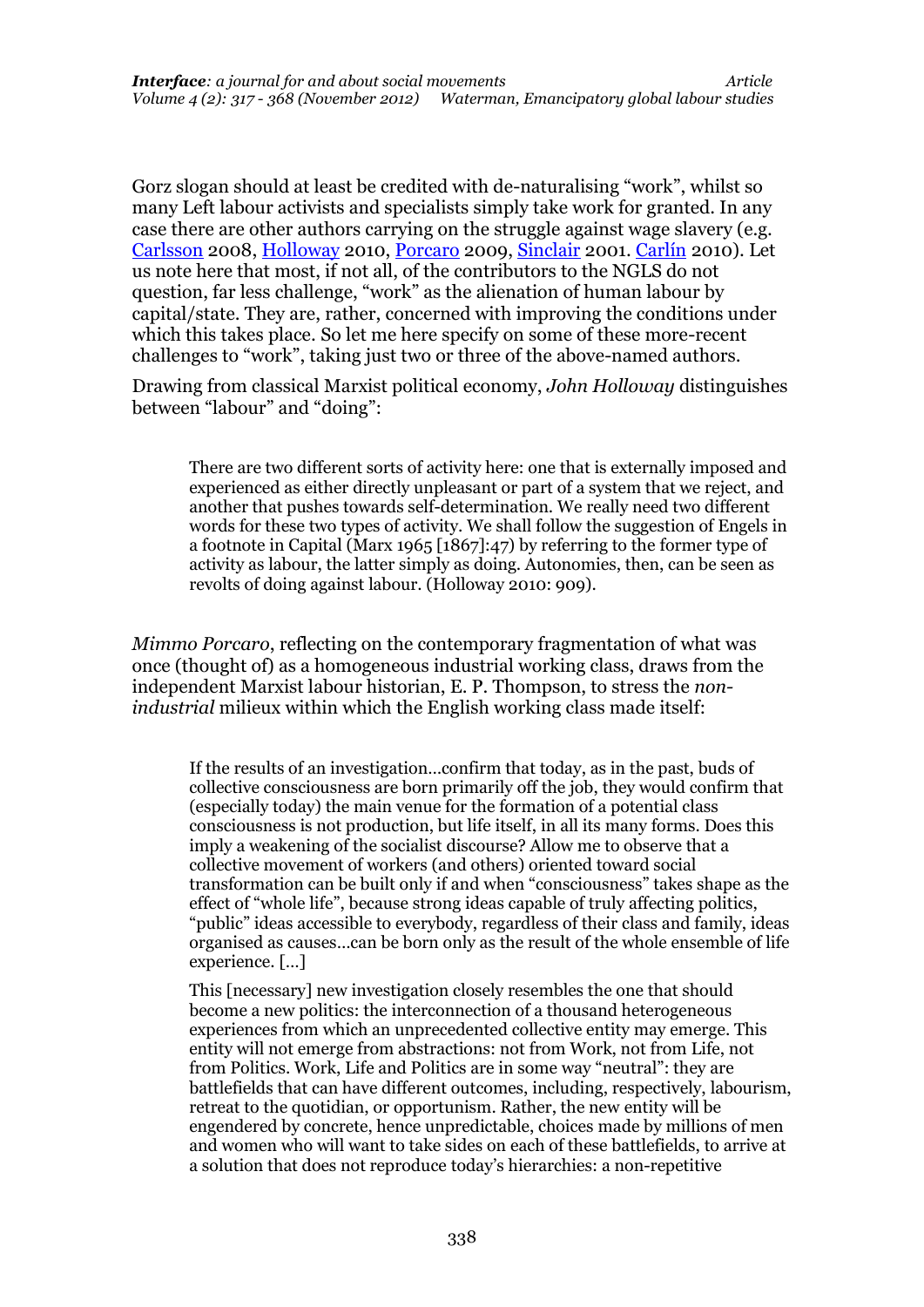Gorz slogan should at least be credited with de-naturalising "work", whilst so many Left labour activists and specialists simply take work for granted. In any case there are other authors carrying on the struggle against wage slavery (e.g. Carlsson 2008, Holloway 2010, Porcaro 2009, Sinclair 2001. Carlín 2010). Let us note here that most, if not all, of the contributors to the NGLS do not question, far less challenge, "work" as the alienation of human labour by capital/state. They are, rather, concerned with improving the conditions under which this takes place. So let me here specify on some of these more-recent challenges to "work", taking just two or three of the above-named authors.

Drawing from classical Marxist political economy, *John Holloway* distinguishes between "labour" and "doing":

> There are two different sorts of activity here: one that is externally imposed and experienced as either directly unpleasant or part of a system that we reject, and another that pushes towards self-determination. We really need two different words for these two types of activity. We shall follow the suggestion of Engels in a footnote in Capital (Marx 1965 [1867]:47) by referring to the former type of activity as labour, the latter simply as doing. Autonomies, then, can be seen as revolts of doing against labour. (Holloway 2010: 909).

*Mimmo Porcaro*, reflecting on the contemporary fragmentation of what was once (thought of) as a homogeneous industrial working class, draws from the independent Marxist labour historian, E. P. Thompson, to stress the *non-industrial* milieux within which the English working class made itself:

> If the results of an investigation…confirm that today, as in the past, buds of collective consciousness are born primarily off the job, they would confirm that (especially today) the main venue for the formation of a potential class consciousness is not production, but life itself, in all its many forms. Does this imply a weakening of the socialist discourse? Allow me to observe that a collective movement of workers (and others) oriented toward social transformation can be built only if and when "consciousness" takes shape as the effect of "whole life", because strong ideas capable of truly affecting politics, "public" ideas accessible to everybody, regardless of their class and family, ideas organised as causes…can be born only as the result of the whole ensemble of life experience. […]
>
> This [necessary] new investigation closely resembles the one that should become a new politics: the interconnection of a thousand heterogeneous experiences from which an unprecedented collective entity may emerge. This entity will not emerge from abstractions: not from Work, not from Life, not from Politics. Work, Life and Politics are in some way "neutral": they are battlefields that can have different outcomes, including, respectively, labourism, retreat to the quotidian, or opportunism. Rather, the new entity will be engendered by concrete, hence unpredictable, choices made by millions of men and women who will want to take sides on each of these battlefields, to arrive at a solution that does not reproduce today's hierarchies: a non-repetitive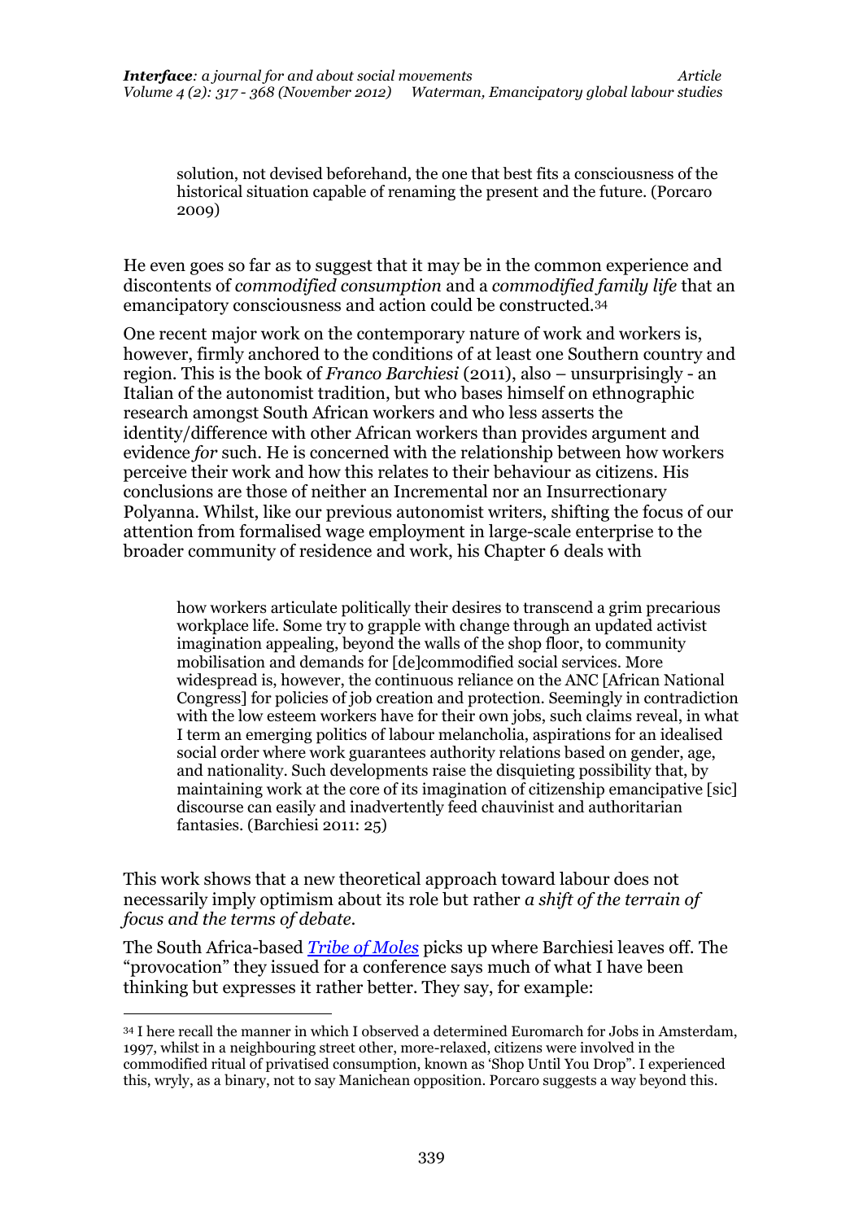> solution, not devised beforehand, the one that best fits a consciousness of the historical situation capable of renaming the present and the future. (Porcaro 2009)

He even goes so far as to suggest that it may be in the common experience and discontents of *commodified consumption* and a *commodified family life* that an emancipatory consciousness and action could be constructed.[34]

One recent major work on the contemporary nature of work and workers is, however, firmly anchored to the conditions of at least one Southern country and region. This is the book of *Franco Barchiesi* (2011), also – unsurprisingly - an Italian of the autonomist tradition, but who bases himself on ethnographic research amongst South African workers and who less asserts the identity/difference with other African workers than provides argument and evidence *for* such. He is concerned with the relationship between how workers perceive their work and how this relates to their behaviour as citizens. His conclusions are those of neither an Incremental nor an Insurrectionary Polyanna. Whilst, like our previous autonomist writers, shifting the focus of our attention from formalised wage employment in large-scale enterprise to the broader community of residence and work, his Chapter 6 deals with

> how workers articulate politically their desires to transcend a grim precarious workplace life. Some try to grapple with change through an updated activist imagination appealing, beyond the walls of the shop floor, to community mobilisation and demands for [de]commodified social services. More widespread is, however, the continuous reliance on the ANC [African National Congress] for policies of job creation and protection. Seemingly in contradiction with the low esteem workers have for their own jobs, such claims reveal, in what I term an emerging politics of labour melancholia, aspirations for an idealised social order where work guarantees authority relations based on gender, age, and nationality. Such developments raise the disquieting possibility that, by maintaining work at the core of its imagination of citizenship emancipative [sic] discourse can easily and inadvertently feed chauvinist and authoritarian fantasies. (Barchiesi 2011: 25)

This work shows that a new theoretical approach toward labour does not necessarily imply optimism about its role but rather *a shift of the terrain of focus and the terms of debate*.

The South Africa-based *Tribe of Moles* picks up where Barchiesi leaves off. The "provocation" they issued for a conference says much of what I have been thinking but expresses it rather better. They say, for example:

[34] I here recall the manner in which I observed a determined Euromarch for Jobs in Amsterdam, 1997, whilst in a neighbouring street other, more-relaxed, citizens were involved in the commodified ritual of privatised consumption, known as 'Shop Until You Drop". I experienced this, wryly, as a binary, not to say Manichean opposition. Porcaro suggests a way beyond this.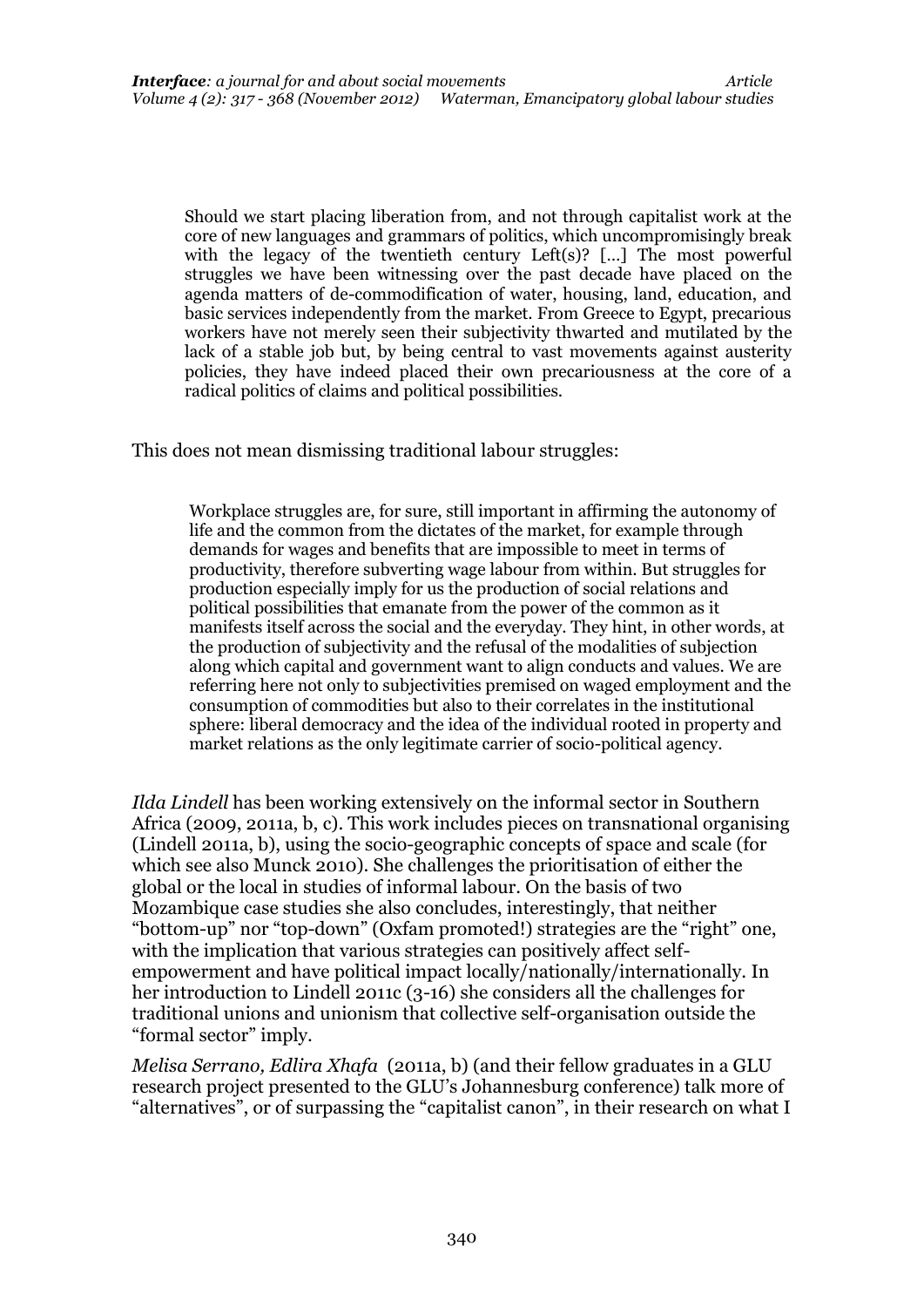> Should we start placing liberation from, and not through capitalist work at the core of new languages and grammars of politics, which uncompromisingly break with the legacy of the twentieth century Left(s)? […] The most powerful struggles we have been witnessing over the past decade have placed on the agenda matters of de-commodification of water, housing, land, education, and basic services independently from the market. From Greece to Egypt, precarious workers have not merely seen their subjectivity thwarted and mutilated by the lack of a stable job but, by being central to vast movements against austerity policies, they have indeed placed their own precariousness at the core of a radical politics of claims and political possibilities.

This does not mean dismissing traditional labour struggles:

> Workplace struggles are, for sure, still important in affirming the autonomy of life and the common from the dictates of the market, for example through demands for wages and benefits that are impossible to meet in terms of productivity, therefore subverting wage labour from within. But struggles for production especially imply for us the production of social relations and political possibilities that emanate from the power of the common as it manifests itself across the social and the everyday. They hint, in other words, at the production of subjectivity and the refusal of the modalities of subjection along which capital and government want to align conducts and values. We are referring here not only to subjectivities premised on waged employment and the consumption of commodities but also to their correlates in the institutional sphere: liberal democracy and the idea of the individual rooted in property and market relations as the only legitimate carrier of socio-political agency.

*Ilda Lindell* has been working extensively on the informal sector in Southern Africa (2009, 2011a, b, c). This work includes pieces on transnational organising (Lindell 2011a, b), using the socio-geographic concepts of space and scale (for which see also Munck 2010). She challenges the prioritisation of either the global or the local in studies of informal labour. On the basis of two Mozambique case studies she also concludes, interestingly, that neither "bottom-up" nor "top-down" (Oxfam promoted!) strategies are the "right" one, with the implication that various strategies can positively affect self-empowerment and have political impact locally/nationally/internationally. In her introduction to Lindell 2011c (3-16) she considers all the challenges for traditional unions and unionism that collective self-organisation outside the "formal sector" imply.

*Melisa Serrano, Edlira Xhafa* (2011a, b) (and their fellow graduates in a GLU research project presented to the GLU's Johannesburg conference) talk more of "alternatives", or of surpassing the "capitalist canon", in their research on what I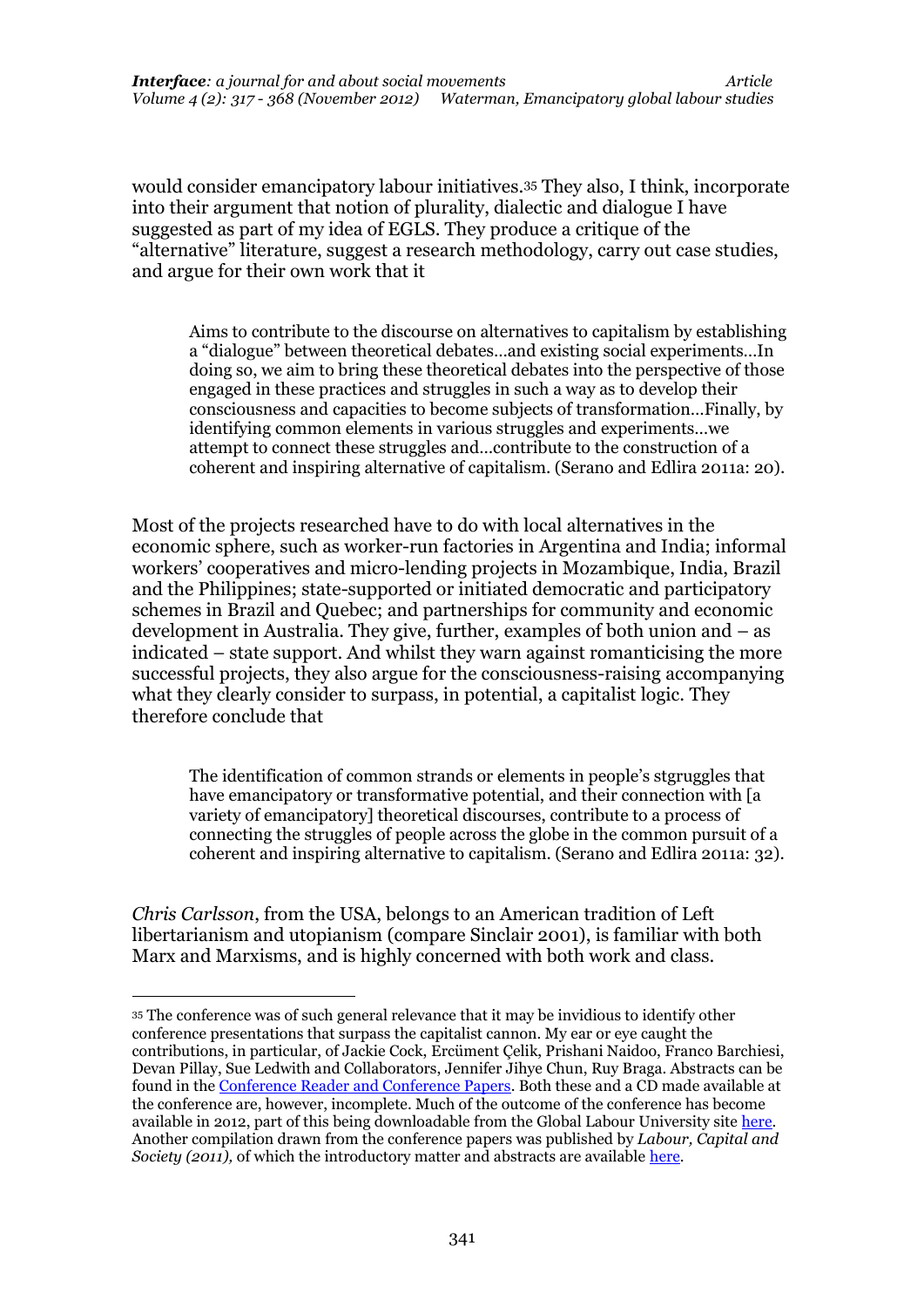would consider emancipatory labour initiatives.[35] They also, I think, incorporate into their argument that notion of plurality, dialectic and dialogue I have suggested as part of my idea of EGLS. They produce a critique of the "alternative" literature, suggest a research methodology, carry out case studies, and argue for their own work that it

> Aims to contribute to the discourse on alternatives to capitalism by establishing a "dialogue" between theoretical debates…and existing social experiments…In doing so, we aim to bring these theoretical debates into the perspective of those engaged in these practices and struggles in such a way as to develop their consciousness and capacities to become subjects of transformation…Finally, by identifying common elements in various struggles and experiments…we attempt to connect these struggles and…contribute to the construction of a coherent and inspiring alternative of capitalism. (Serano and Edlira 2011a: 20).

Most of the projects researched have to do with local alternatives in the economic sphere, such as worker-run factories in Argentina and India; informal workers' cooperatives and micro-lending projects in Mozambique, India, Brazil and the Philippines; state-supported or initiated democratic and participatory schemes in Brazil and Quebec; and partnerships for community and economic development in Australia. They give, further, examples of both union and – as indicated – state support. And whilst they warn against romanticising the more successful projects, they also argue for the consciousness-raising accompanying what they clearly consider to surpass, in potential, a capitalist logic. They therefore conclude that

> The identification of common strands or elements in people's stgruggles that have emancipatory or transformative potential, and their connection with [a variety of emancipatory] theoretical discourses, contribute to a process of connecting the struggles of people across the globe in the common pursuit of a coherent and inspiring alternative to capitalism. (Serano and Edlira 2011a: 32).

*Chris Carlsson*, from the USA, belongs to an American tradition of Left libertarianism and utopianism (compare Sinclair 2001), is familiar with both Marx and Marxisms, and is highly concerned with both work and class.

---

[35] The conference was of such general relevance that it may be invidious to identify other conference presentations that surpass the capitalist cannon. My ear or eye caught the contributions, in particular, of Jackie Cock, Ercüment Çelik, Prishani Naidoo, Franco Barchiesi, Devan Pillay, Sue Ledwith and Collaborators, Jennifer Jihye Chun, Ruy Braga. Abstracts can be found in the Conference Reader and Conference Papers. Both these and a CD made available at the conference are, however, incomplete. Much of the outcome of the conference has become available in 2012, part of this being downloadable from the Global Labour University site here. Another compilation drawn from the conference papers was published by *Labour, Capital and Society (2011),* of which the introductory matter and abstracts are available here.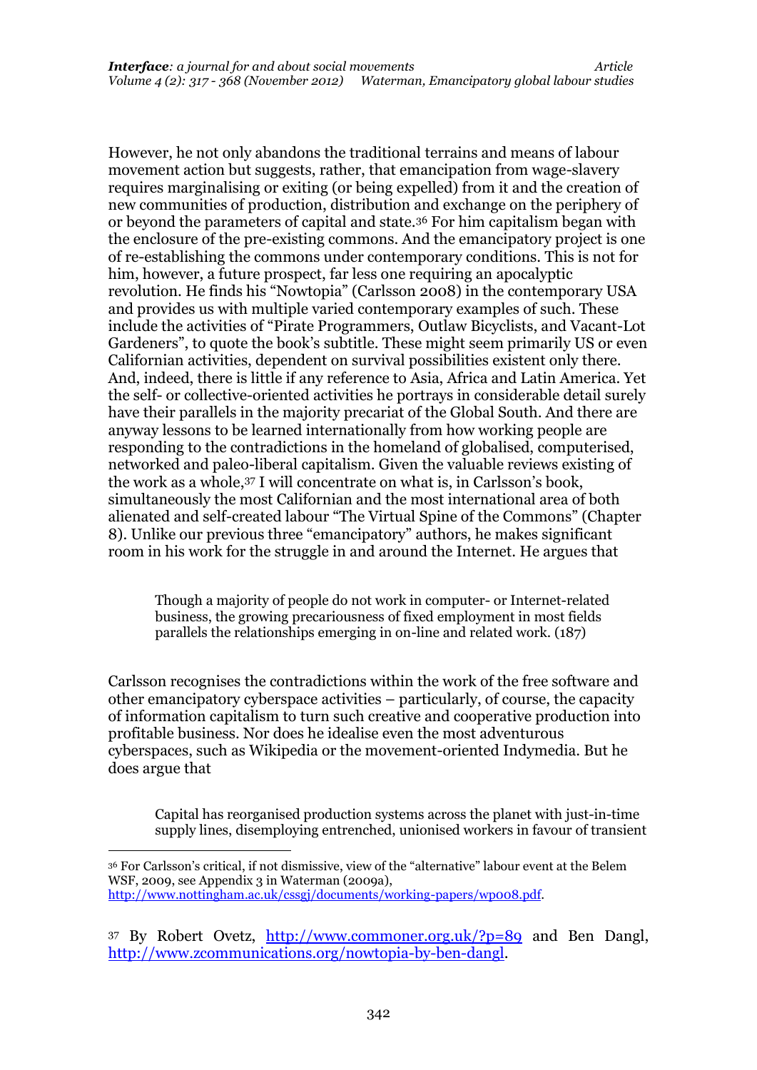However, he not only abandons the traditional terrains and means of labour movement action but suggests, rather, that emancipation from wage-slavery requires marginalising or exiting (or being expelled) from it and the creation of new communities of production, distribution and exchange on the periphery of or beyond the parameters of capital and state.[36] For him capitalism began with the enclosure of the pre-existing commons. And the emancipatory project is one of re-establishing the commons under contemporary conditions. This is not for him, however, a future prospect, far less one requiring an apocalyptic revolution. He finds his "Nowtopia" (Carlsson 2008) in the contemporary USA and provides us with multiple varied contemporary examples of such. These include the activities of "Pirate Programmers, Outlaw Bicyclists, and Vacant-Lot Gardeners", to quote the book's subtitle. These might seem primarily US or even Californian activities, dependent on survival possibilities existent only there. And, indeed, there is little if any reference to Asia, Africa and Latin America. Yet the self- or collective-oriented activities he portrays in considerable detail surely have their parallels in the majority precariat of the Global South. And there are anyway lessons to be learned internationally from how working people are responding to the contradictions in the homeland of globalised, computerised, networked and paleo-liberal capitalism. Given the valuable reviews existing of the work as a whole,[37] I will concentrate on what is, in Carlsson's book, simultaneously the most Californian and the most international area of both alienated and self-created labour "The Virtual Spine of the Commons" (Chapter 8). Unlike our previous three "emancipatory" authors, he makes significant room in his work for the struggle in and around the Internet. He argues that

> Though a majority of people do not work in computer- or Internet-related business, the growing precariousness of fixed employment in most fields parallels the relationships emerging in on-line and related work. (187)

Carlsson recognises the contradictions within the work of the free software and other emancipatory cyberspace activities – particularly, of course, the capacity of information capitalism to turn such creative and cooperative production into profitable business. Nor does he idealise even the most adventurous cyberspaces, such as Wikipedia or the movement-oriented Indymedia. But he does argue that

> Capital has reorganised production systems across the planet with just-in-time supply lines, disemploying entrenched, unionised workers in favour of transient

---

[36] For Carlsson's critical, if not dismissive, view of the "alternative" labour event at the Belem WSF, 2009, see Appendix 3 in Waterman (2009a), http://www.nottingham.ac.uk/cssgj/documents/working-papers/wp008.pdf.

[37] By Robert Ovetz, http://www.commoner.org.uk/?p=89 and Ben Dangl, http://www.zcommunications.org/nowtopia-by-ben-dangl.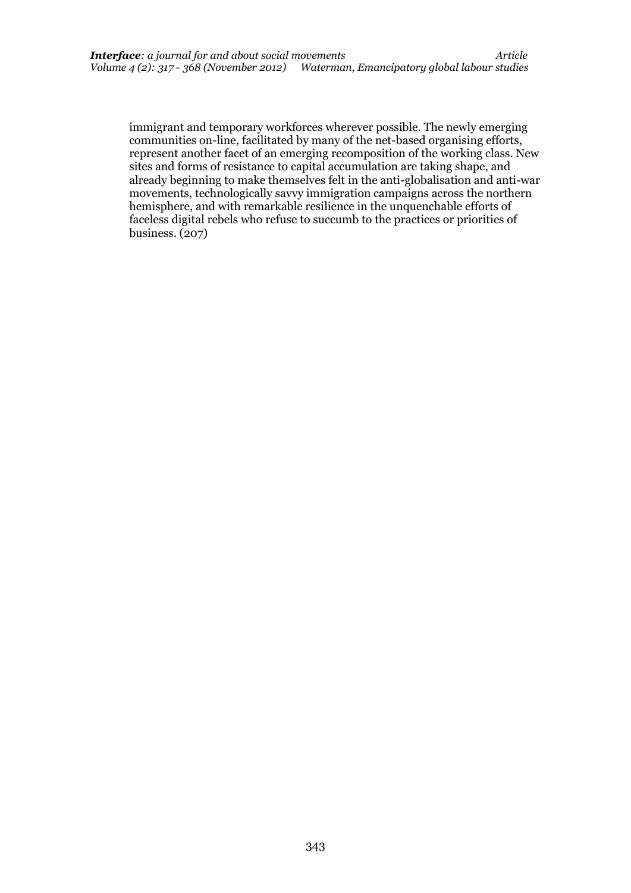> immigrant and temporary workforces wherever possible. The newly emerging communities on-line, facilitated by many of the net-based organising efforts, represent another facet of an emerging recomposition of the working class. New sites and forms of resistance to capital accumulation are taking shape, and already beginning to make themselves felt in the anti-globalisation and anti-war movements, technologically savvy immigration campaigns across the northern hemisphere, and with remarkable resilience in the unquenchable efforts of faceless digital rebels who refuse to succumb to the practices or priorities of business. (207)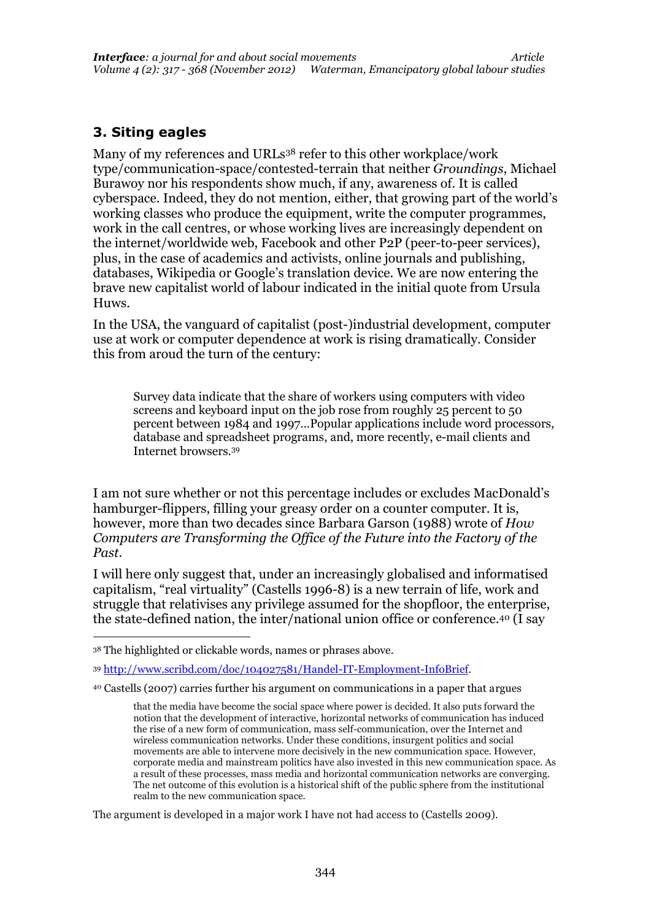## 3. Siting eagles

Many of my references and URLs[38] refer to this other workplace/work type/communication-space/contested-terrain that neither *Groundings*, Michael Burawoy nor his respondents show much, if any, awareness of. It is called cyberspace. Indeed, they do not mention, either, that growing part of the world's working classes who produce the equipment, write the computer programmes, work in the call centres, or whose working lives are increasingly dependent on the internet/worldwide web, Facebook and other P2P (peer-to-peer services), plus, in the case of academics and activists, online journals and publishing, databases, Wikipedia or Google's translation device. We are now entering the brave new capitalist world of labour indicated in the initial quote from Ursula Huws.

In the USA, the vanguard of capitalist (post-)industrial development, computer use at work or computer dependence at work is rising dramatically. Consider this from aroud the turn of the century:

> Survey data indicate that the share of workers using computers with video screens and keyboard input on the job rose from roughly 25 percent to 50 percent between 1984 and 1997…Popular applications include word processors, database and spreadsheet programs, and, more recently, e-mail clients and Internet browsers.[39]

I am not sure whether or not this percentage includes or excludes MacDonald's hamburger-flippers, filling your greasy order on a counter computer. It is, however, more than two decades since Barbara Garson (1988) wrote of *How Computers are Transforming the Office of the Future into the Factory of the Past*.

I will here only suggest that, under an increasingly globalised and informatised capitalism, "real virtuality" (Castells 1996-8) is a new terrain of life, work and struggle that relativises any privilege assumed for the shopfloor, the enterprise, the state-defined nation, the inter/national union office or conference.[40] (I say

---

[38] The highlighted or clickable words, names or phrases above.

[39] http://www.scribd.com/doc/104027581/Handel-IT-Employment-InfoBrief.

[40] Castells (2007) carries further his argument on communications in a paper that argues

> that the media have become the social space where power is decided. It also puts forward the notion that the development of interactive, horizontal networks of communication has induced the rise of a new form of communication, mass self-communication, over the Internet and wireless communication networks. Under these conditions, insurgent politics and social movements are able to intervene more decisively in the new communication space. However, corporate media and mainstream politics have also invested in this new communication space. As a result of these processes, mass media and horizontal communication networks are converging. The net outcome of this evolution is a historical shift of the public sphere from the institutional realm to the new communication space.

The argument is developed in a major work I have not had access to (Castells 2009).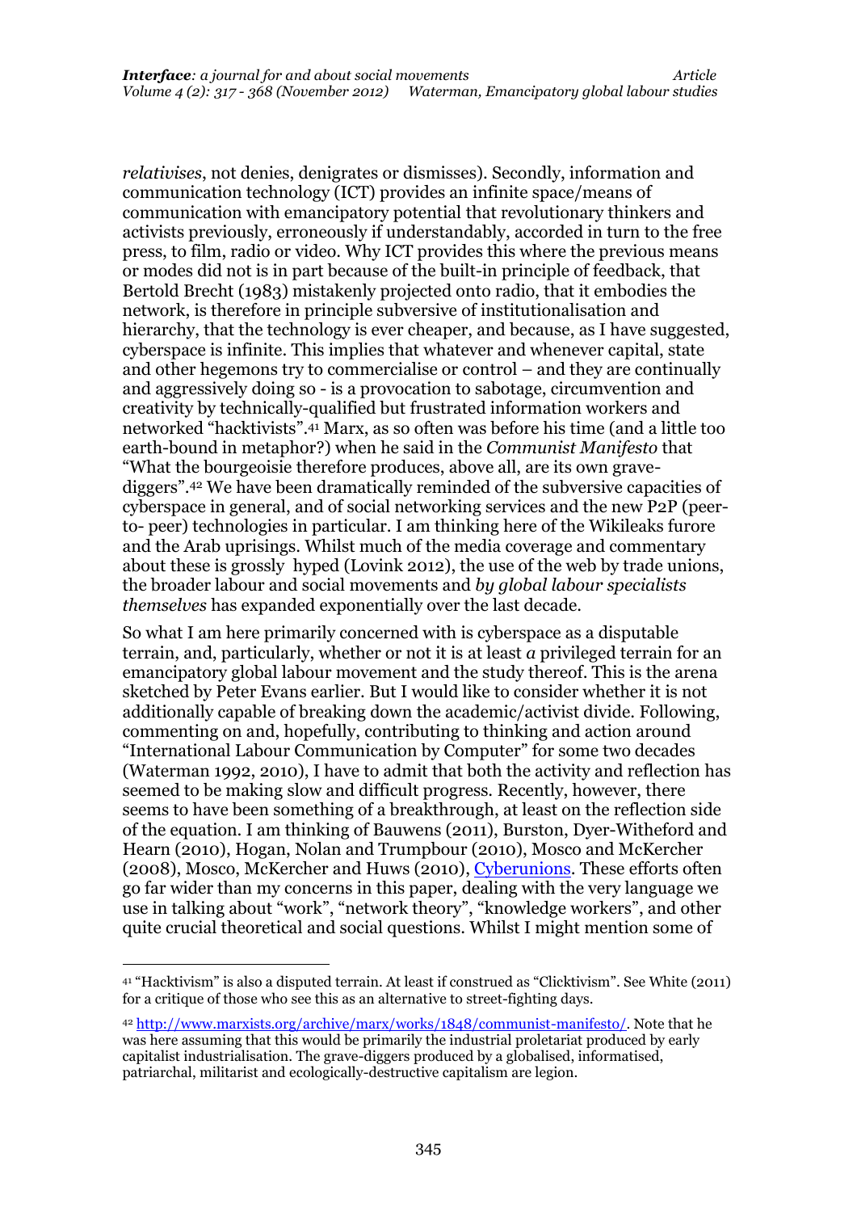*relativises*, not denies, denigrates or dismisses). Secondly, information and communication technology (ICT) provides an infinite space/means of communication with emancipatory potential that revolutionary thinkers and activists previously, erroneously if understandably, accorded in turn to the free press, to film, radio or video. Why ICT provides this where the previous means or modes did not is in part because of the built-in principle of feedback, that Bertold Brecht (1983) mistakenly projected onto radio, that it embodies the network, is therefore in principle subversive of institutionalisation and hierarchy, that the technology is ever cheaper, and because, as I have suggested, cyberspace is infinite. This implies that whatever and whenever capital, state and other hegemons try to commercialise or control – and they are continually and aggressively doing so - is a provocation to sabotage, circumvention and creativity by technically-qualified but frustrated information workers and networked "hacktivists".[41] Marx, as so often was before his time (and a little too earth-bound in metaphor?) when he said in the *Communist Manifesto* that "What the bourgeoisie therefore produces, above all, are its own grave-diggers".[42] We have been dramatically reminded of the subversive capacities of cyberspace in general, and of social networking services and the new P2P (peer-to- peer) technologies in particular. I am thinking here of the Wikileaks furore and the Arab uprisings. Whilst much of the media coverage and commentary about these is grossly hyped (Lovink 2012), the use of the web by trade unions, the broader labour and social movements and *by global labour specialists themselves* has expanded exponentially over the last decade.

So what I am here primarily concerned with is cyberspace as a disputable terrain, and, particularly, whether or not it is at least *a* privileged terrain for an emancipatory global labour movement and the study thereof. This is the arena sketched by Peter Evans earlier. But I would like to consider whether it is not additionally capable of breaking down the academic/activist divide. Following, commenting on and, hopefully, contributing to thinking and action around "International Labour Communication by Computer" for some two decades (Waterman 1992, 2010), I have to admit that both the activity and reflection has seemed to be making slow and difficult progress. Recently, however, there seems to have been something of a breakthrough, at least on the reflection side of the equation. I am thinking of Bauwens (2011), Burston, Dyer-Witheford and Hearn (2010), Hogan, Nolan and Trumpbour (2010), Mosco and McKercher (2008), Mosco, McKercher and Huws (2010), Cyberunions. These efforts often go far wider than my concerns in this paper, dealing with the very language we use in talking about "work", "network theory", "knowledge workers", and other quite crucial theoretical and social questions. Whilst I might mention some of

[41] "Hacktivism" is also a disputed terrain. At least if construed as "Clicktivism". See White (2011) for a critique of those who see this as an alternative to street-fighting days.

[42] http://www.marxists.org/archive/marx/works/1848/communist-manifesto/. Note that he was here assuming that this would be primarily the industrial proletariat produced by early capitalist industrialisation. The grave-diggers produced by a globalised, informatised, patriarchal, militarist and ecologically-destructive capitalism are legion.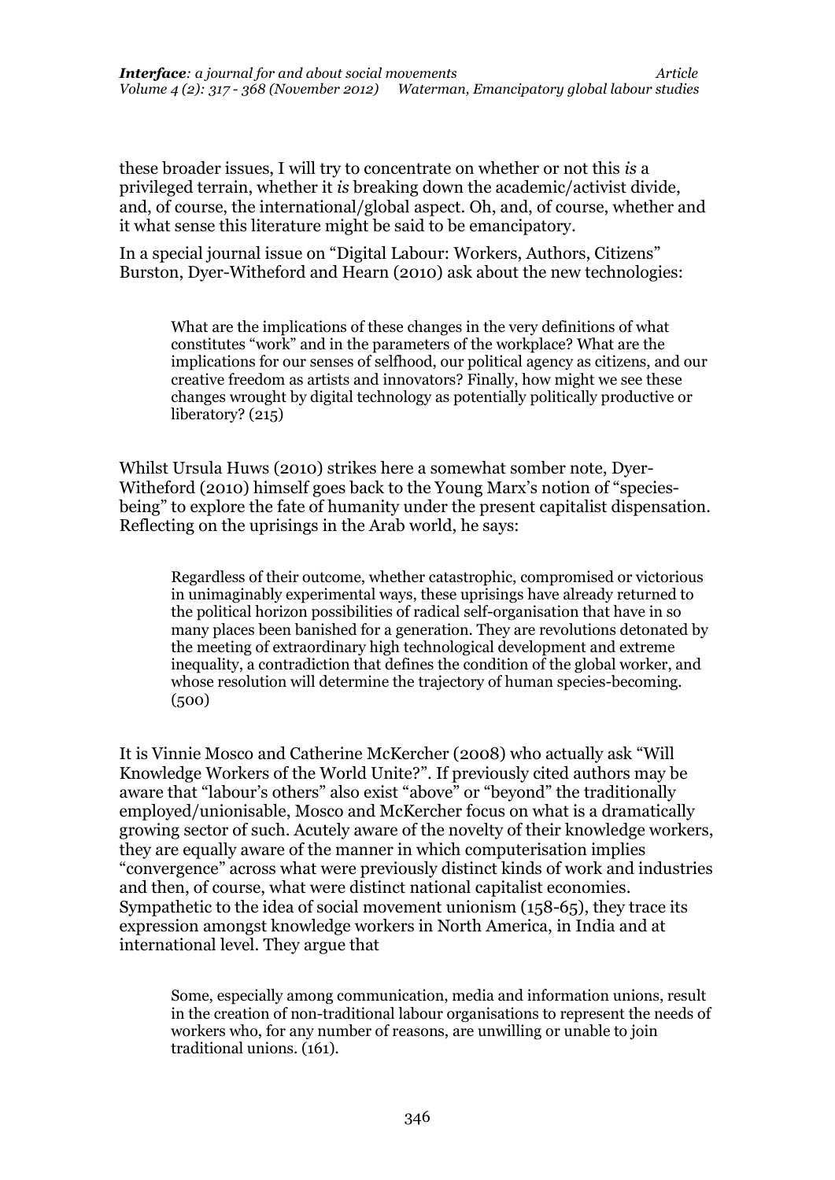these broader issues, I will try to concentrate on whether or not this *is* a privileged terrain, whether it *is* breaking down the academic/activist divide, and, of course, the international/global aspect. Oh, and, of course, whether and it what sense this literature might be said to be emancipatory.

In a special journal issue on "Digital Labour: Workers, Authors, Citizens" Burston, Dyer-Witheford and Hearn (2010) ask about the new technologies:

> What are the implications of these changes in the very definitions of what constitutes "work" and in the parameters of the workplace? What are the implications for our senses of selfhood, our political agency as citizens, and our creative freedom as artists and innovators? Finally, how might we see these changes wrought by digital technology as potentially politically productive or liberatory? (215)

Whilst Ursula Huws (2010) strikes here a somewhat somber note, Dyer-Witheford (2010) himself goes back to the Young Marx's notion of "species-being" to explore the fate of humanity under the present capitalist dispensation. Reflecting on the uprisings in the Arab world, he says:

> Regardless of their outcome, whether catastrophic, compromised or victorious in unimaginably experimental ways, these uprisings have already returned to the political horizon possibilities of radical self-organisation that have in so many places been banished for a generation. They are revolutions detonated by the meeting of extraordinary high technological development and extreme inequality, a contradiction that defines the condition of the global worker, and whose resolution will determine the trajectory of human species-becoming. (500)

It is Vinnie Mosco and Catherine McKercher (2008) who actually ask "Will Knowledge Workers of the World Unite?". If previously cited authors may be aware that "labour's others" also exist "above" or "beyond" the traditionally employed/unionisable, Mosco and McKercher focus on what is a dramatically growing sector of such. Acutely aware of the novelty of their knowledge workers, they are equally aware of the manner in which computerisation implies "convergence" across what were previously distinct kinds of work and industries and then, of course, what were distinct national capitalist economies. Sympathetic to the idea of social movement unionism (158-65), they trace its expression amongst knowledge workers in North America, in India and at international level. They argue that

> Some, especially among communication, media and information unions, result in the creation of non-traditional labour organisations to represent the needs of workers who, for any number of reasons, are unwilling or unable to join traditional unions. (161).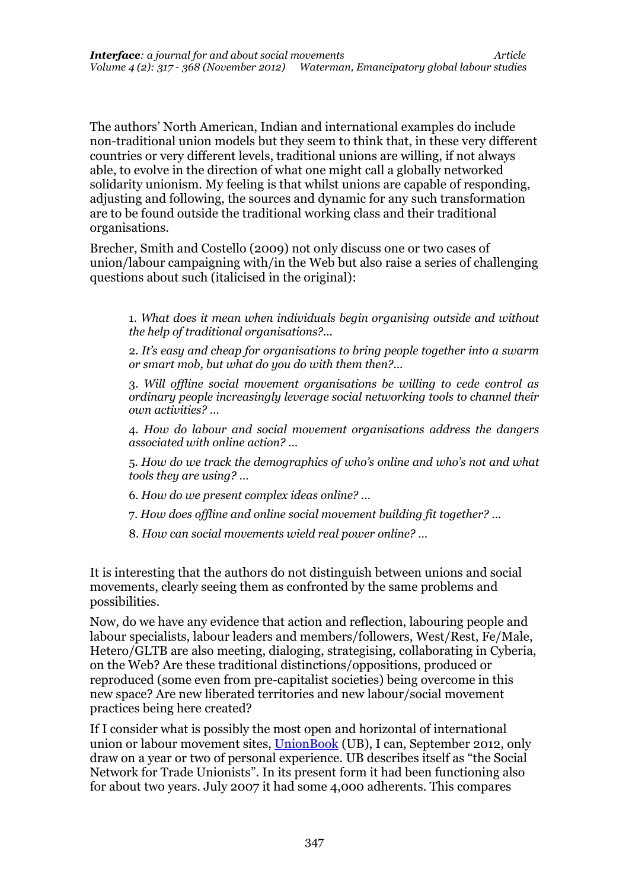The authors' North American, Indian and international examples do include non-traditional union models but they seem to think that, in these very different countries or very different levels, traditional unions are willing, if not always able, to evolve in the direction of what one might call a globally networked solidarity unionism. My feeling is that whilst unions are capable of responding, adjusting and following, the sources and dynamic for any such transformation are to be found outside the traditional working class and their traditional organisations.

Brecher, Smith and Costello (2009) not only discuss one or two cases of union/labour campaigning with/in the Web but also raise a series of challenging questions about such (italicised in the original):

> 1. *What does it mean when individuals begin organising outside and without the help of traditional organisations?...*
>
> 2. *It's easy and cheap for organisations to bring people together into a swarm or smart mob, but what do you do with them then?...*
>
> 3. *Will offline social movement organisations be willing to cede control as ordinary people increasingly leverage social networking tools to channel their own activities? …*
>
> 4. *How do labour and social movement organisations address the dangers associated with online action? …*
>
> 5. *How do we track the demographics of who's online and who's not and what tools they are using? …*
>
> 6. *How do we present complex ideas online? …*
>
> 7. *How does offline and online social movement building fit together? …*
>
> 8. *How can social movements wield real power online? …*

It is interesting that the authors do not distinguish between unions and social movements, clearly seeing them as confronted by the same problems and possibilities.

Now, do we have any evidence that action and reflection, labouring people and labour specialists, labour leaders and members/followers, West/Rest, Fe/Male, Hetero/GLTB are also meeting, dialoging, strategising, collaborating in Cyberia, on the Web? Are these traditional distinctions/oppositions, produced or reproduced (some even from pre-capitalist societies) being overcome in this new space? Are new liberated territories and new labour/social movement practices being here created?

If I consider what is possibly the most open and horizontal of international union or labour movement sites, UnionBook (UB), I can, September 2012, only draw on a year or two of personal experience. UB describes itself as "the Social Network for Trade Unionists". In its present form it had been functioning also for about two years. July 2007 it had some 4,000 adherents. This compares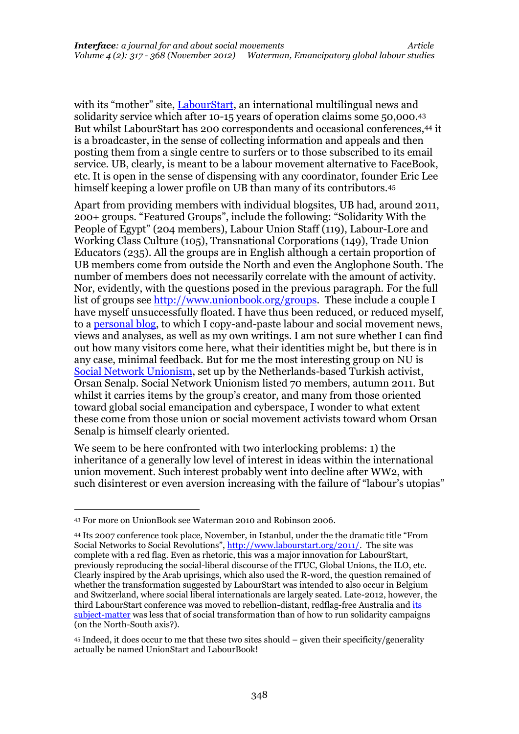with its "mother" site, LabourStart, an international multilingual news and solidarity service which after 10-15 years of operation claims some 50,000.[43] But whilst LabourStart has 200 correspondents and occasional conferences,[44] it is a broadcaster, in the sense of collecting information and appeals and then posting them from a single centre to surfers or to those subscribed to its email service. UB, clearly, is meant to be a labour movement alternative to FaceBook, etc. It is open in the sense of dispensing with any coordinator, founder Eric Lee himself keeping a lower profile on UB than many of its contributors.[45]

Apart from providing members with individual blogsites, UB had, around 2011, 200+ groups. "Featured Groups", include the following: "Solidarity With the People of Egypt" (204 members), Labour Union Staff (119), Labour-Lore and Working Class Culture (105), Transnational Corporations (149), Trade Union Educators (235). All the groups are in English although a certain proportion of UB members come from outside the North and even the Anglophone South. The number of members does not necessarily correlate with the amount of activity. Nor, evidently, with the questions posed in the previous paragraph. For the full list of groups see http://www.unionbook.org/groups. These include a couple I have myself unsuccessfully floated. I have thus been reduced, or reduced myself, to a personal blog, to which I copy-and-paste labour and social movement news, views and analyses, as well as my own writings. I am not sure whether I can find out how many visitors come here, what their identities might be, but there is in any case, minimal feedback. But for me the most interesting group on NU is Social Network Unionism, set up by the Netherlands-based Turkish activist, Orsan Senalp. Social Network Unionism listed 70 members, autumn 2011. But whilst it carries items by the group's creator, and many from those oriented toward global social emancipation and cyberspace, I wonder to what extent these come from those union or social movement activists toward whom Orsan Senalp is himself clearly oriented.

We seem to be here confronted with two interlocking problems: 1) the inheritance of a generally low level of interest in ideas within the international union movement. Such interest probably went into decline after WW2, with such disinterest or even aversion increasing with the failure of "labour's utopias"

---

[43] For more on UnionBook see Waterman 2010 and Robinson 2006.

[44] Its 2007 conference took place, November, in Istanbul, under the the dramatic title "From Social Networks to Social Revolutions", http://www.labourstart.org/2011/. The site was complete with a red flag. Even as rhetoric, this was a major innovation for LabourStart, previously reproducing the social-liberal discourse of the ITUC, Global Unions, the ILO, etc. Clearly inspired by the Arab uprisings, which also used the R-word, the question remained of whether the transformation suggested by LabourStart was intended to also occur in Belgium and Switzerland, where social liberal internationals are largely seated. Late-2012, however, the third LabourStart conference was moved to rebellion-distant, redflag-free Australia and its subject-matter was less that of social transformation than of how to run solidarity campaigns (on the North-South axis?).

[45] Indeed, it does occur to me that these two sites should – given their specificity/generality actually be named UnionStart and LabourBook!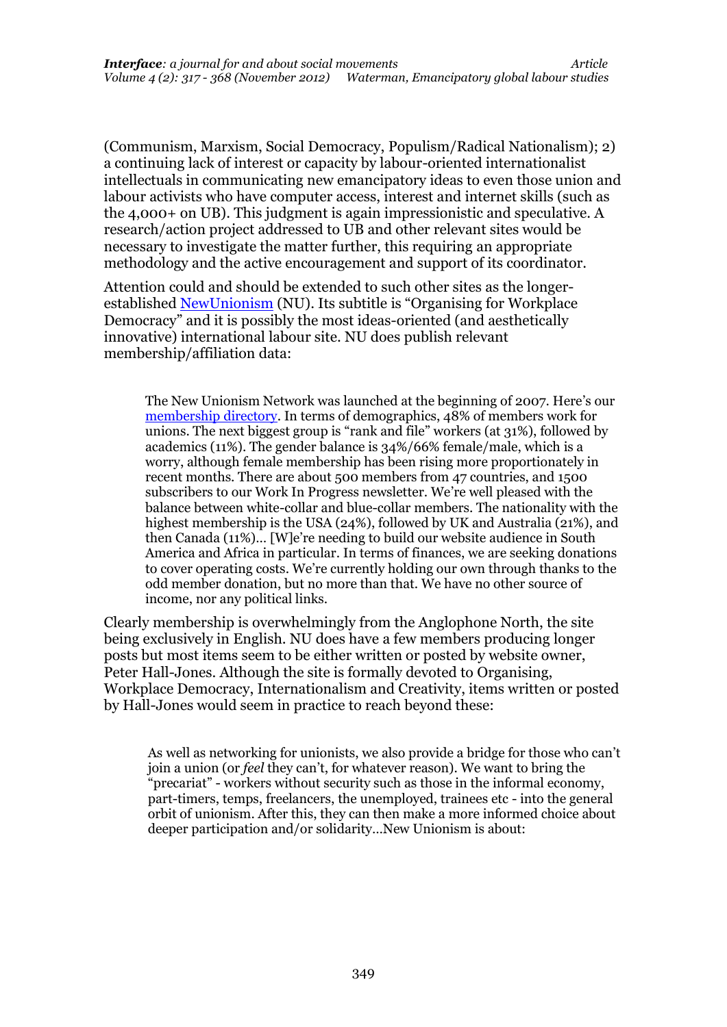(Communism, Marxism, Social Democracy, Populism/Radical Nationalism); 2) a continuing lack of interest or capacity by labour-oriented internationalist intellectuals in communicating new emancipatory ideas to even those union and labour activists who have computer access, interest and internet skills (such as the 4,000+ on UB). This judgment is again impressionistic and speculative. A research/action project addressed to UB and other relevant sites would be necessary to investigate the matter further, this requiring an appropriate methodology and the active encouragement and support of its coordinator.

Attention could and should be extended to such other sites as the longer-established NewUnionism (NU). Its subtitle is "Organising for Workplace Democracy" and it is possibly the most ideas-oriented (and aesthetically innovative) international labour site. NU does publish relevant membership/affiliation data:

> The New Unionism Network was launched at the beginning of 2007. Here's our membership directory. In terms of demographics, 48% of members work for unions. The next biggest group is "rank and file" workers (at 31%), followed by academics (11%). The gender balance is 34%/66% female/male, which is a worry, although female membership has been rising more proportionately in recent months. There are about 500 members from 47 countries, and 1500 subscribers to our Work In Progress newsletter. We're well pleased with the balance between white-collar and blue-collar members. The nationality with the highest membership is the USA (24%), followed by UK and Australia (21%), and then Canada (11%)... [W]e're needing to build our website audience in South America and Africa in particular. In terms of finances, we are seeking donations to cover operating costs. We're currently holding our own through thanks to the odd member donation, but no more than that. We have no other source of income, nor any political links.

Clearly membership is overwhelmingly from the Anglophone North, the site being exclusively in English. NU does have a few members producing longer posts but most items seem to be either written or posted by website owner, Peter Hall-Jones. Although the site is formally devoted to Organising, Workplace Democracy, Internationalism and Creativity, items written or posted by Hall-Jones would seem in practice to reach beyond these:

> As well as networking for unionists, we also provide a bridge for those who can't join a union (or *feel* they can't, for whatever reason). We want to bring the "precariat" - workers without security such as those in the informal economy, part-timers, temps, freelancers, the unemployed, trainees etc - into the general orbit of unionism. After this, they can then make a more informed choice about deeper participation and/or solidarity...New Unionism is about: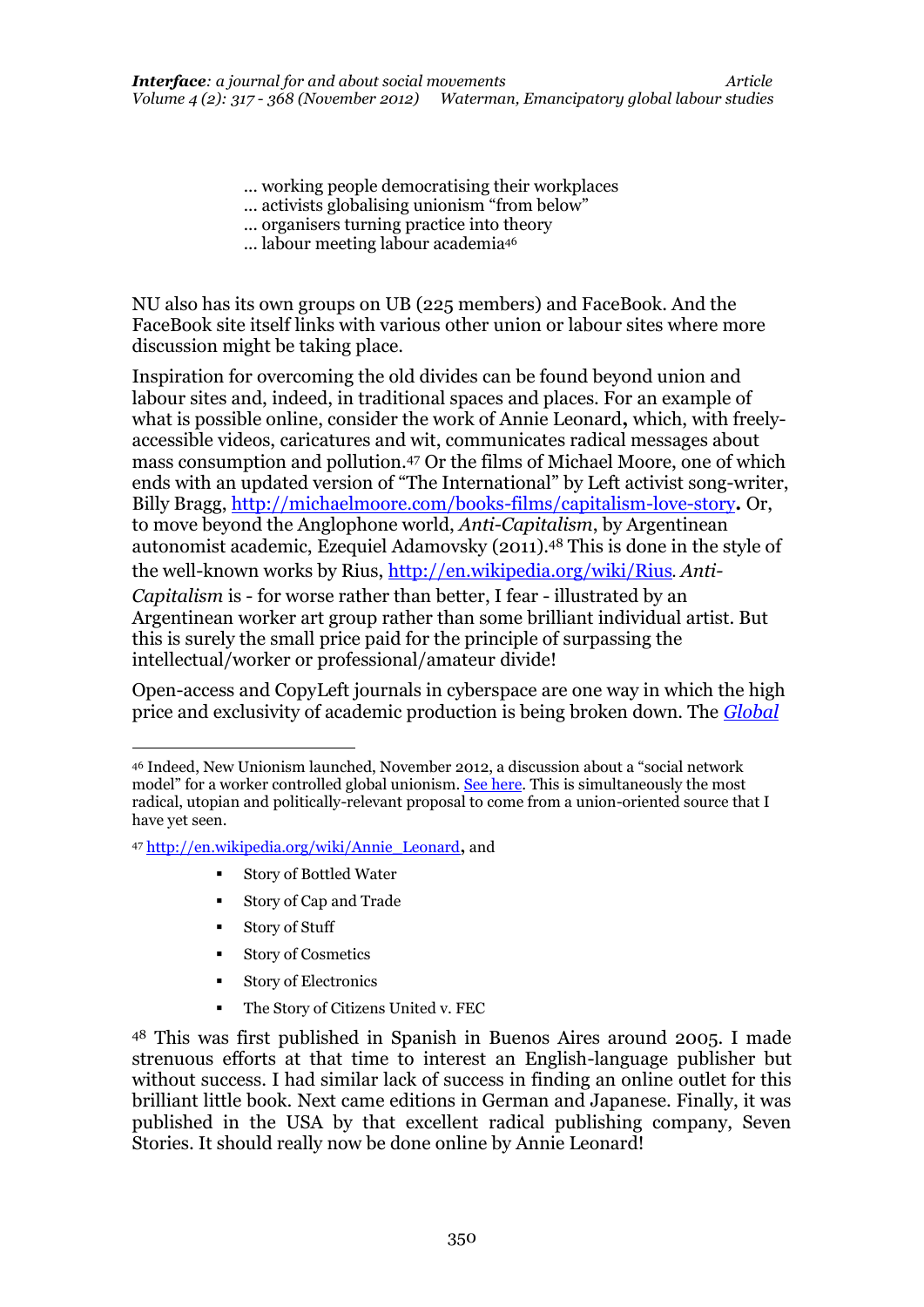... working people democratising their workplaces
... activists globalising unionism "from below"
... organisers turning practice into theory
... labour meeting labour academia[46]

NU also has its own groups on UB (225 members) and FaceBook. And the FaceBook site itself links with various other union or labour sites where more discussion might be taking place.

Inspiration for overcoming the old divides can be found beyond union and labour sites and, indeed, in traditional spaces and places. For an example of what is possible online, consider the work of Annie Leonard**,** which, with freely-accessible videos, caricatures and wit, communicates radical messages about mass consumption and pollution.[47] Or the films of Michael Moore, one of which ends with an updated version of "The International" by Left activist song-writer, Billy Bragg, http://michaelmoore.com/books-films/capitalism-love-story**.** Or, to move beyond the Anglophone world, *Anti-Capitalism*, by Argentinean autonomist academic, Ezequiel Adamovsky (2011).[48] This is done in the style of the well-known works by Rius, http://en.wikipedia.org/wiki/Rius*. Anti-Capitalism* is - for worse rather than better, I fear - illustrated by an Argentinean worker art group rather than some brilliant individual artist. But this is surely the small price paid for the principle of surpassing the intellectual/worker or professional/amateur divide!

Open-access and CopyLeft journals in cyberspace are one way in which the high price and exclusivity of academic production is being broken down. The *Global*

---

[46] Indeed, New Unionism launched, November 2012, a discussion about a "social network model" for a worker controlled global unionism. See here. This is simultaneously the most radical, utopian and politically-relevant proposal to come from a union-oriented source that I have yet seen.

[47] http://en.wikipedia.org/wiki/Annie_Leonard**,** and

- Story of Bottled Water
- Story of Cap and Trade
- Story of Stuff
- Story of Cosmetics
- Story of Electronics
- The Story of Citizens United v. FEC

[48] This was first published in Spanish in Buenos Aires around 2005. I made strenuous efforts at that time to interest an English-language publisher but without success. I had similar lack of success in finding an online outlet for this brilliant little book. Next came editions in German and Japanese. Finally, it was published in the USA by that excellent radical publishing company, Seven Stories. It should really now be done online by Annie Leonard!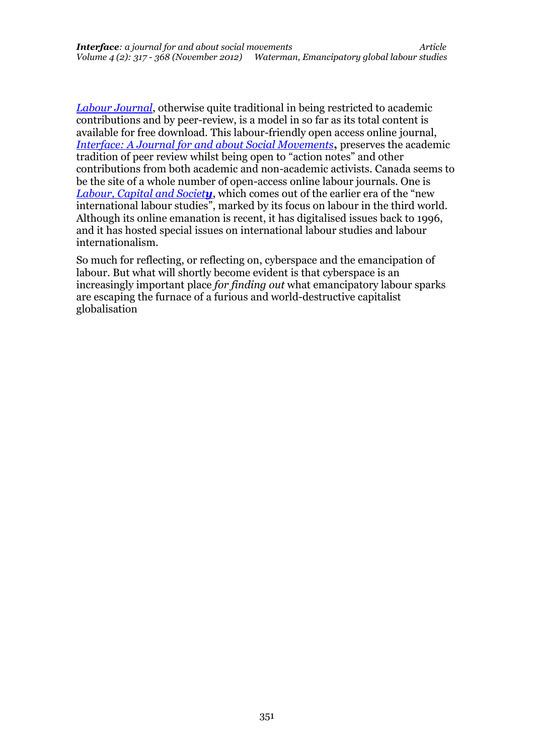*Labour Journal*, otherwise quite traditional in being restricted to academic contributions and by peer-review, is a model in so far as its total content is available for free download. This labour-friendly open access online journal, *Interface: A Journal for and about Social Movements*, preserves the academic tradition of peer review whilst being open to "action notes" and other contributions from both academic and non-academic activists. Canada seems to be the site of a whole number of open-access online labour journals. One is *Labour, Capital and Society*, which comes out of the earlier era of the "new international labour studies", marked by its focus on labour in the third world. Although its online emanation is recent, it has digitalised issues back to 1996, and it has hosted special issues on international labour studies and labour internationalism.

So much for reflecting, or reflecting on, cyberspace and the emancipation of labour. But what will shortly become evident is that cyberspace is an increasingly important place *for finding out* what emancipatory labour sparks are escaping the furnace of a furious and world-destructive capitalist globalisation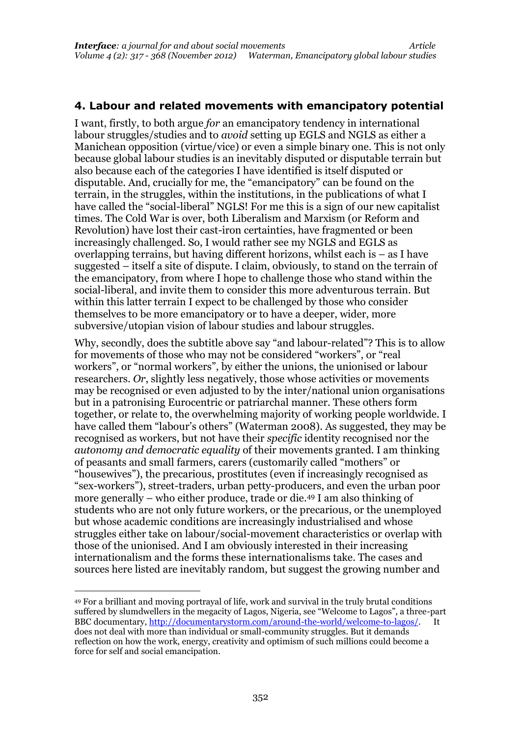## 4. Labour and related movements with emancipatory potential

I want, firstly, to both argue *for* an emancipatory tendency in international labour struggles/studies and to *avoid* setting up EGLS and NGLS as either a Manichean opposition (virtue/vice) or even a simple binary one. This is not only because global labour studies is an inevitably disputed or disputable terrain but also because each of the categories I have identified is itself disputed or disputable. And, crucially for me, the "emancipatory" can be found on the terrain, in the struggles, within the institutions, in the publications of what I have called the "social-liberal" NGLS! For me this is a sign of our new capitalist times. The Cold War is over, both Liberalism and Marxism (or Reform and Revolution) have lost their cast-iron certainties, have fragmented or been increasingly challenged. So, I would rather see my NGLS and EGLS as overlapping terrains, but having different horizons, whilst each is – as I have suggested – itself a site of dispute. I claim, obviously, to stand on the terrain of the emancipatory, from where I hope to challenge those who stand within the social-liberal, and invite them to consider this more adventurous terrain. But within this latter terrain I expect to be challenged by those who consider themselves to be more emancipatory or to have a deeper, wider, more subversive/utopian vision of labour studies and labour struggles.

Why, secondly, does the subtitle above say "and labour-related"? This is to allow for movements of those who may not be considered "workers", or "real workers", or "normal workers", by either the unions, the unionised or labour researchers. *Or*, slightly less negatively, those whose activities or movements may be recognised or even adjusted to by the inter/national union organisations but in a patronising Eurocentric or patriarchal manner. These others form together, or relate to, the overwhelming majority of working people worldwide. I have called them "labour's others" (Waterman 2008). As suggested, they may be recognised as workers, but not have their *specific* identity recognised nor the *autonomy and democratic equality* of their movements granted. I am thinking of peasants and small farmers, carers (customarily called "mothers" or "housewives"), the precarious, prostitutes (even if increasingly recognised as "sex-workers"), street-traders, urban petty-producers, and even the urban poor more generally – who either produce, trade or die.[49] I am also thinking of students who are not only future workers, or the precarious, or the unemployed but whose academic conditions are increasingly industrialised and whose struggles either take on labour/social-movement characteristics or overlap with those of the unionised. And I am obviously interested in their increasing internationalism and the forms these internationalisms take. The cases and sources here listed are inevitably random, but suggest the growing number and

---

[49] For a brilliant and moving portrayal of life, work and survival in the truly brutal conditions suffered by slumdwellers in the megacity of Lagos, Nigeria, see "Welcome to Lagos", a three-part BBC documentary, http://documentarystorm.com/around-the-world/welcome-to-lagos/. It does not deal with more than individual or small-community struggles. But it demands reflection on how the work, energy, creativity and optimism of such millions could become a force for self and social emancipation.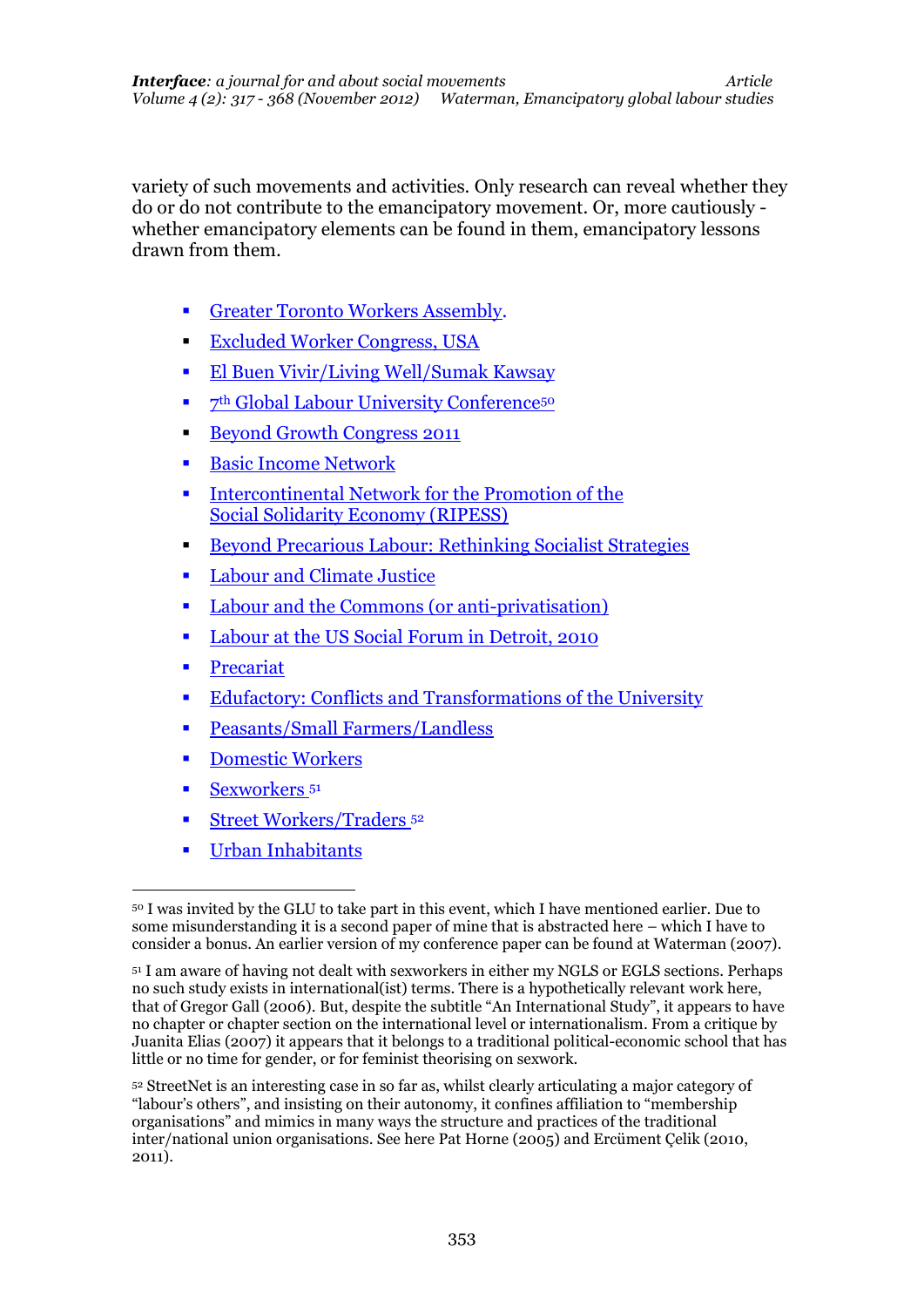variety of such movements and activities. Only research can reveal whether they do or do not contribute to the emancipatory movement. Or, more cautiously - whether emancipatory elements can be found in them, emancipatory lessons drawn from them.

- Greater Toronto Workers Assembly.
- Excluded Worker Congress, USA
- El Buen Vivir/Living Well/Sumak Kawsay
- 7th Global Labour University Conference[50]
- Beyond Growth Congress 2011
- Basic Income Network
- Intercontinental Network for the Promotion of the Social Solidarity Economy (RIPESS)
- Beyond Precarious Labour: Rethinking Socialist Strategies
- Labour and Climate Justice
- Labour and the Commons (or anti-privatisation)
- Labour at the US Social Forum in Detroit, 2010
- Precariat
- Edufactory: Conflicts and Transformations of the University
- Peasants/Small Farmers/Landless
- Domestic Workers
- Sexworkers [51]
- Street Workers/Traders [52]
- Urban Inhabitants

---

[50] I was invited by the GLU to take part in this event, which I have mentioned earlier. Due to some misunderstanding it is a second paper of mine that is abstracted here – which I have to consider a bonus. An earlier version of my conference paper can be found at Waterman (2007).

[51] I am aware of having not dealt with sexworkers in either my NGLS or EGLS sections. Perhaps no such study exists in international(ist) terms. There is a hypothetically relevant work here, that of Gregor Gall (2006). But, despite the subtitle "An International Study", it appears to have no chapter or chapter section on the international level or internationalism. From a critique by Juanita Elias (2007) it appears that it belongs to a traditional political-economic school that has little or no time for gender, or for feminist theorising on sexwork.

[52] StreetNet is an interesting case in so far as, whilst clearly articulating a major category of "labour's others", and insisting on their autonomy, it confines affiliation to "membership organisations" and mimics in many ways the structure and practices of the traditional inter/national union organisations. See here Pat Horne (2005) and Ercüment Çelik (2010, 2011).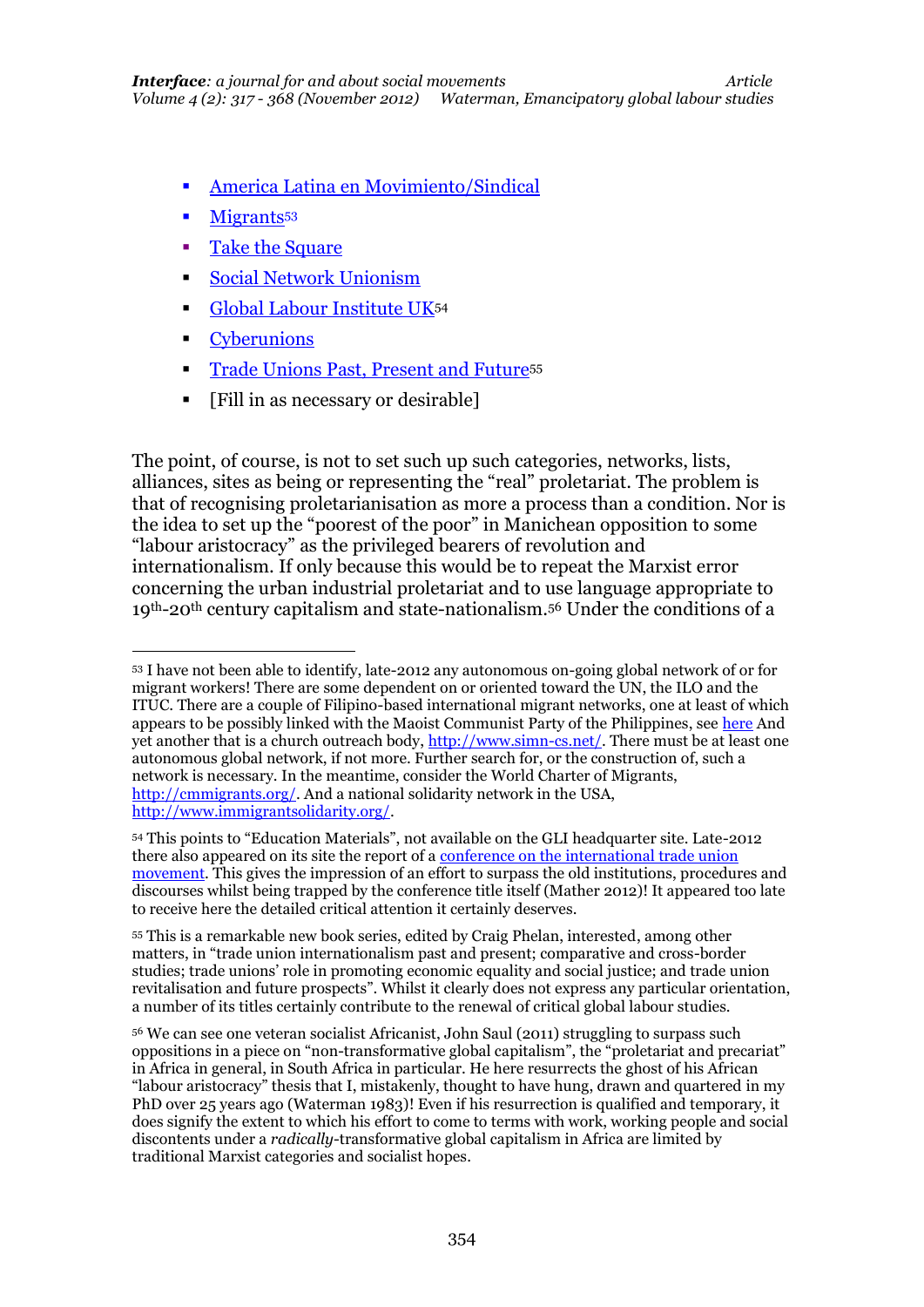- America Latina en Movimiento/Sindical
- Migrants[53]
- Take the Square
- Social Network Unionism
- Global Labour Institute UK[54]
- Cyberunions
- Trade Unions Past, Present and Future[55]
- [Fill in as necessary or desirable]

The point, of course, is not to set such up such categories, networks, lists, alliances, sites as being or representing the "real" proletariat. The problem is that of recognising proletarianisation as more a process than a condition. Nor is the idea to set up the "poorest of the poor" in Manichean opposition to some "labour aristocracy" as the privileged bearers of revolution and internationalism. If only because this would be to repeat the Marxist error concerning the urban industrial proletariat and to use language appropriate to 19th-20th century capitalism and state-nationalism.[56] Under the conditions of a

---

[53] I have not been able to identify, late-2012 any autonomous on-going global network of or for migrant workers! There are some dependent on or oriented toward the UN, the ILO and the ITUC. There are a couple of Filipino-based international migrant networks, one at least of which appears to be possibly linked with the Maoist Communist Party of the Philippines, see here And yet another that is a church outreach body, http://www.simn-cs.net/. There must be at least one autonomous global network, if not more. Further search for, or the construction of, such a network is necessary. In the meantime, consider the World Charter of Migrants, http://cmmigrants.org/. And a national solidarity network in the USA, http://www.immigrantsolidarity.org/.

[54] This points to "Education Materials", not available on the GLI headquarter site. Late-2012 there also appeared on its site the report of a conference on the international trade union movement. This gives the impression of an effort to surpass the old institutions, procedures and discourses whilst being trapped by the conference title itself (Mather 2012)! It appeared too late to receive here the detailed critical attention it certainly deserves.

[55] This is a remarkable new book series, edited by Craig Phelan, interested, among other matters, in "trade union internationalism past and present; comparative and cross-border studies; trade unions' role in promoting economic equality and social justice; and trade union revitalisation and future prospects". Whilst it clearly does not express any particular orientation, a number of its titles certainly contribute to the renewal of critical global labour studies.

[56] We can see one veteran socialist Africanist, John Saul (2011) struggling to surpass such oppositions in a piece on "non-transformative global capitalism", the "proletariat and precariat" in Africa in general, in South Africa in particular. He here resurrects the ghost of his African "labour aristocracy" thesis that I, mistakenly, thought to have hung, drawn and quartered in my PhD over 25 years ago (Waterman 1983)! Even if his resurrection is qualified and temporary, it does signify the extent to which his effort to come to terms with work, working people and social discontents under a *radically*-transformative global capitalism in Africa are limited by traditional Marxist categories and socialist hopes.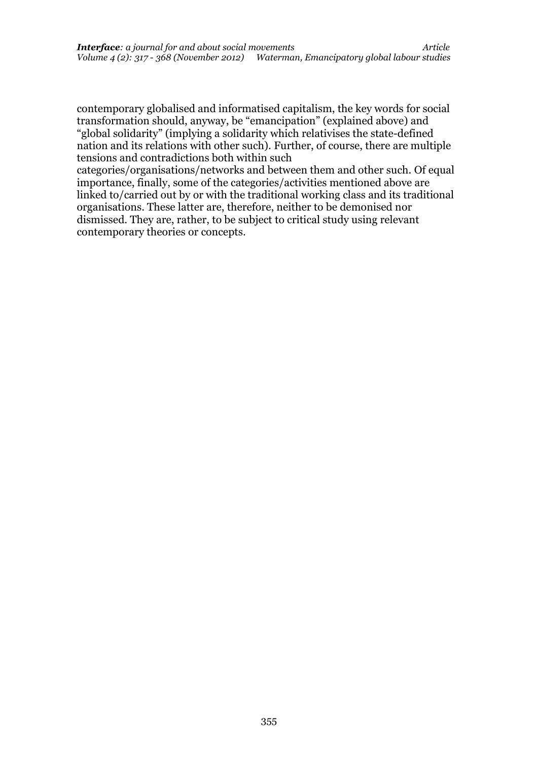contemporary globalised and informatised capitalism, the key words for social transformation should, anyway, be "emancipation" (explained above) and "global solidarity" (implying a solidarity which relativises the state-defined nation and its relations with other such). Further, of course, there are multiple tensions and contradictions both within such categories/organisations/networks and between them and other such. Of equal importance, finally, some of the categories/activities mentioned above are linked to/carried out by or with the traditional working class and its traditional organisations. These latter are, therefore, neither to be demonised nor dismissed. They are, rather, to be subject to critical study using relevant contemporary theories or concepts.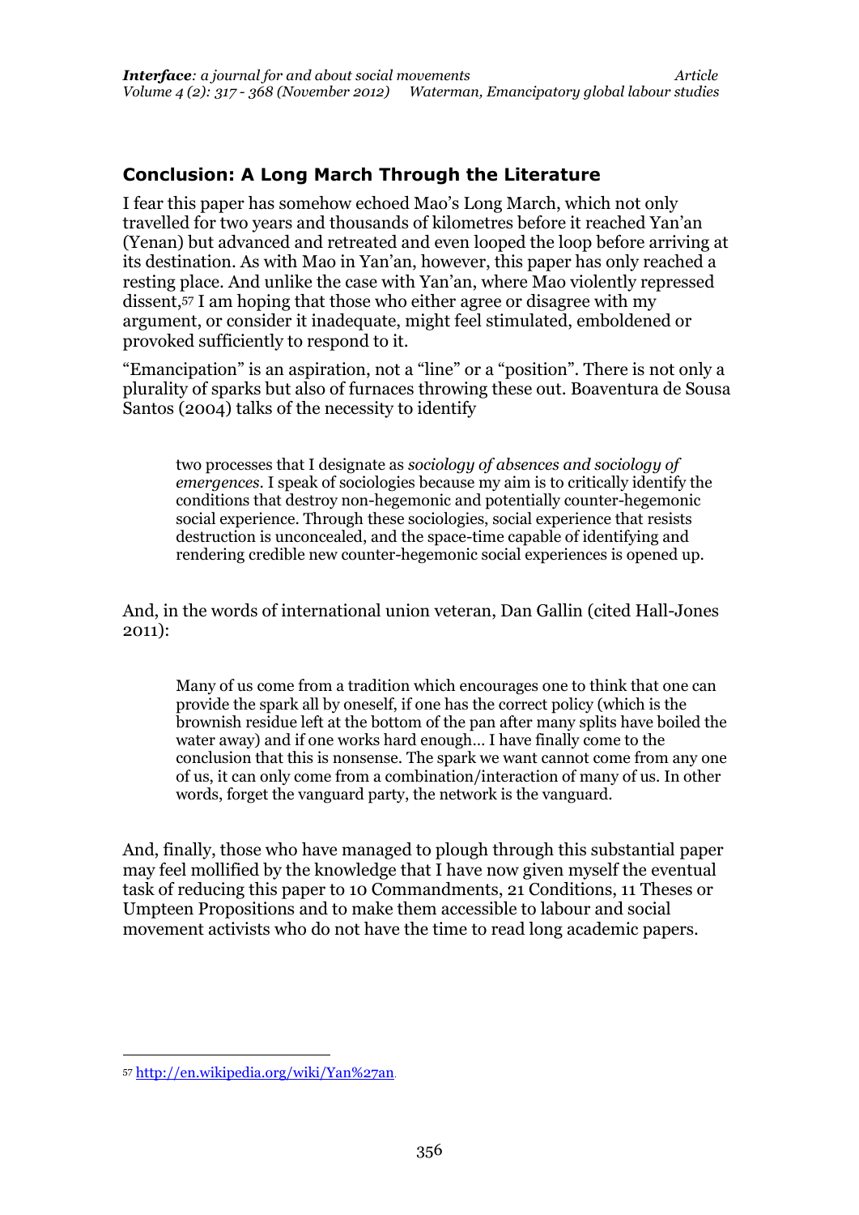## Conclusion: A Long March Through the Literature

I fear this paper has somehow echoed Mao's Long March, which not only travelled for two years and thousands of kilometres before it reached Yan'an (Yenan) but advanced and retreated and even looped the loop before arriving at its destination. As with Mao in Yan'an, however, this paper has only reached a resting place. And unlike the case with Yan'an, where Mao violently repressed dissent,[57] I am hoping that those who either agree or disagree with my argument, or consider it inadequate, might feel stimulated, emboldened or provoked sufficiently to respond to it.

"Emancipation" is an aspiration, not a "line" or a "position". There is not only a plurality of sparks but also of furnaces throwing these out. Boaventura de Sousa Santos (2004) talks of the necessity to identify

> two processes that I designate as *sociology of absences and sociology of emergences*. I speak of sociologies because my aim is to critically identify the conditions that destroy non-hegemonic and potentially counter-hegemonic social experience. Through these sociologies, social experience that resists destruction is unconcealed, and the space-time capable of identifying and rendering credible new counter-hegemonic social experiences is opened up.

And, in the words of international union veteran, Dan Gallin (cited Hall-Jones 2011):

> Many of us come from a tradition which encourages one to think that one can provide the spark all by oneself, if one has the correct policy (which is the brownish residue left at the bottom of the pan after many splits have boiled the water away) and if one works hard enough… I have finally come to the conclusion that this is nonsense. The spark we want cannot come from any one of us, it can only come from a combination/interaction of many of us. In other words, forget the vanguard party, the network is the vanguard.

And, finally, those who have managed to plough through this substantial paper may feel mollified by the knowledge that I have now given myself the eventual task of reducing this paper to 10 Commandments, 21 Conditions, 11 Theses or Umpteen Propositions and to make them accessible to labour and social movement activists who do not have the time to read long academic papers.

[57] http://en.wikipedia.org/wiki/Yan%27an.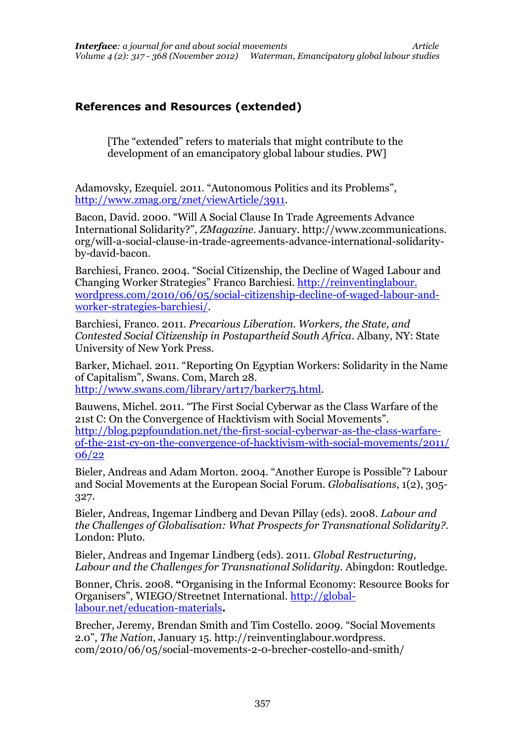### References and Resources (extended)

> [The "extended" refers to materials that might contribute to the development of an emancipatory global labour studies. PW]

Adamovsky, Ezequiel. 2011. "Autonomous Politics and its Problems", http://www.zmag.org/znet/viewArticle/3911.

Bacon, David. 2000. "Will A Social Clause In Trade Agreements Advance International Solidarity?", *ZMagazine*. January. http://www.zcommunications.org/will-a-social-clause-in-trade-agreements-advance-international-solidarity-by-david-bacon.

Barchiesi, Franco. 2004. "Social Citizenship, the Decline of Waged Labour and Changing Worker Strategies" Franco Barchiesi. http://reinventinglabour.wordpress.com/2010/06/05/social-citizenship-decline-of-waged-labour-and-worker-strategies-barchiesi/.

Barchiesi, Franco. 2011. *Precarious Liberation. Workers, the State, and Contested Social Citizenship in Postapartheid South Africa*. Albany, NY: State University of New York Press.

Barker, Michael. 2011. "Reporting On Egyptian Workers: Solidarity in the Name of Capitalism", Swans. Com, March 28. http://www.swans.com/library/art17/barker75.html.

Bauwens, Michel. 2011. "The First Social Cyberwar as the Class Warfare of the 21st C: On the Convergence of Hacktivism with Social Movements". http://blog.p2pfoundation.net/the-first-social-cyberwar-as-the-class-warfare-of-the-21st-cy-on-the-convergence-of-hacktivism-with-social-movements/2011/06/22

Bieler, Andreas and Adam Morton. 2004. "Another Europe is Possible"? Labour and Social Movements at the European Social Forum. *Globalisations*, 1(2), 305-327.

Bieler, Andreas, Ingemar Lindberg and Devan Pillay (eds). 2008. *Labour and the Challenges of Globalisation: What Prospects for Transnational Solidarity?*. London: Pluto.

Bieler, Andreas and Ingemar Lindberg (eds). 2011. *Global Restructuring, Labour and the Challenges for Transnational Solidarity*. Abingdon: Routledge.

Bonner, Chris. 2008. **"**Organising in the Informal Economy: Resource Books for Organisers", WIEGO/Streetnet International. http://global-labour.net/education-materials**.**

Brecher, Jeremy, Brendan Smith and Tim Costello. 2009. "Social Movements 2.0", *The Nation*, January 15. http://reinventinglabour.wordpress.com/2010/06/05/social-movements-2-0-brecher-costello-and-smith/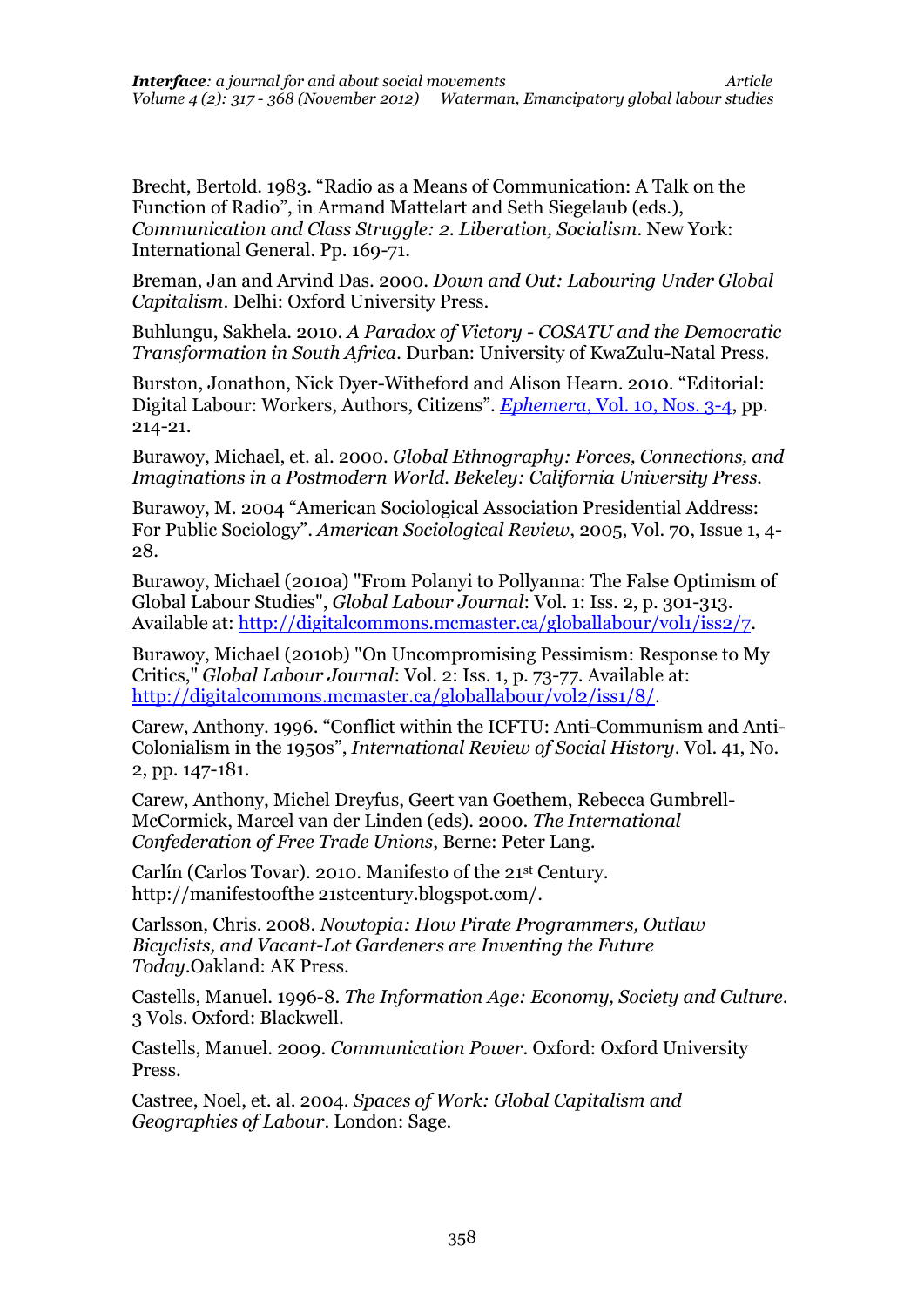Brecht, Bertold. 1983. "Radio as a Means of Communication: A Talk on the Function of Radio", in Armand Mattelart and Seth Siegelaub (eds.), *Communication and Class Struggle: 2. Liberation, Socialism*. New York: International General. Pp. 169-71.

Breman, Jan and Arvind Das. 2000. *Down and Out: Labouring Under Global Capitalism*. Delhi: Oxford University Press.

Buhlungu, Sakhela. 2010. *A Paradox of Victory - COSATU and the Democratic Transformation in South Africa*. Durban: University of KwaZulu-Natal Press.

Burston, Jonathon, Nick Dyer-Witheford and Alison Hearn. 2010. "Editorial: Digital Labour: Workers, Authors, Citizens". *Ephemera*, Vol. 10, Nos. 3-4, pp. 214-21.

Burawoy, Michael, et. al. 2000. *Global Ethnography: Forces, Connections, and Imaginations in a Postmodern World. Bekeley: California University Press.*

Burawoy, M. 2004 "American Sociological Association Presidential Address: For Public Sociology". *American Sociological Review*, 2005, Vol. 70, Issue 1, 4-28.

Burawoy, Michael (2010a) "From Polanyi to Pollyanna: The False Optimism of Global Labour Studies", *Global Labour Journal*: Vol. 1: Iss. 2, p. 301-313. Available at: http://digitalcommons.mcmaster.ca/globallabour/vol1/iss2/7.

Burawoy, Michael (2010b) "On Uncompromising Pessimism: Response to My Critics," *Global Labour Journal*: Vol. 2: Iss. 1, p. 73-77. Available at: http://digitalcommons.mcmaster.ca/globallabour/vol2/iss1/8/.

Carew, Anthony. 1996. "Conflict within the ICFTU: Anti-Communism and Anti-Colonialism in the 1950s", *International Review of Social History*. Vol. 41, No. 2, pp. 147-181.

Carew, Anthony, Michel Dreyfus, Geert van Goethem, Rebecca Gumbrell-McCormick, Marcel van der Linden (eds). 2000. *The International Confederation of Free Trade Unions*, Berne: Peter Lang.

Carlín (Carlos Tovar). 2010. Manifesto of the 21st Century. http://manifestoofthe 21stcentury.blogspot.com/.

Carlsson, Chris. 2008. *Nowtopia: How Pirate Programmers, Outlaw Bicyclists, and Vacant-Lot Gardeners are Inventing the Future Today*.Oakland: AK Press.

Castells, Manuel. 1996-8. *The Information Age: Economy, Society and Culture*. 3 Vols. Oxford: Blackwell.

Castells, Manuel. 2009. *Communication Power*. Oxford: Oxford University Press.

Castree, Noel, et. al. 2004. *Spaces of Work: Global Capitalism and Geographies of Labour*. London: Sage.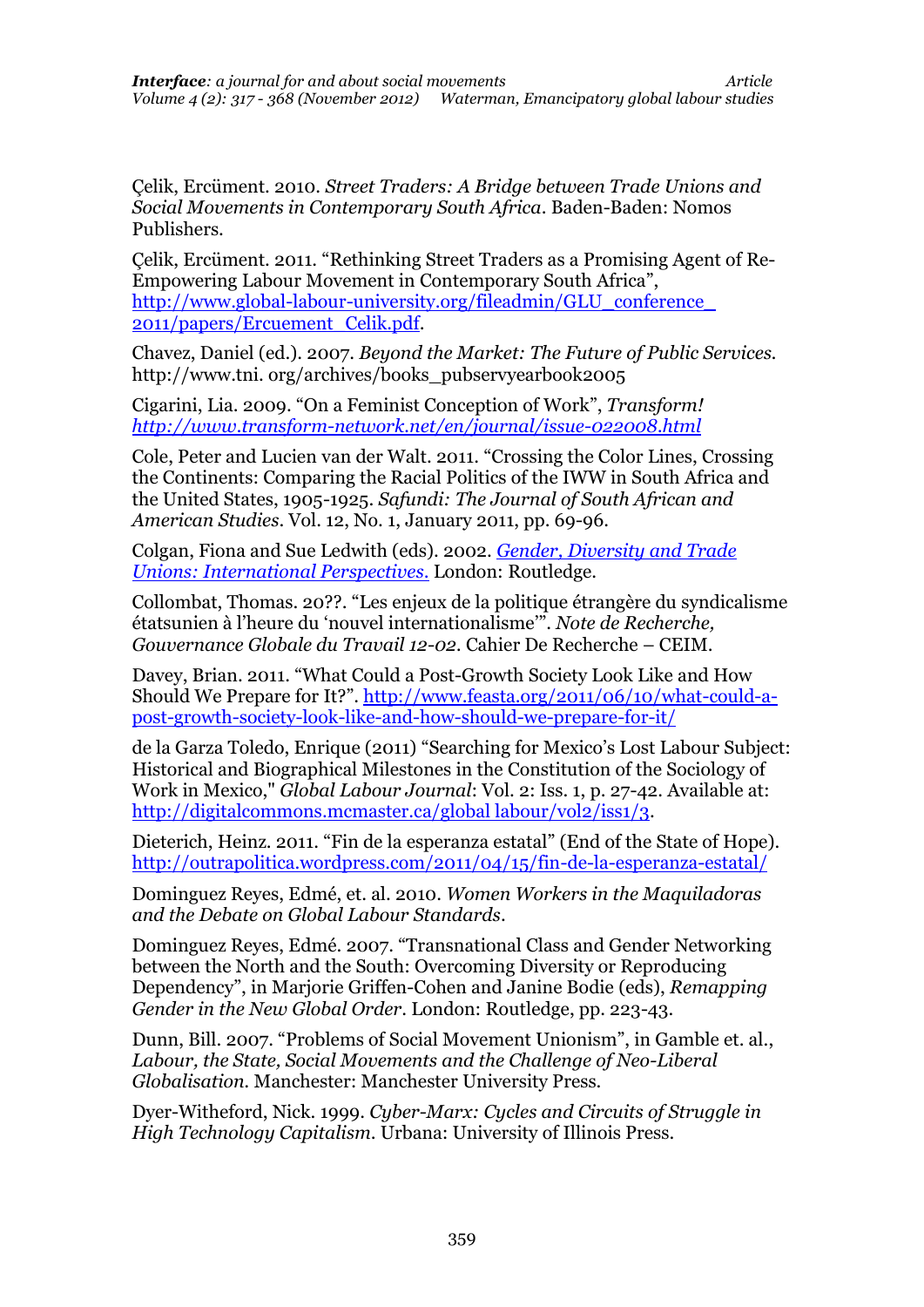Çelik, Ercüment. 2010. *Street Traders: A Bridge between Trade Unions and Social Movements in Contemporary South Africa*. Baden-Baden: Nomos Publishers.

Çelik, Ercüment. 2011. "Rethinking Street Traders as a Promising Agent of Re-Empowering Labour Movement in Contemporary South Africa", http://www.global-labour-university.org/fileadmin/GLU_conference_2011/papers/Ercuement_Celik.pdf.

Chavez, Daniel (ed.). 2007. *Beyond the Market: The Future of Public Services.* http://www.tni. org/archives/books_pubservyearbook2005

Cigarini, Lia. 2009. "On a Feminist Conception of Work", *Transform! http://www.transform-network.net/en/journal/issue-022008.html*

Cole, Peter and Lucien van der Walt. 2011. "Crossing the Color Lines, Crossing the Continents: Comparing the Racial Politics of the IWW in South Africa and the United States, 1905-1925. *Safundi: The Journal of South African and American Studies*. Vol. 12, No. 1, January 2011, pp. 69-96.

Colgan, Fiona and Sue Ledwith (eds). 2002. *Gender, Diversity and Trade Unions: International Perspectives.* London: Routledge.

Collombat, Thomas. 20??. "Les enjeux de la politique étrangère du syndicalisme étatsunien à l'heure du 'nouvel internationalisme'". *Note de Recherche, Gouvernance Globale du Travail 12-02*. Cahier De Recherche – CEIM.

Davey, Brian. 2011. "What Could a Post-Growth Society Look Like and How Should We Prepare for It?". http://www.feasta.org/2011/06/10/what-could-a-post-growth-society-look-like-and-how-should-we-prepare-for-it/

de la Garza Toledo, Enrique (2011) "Searching for Mexico's Lost Labour Subject: Historical and Biographical Milestones in the Constitution of the Sociology of Work in Mexico," *Global Labour Journal*: Vol. 2: Iss. 1, p. 27-42. Available at: http://digitalcommons.mcmaster.ca/global labour/vol2/iss1/3.

Dieterich, Heinz. 2011. "Fin de la esperanza estatal" (End of the State of Hope). http://outrapolitica.wordpress.com/2011/04/15/fin-de-la-esperanza-estatal/

Dominguez Reyes, Edmé, et. al. 2010. *Women Workers in the Maquiladoras and the Debate on Global Labour Standards*.

Dominguez Reyes, Edmé. 2007. "Transnational Class and Gender Networking between the North and the South: Overcoming Diversity or Reproducing Dependency", in Marjorie Griffen-Cohen and Janine Bodie (eds), *Remapping Gender in the New Global Order*. London: Routledge, pp. 223-43.

Dunn, Bill. 2007. "Problems of Social Movement Unionism", in Gamble et. al., *Labour, the State, Social Movements and the Challenge of Neo-Liberal Globalisation*. Manchester: Manchester University Press.

Dyer-Witheford, Nick. 1999. *Cyber-Marx: Cycles and Circuits of Struggle in High Technology Capitalism*. Urbana: University of Illinois Press.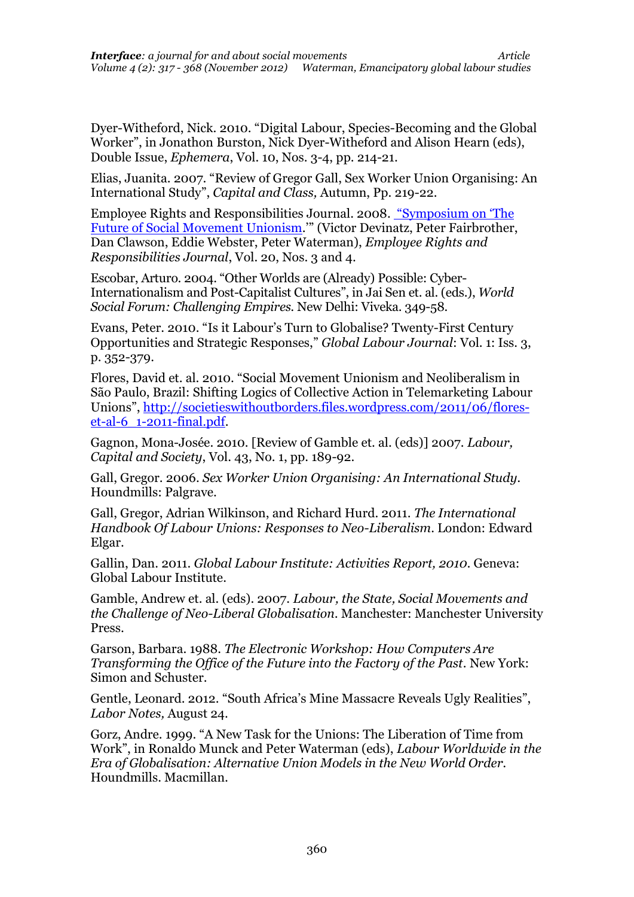Dyer-Witheford, Nick. 2010. “Digital Labour, Species-Becoming and the Global Worker”, in Jonathon Burston, Nick Dyer-Witheford and Alison Hearn (eds), Double Issue, *Ephemera*, Vol. 10, Nos. 3-4, pp. 214-21.

Elias, Juanita. 2007. “Review of Gregor Gall, Sex Worker Union Organising: An International Study”, *Capital and Class,* Autumn, Pp. 219-22.

Employee Rights and Responsibilities Journal. 2008. [“Symposium on ‘The Future of Social Movement Unionism](#).’” (Victor Devinatz, Peter Fairbrother, Dan Clawson, Eddie Webster, Peter Waterman), *Employee Rights and Responsibilities Journal*, Vol. 20, Nos. 3 and 4.

Escobar, Arturo. 2004. “Other Worlds are (Already) Possible: Cyber-Internationalism and Post-Capitalist Cultures”, in Jai Sen et. al. (eds.), *World Social Forum: Challenging Empires.* New Delhi: Viveka. 349-58.

Evans, Peter. 2010. “Is it Labour’s Turn to Globalise? Twenty-First Century Opportunities and Strategic Responses,” *Global Labour Journal*: Vol. 1: Iss. 3, p. 352-379.

Flores, David et. al. 2010. “Social Movement Unionism and Neoliberalism in São Paulo, Brazil: Shifting Logics of Collective Action in Telemarketing Labour Unions”, http://societieswithoutborders.files.wordpress.com/2011/06/flores-et-al-6_1-2011-final.pdf.

Gagnon, Mona-Josée. 2010. [Review of Gamble et. al. (eds)] 2007. *Labour, Capital and Society*, Vol. 43, No. 1, pp. 189-92.

Gall, Gregor. 2006. *Sex Worker Union Organising: An International Study*. Houndmills: Palgrave.

Gall, Gregor, Adrian Wilkinson, and Richard Hurd. 2011. *The International Handbook Of Labour Unions: Responses to Neo-Liberalism*. London: Edward Elgar.

Gallin, Dan. 2011. *Global Labour Institute: Activities Report, 2010*. Geneva: Global Labour Institute.

Gamble, Andrew et. al. (eds). 2007. *Labour, the State, Social Movements and the Challenge of Neo-Liberal Globalisation*. Manchester: Manchester University Press.

Garson, Barbara. 1988. *The Electronic Workshop: How Computers Are Transforming the Office of the Future into the Factory of the Past*. New York: Simon and Schuster.

Gentle, Leonard. 2012. “South Africa’s Mine Massacre Reveals Ugly Realities”, *Labor Notes,* August 24.

Gorz, Andre. 1999. “A New Task for the Unions: The Liberation of Time from Work”, in Ronaldo Munck and Peter Waterman (eds), *Labour Worldwide in the Era of Globalisation: Alternative Union Models in the New World Order.* Houndmills. Macmillan.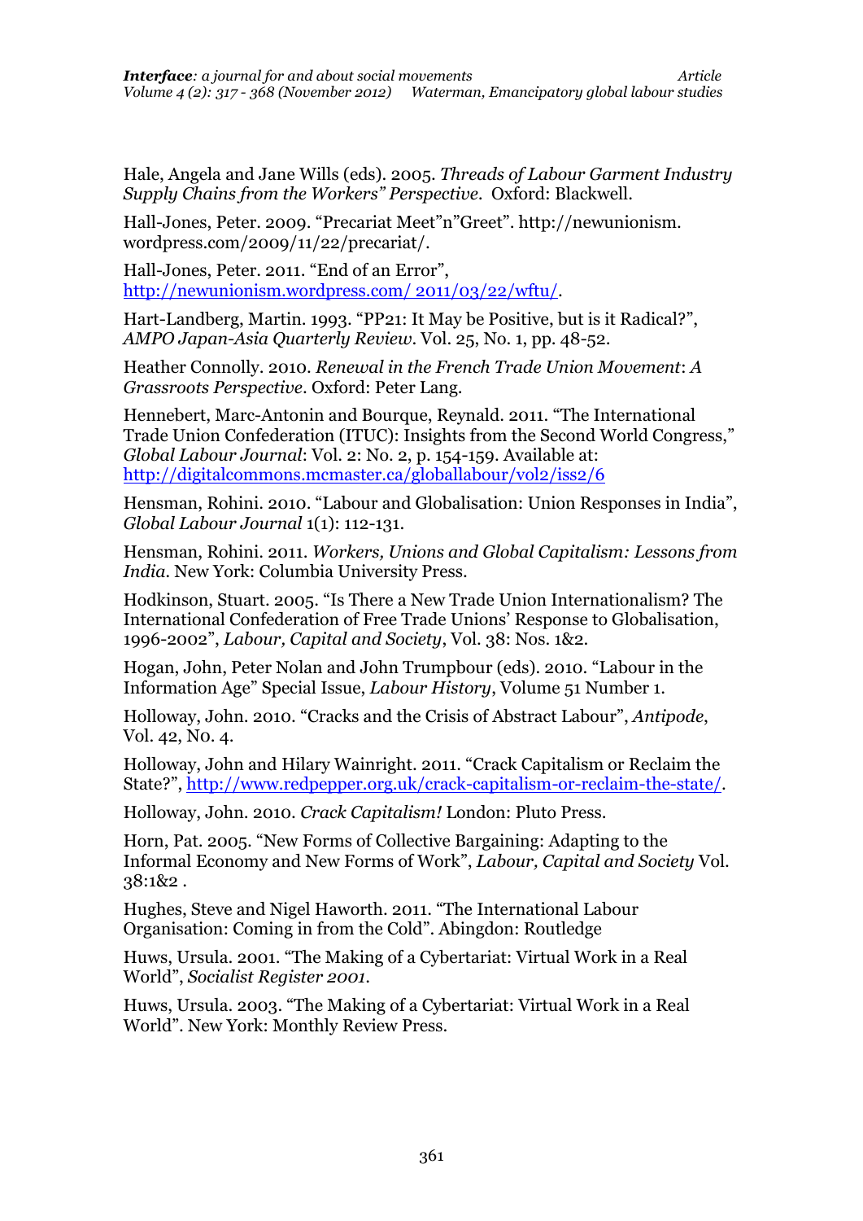Hale, Angela and Jane Wills (eds). 2005. *Threads of Labour Garment Industry Supply Chains from the Workers" Perspective*. Oxford: Blackwell.

Hall-Jones, Peter. 2009. "Precariat Meet"n"Greet". http://newunionism. wordpress.com/2009/11/22/precariat/.

Hall-Jones, Peter. 2011. "End of an Error", http://newunionism.wordpress.com/ 2011/03/22/wftu/.

Hart-Landberg, Martin. 1993. "PP21: It May be Positive, but is it Radical?", *AMPO Japan-Asia Quarterly Review*. Vol. 25, No. 1, pp. 48-52.

Heather Connolly. 2010. *Renewal in the French Trade Union Movement*: *A Grassroots Perspective*. Oxford: Peter Lang.

Hennebert, Marc-Antonin and Bourque, Reynald. 2011. "The International Trade Union Confederation (ITUC): Insights from the Second World Congress," *Global Labour Journal*: Vol. 2: No. 2, p. 154-159. Available at: http://digitalcommons.mcmaster.ca/globallabour/vol2/iss2/6

Hensman, Rohini. 2010. "Labour and Globalisation: Union Responses in India", *Global Labour Journal* 1(1): 112-131.

Hensman, Rohini. 2011. *Workers, Unions and Global Capitalism: Lessons from India*. New York: Columbia University Press.

Hodkinson, Stuart. 2005. "Is There a New Trade Union Internationalism? The International Confederation of Free Trade Unions' Response to Globalisation, 1996-2002", *Labour, Capital and Society*, Vol. 38: Nos. 1&2.

Hogan, John, Peter Nolan and John Trumpbour (eds). 2010. "Labour in the Information Age" Special Issue, *Labour History*, Volume 51 Number 1.

Holloway, John. 2010. "Cracks and the Crisis of Abstract Labour", *Antipode*, Vol. 42, No. 4.

Holloway, John and Hilary Wainright. 2011. "Crack Capitalism or Reclaim the State?", http://www.redpepper.org.uk/crack-capitalism-or-reclaim-the-state/.

Holloway, John. 2010. *Crack Capitalism!* London: Pluto Press.

Horn, Pat. 2005. "New Forms of Collective Bargaining: Adapting to the Informal Economy and New Forms of Work", *Labour, Capital and Society* Vol. 38:1&2 .

Hughes, Steve and Nigel Haworth. 2011. "The International Labour Organisation: Coming in from the Cold". Abingdon: Routledge

Huws, Ursula. 2001. "The Making of a Cybertariat: Virtual Work in a Real World", *Socialist Register 2001*.

Huws, Ursula. 2003. "The Making of a Cybertariat: Virtual Work in a Real World". New York: Monthly Review Press.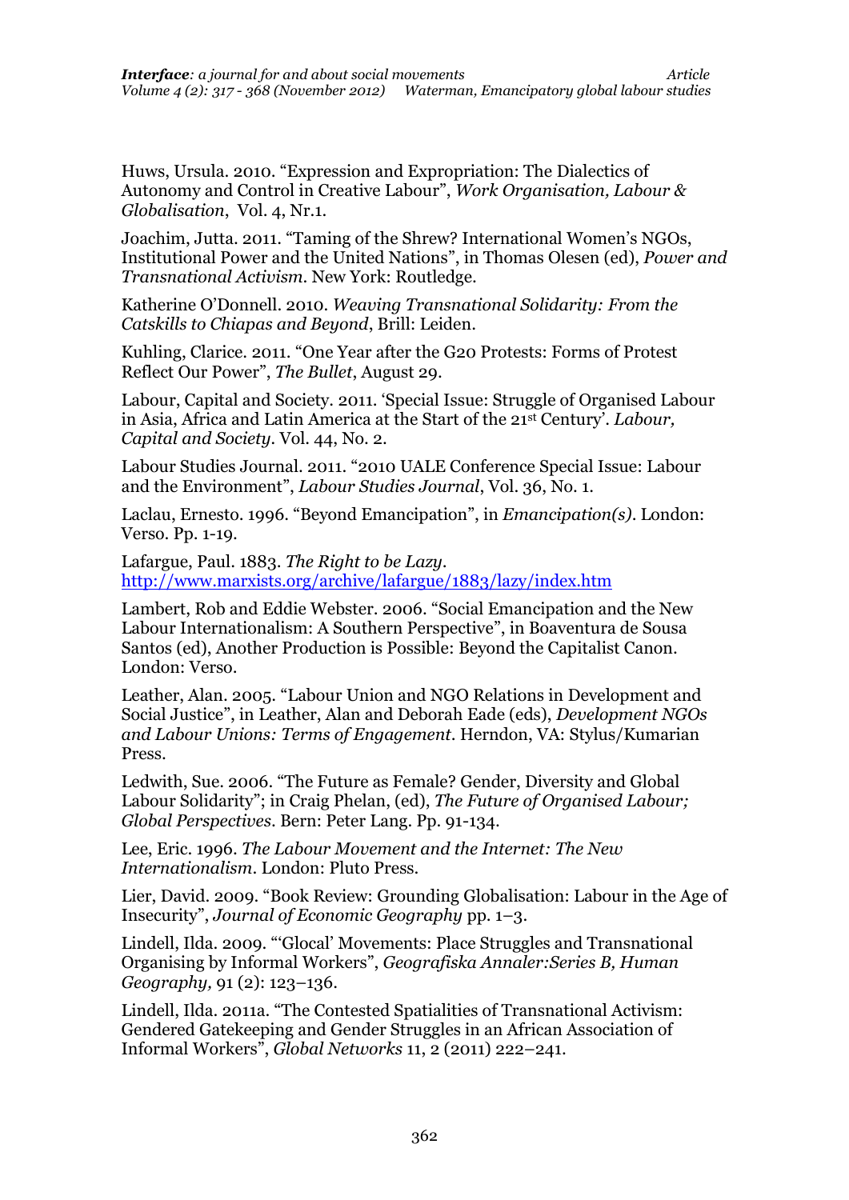Huws, Ursula. 2010. "Expression and Expropriation: The Dialectics of Autonomy and Control in Creative Labour", *Work Organisation, Labour & Globalisation*, Vol. 4, Nr.1.

Joachim, Jutta. 2011. "Taming of the Shrew? International Women's NGOs, Institutional Power and the United Nations", in Thomas Olesen (ed), *Power and Transnational Activism*. New York: Routledge.

Katherine O'Donnell. 2010. *Weaving Transnational Solidarity: From the Catskills to Chiapas and Beyond*, Brill: Leiden.

Kuhling, Clarice. 2011. "One Year after the G20 Protests: Forms of Protest Reflect Our Power", *The Bullet*, August 29.

Labour, Capital and Society. 2011. 'Special Issue: Struggle of Organised Labour in Asia, Africa and Latin America at the Start of the 21st Century'. *Labour, Capital and Society*. Vol. 44, No. 2.

Labour Studies Journal. 2011. "2010 UALE Conference Special Issue: Labour and the Environment", *Labour Studies Journal*, Vol. 36, No. 1.

Laclau, Ernesto. 1996. "Beyond Emancipation", in *Emancipation(s)*. London: Verso. Pp. 1-19.

Lafargue, Paul. 1883. *The Right to be Lazy*. http://www.marxists.org/archive/lafargue/1883/lazy/index.htm

Lambert, Rob and Eddie Webster. 2006. "Social Emancipation and the New Labour Internationalism: A Southern Perspective", in Boaventura de Sousa Santos (ed), Another Production is Possible: Beyond the Capitalist Canon. London: Verso.

Leather, Alan. 2005. "Labour Union and NGO Relations in Development and Social Justice", in Leather, Alan and Deborah Eade (eds), *Development NGOs and Labour Unions: Terms of Engagement*. Herndon, VA: Stylus/Kumarian Press.

Ledwith, Sue. 2006. "The Future as Female? Gender, Diversity and Global Labour Solidarity"; in Craig Phelan, (ed), *The Future of Organised Labour; Global Perspectives*. Bern: Peter Lang. Pp. 91-134.

Lee, Eric. 1996. *The Labour Movement and the Internet: The New Internationalism*. London: Pluto Press.

Lier, David. 2009. "Book Review: Grounding Globalisation: Labour in the Age of Insecurity", *Journal of Economic Geography* pp. 1–3.

Lindell, Ilda. 2009. "'Glocal' Movements: Place Struggles and Transnational Organising by Informal Workers", *Geografiska Annaler:Series B, Human Geography,* 91 (2): 123–136.

Lindell, Ilda. 2011a. "The Contested Spatialities of Transnational Activism: Gendered Gatekeeping and Gender Struggles in an African Association of Informal Workers", *Global Networks* 11, 2 (2011) 222–241.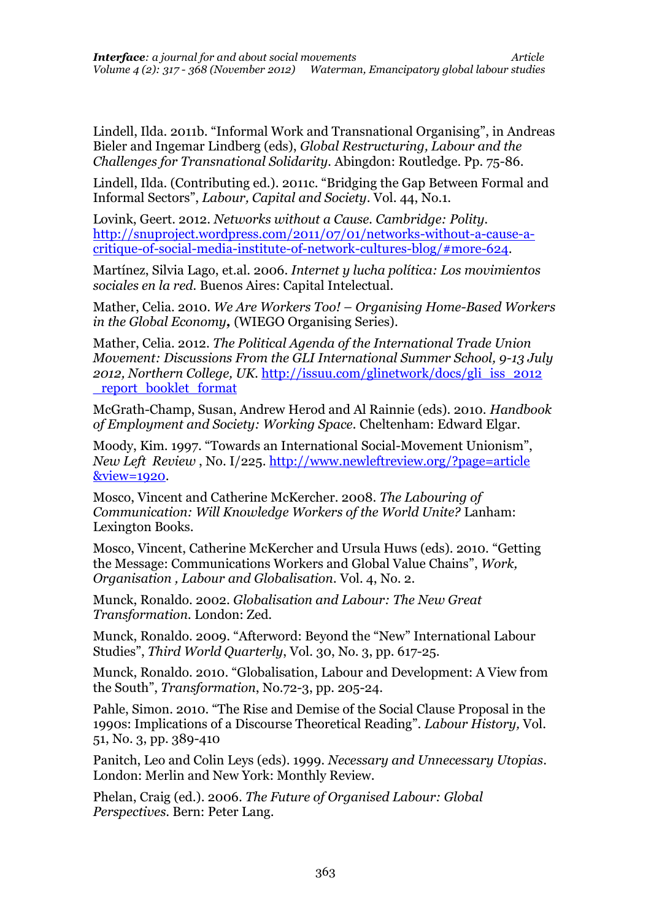Lindell, Ilda. 2011b. "Informal Work and Transnational Organising", in Andreas Bieler and Ingemar Lindberg (eds), *Global Restructuring, Labour and the Challenges for Transnational Solidarity*. Abingdon: Routledge. Pp. 75-86.

Lindell, Ilda. (Contributing ed.). 2011c. "Bridging the Gap Between Formal and Informal Sectors", *Labour, Capital and Society*. Vol. 44, No.1.

Lovink, Geert. 2012. *Networks without a Cause. Cambridge: Polity.* http://snuproject.wordpress.com/2011/07/01/networks-without-a-cause-a-critique-of-social-media-institute-of-network-cultures-blog/#more-624.

Martínez, Silvia Lago, et.al. 2006. *Internet y lucha política: Los movimientos sociales en la red.* Buenos Aires: Capital Intelectual.

Mather, Celia. 2010. *We Are Workers Too! – Organising Home-Based Workers in the Global Economy***,** (WIEGO Organising Series).

Mather, Celia. 2012. *The Political Agenda of the International Trade Union Movement: Discussions From the GLI International Summer School, 9-13 July 2012, Northern College, UK.* http://issuu.com/glinetwork/docs/gli_iss_2012_report_booklet_format

McGrath-Champ, Susan, Andrew Herod and Al Rainnie (eds). 2010. *Handbook of Employment and Society: Working Space.* Cheltenham: Edward Elgar.

Moody, Kim. 1997. "Towards an International Social-Movement Unionism", *New Left Review* , No. I/225. http://www.newleftreview.org/?page=article&view=1920.

Mosco, Vincent and Catherine McKercher. 2008. *The Labouring of Communication: Will Knowledge Workers of the World Unite?* Lanham: Lexington Books.

Mosco, Vincent, Catherine McKercher and Ursula Huws (eds). 2010. "Getting the Message: Communications Workers and Global Value Chains", *Work, Organisation , Labour and Globalisation.* Vol. 4, No. 2.

Munck, Ronaldo. 2002. *Globalisation and Labour: The New Great Transformation.* London: Zed.

Munck, Ronaldo. 2009. "Afterword: Beyond the "New" International Labour Studies", *Third World Quarterly*, Vol. 30, No. 3, pp. 617-25.

Munck, Ronaldo. 2010. "Globalisation, Labour and Development: A View from the South", *Transformation*, No.72-3, pp. 205-24.

Pahle, Simon. 2010. "The Rise and Demise of the Social Clause Proposal in the 1990s: Implications of a Discourse Theoretical Reading". *Labour History,* Vol. 51, No. 3, pp. 389-410

Panitch, Leo and Colin Leys (eds). 1999. *Necessary and Unnecessary Utopias*. London: Merlin and New York: Monthly Review.

Phelan, Craig (ed.). 2006. *The Future of Organised Labour: Global Perspectives.* Bern: Peter Lang.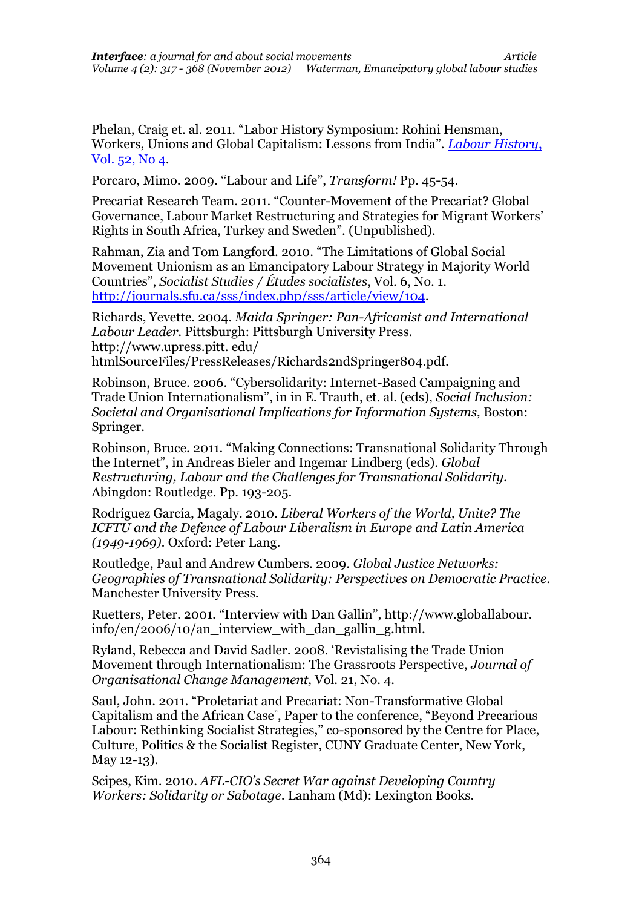Phelan, Craig et. al. 2011. “Labor History Symposium: Rohini Hensman, Workers, Unions and Global Capitalism: Lessons from India”. [*Labour History*, Vol. 52, No 4]().

Porcaro, Mimo. 2009. “Labour and Life”, *Transform!* Pp. 45-54.

Precariat Research Team. 2011. “Counter-Movement of the Precariat? Global Governance, Labour Market Restructuring and Strategies for Migrant Workers’ Rights in South Africa, Turkey and Sweden”. (Unpublished).

Rahman, Zia and Tom Langford. 2010. “The Limitations of Global Social Movement Unionism as an Emancipatory Labour Strategy in Majority World Countries”, *Socialist Studies / Études socialistes*, Vol. 6, No. 1. http://journals.sfu.ca/sss/index.php/sss/article/view/104.

Richards, Yevette. 2004. *Maida Springer: Pan-Africanist and International Labour Leader*. Pittsburgh: Pittsburgh University Press. http://www.upress.pitt. edu/ htmlSourceFiles/PressReleases/Richards2ndSpringer804.pdf.

Robinson, Bruce. 2006. “Cybersolidarity: Internet-Based Campaigning and Trade Union Internationalism”, in in E. Trauth, et. al. (eds), *Social Inclusion: Societal and Organisational Implications for Information Systems,* Boston: Springer.

Robinson, Bruce. 2011. “Making Connections: Transnational Solidarity Through the Internet”, in Andreas Bieler and Ingemar Lindberg (eds). *Global Restructuring, Labour and the Challenges for Transnational Solidarity*. Abingdon: Routledge. Pp. 193-205.

Rodríguez García, Magaly. 2010. *Liberal Workers of the World, Unite? The ICFTU and the Defence of Labour Liberalism in Europe and Latin America (1949-1969)*. Oxford: Peter Lang.

Routledge, Paul and Andrew Cumbers. 2009. *Global Justice Networks: Geographies of Transnational Solidarity: Perspectives on Democratic Practice*. Manchester University Press.

Ruetters, Peter. 2001. “Interview with Dan Gallin”, http://www.globallabour. info/en/2006/10/an_interview_with_dan_gallin_g.html.

Ryland, Rebecca and David Sadler. 2008. ‘Revistalising the Trade Union Movement through Internationalism: The Grassroots Perspective, *Journal of Organisational Change Management,* Vol. 21, No. 4.

Saul, John. 2011. “Proletariat and Precariat: Non-Transformative Global Capitalism and the African Case”, Paper to the conference, “Beyond Precarious Labour: Rethinking Socialist Strategies,” co-sponsored by the Centre for Place, Culture, Politics & the Socialist Register, CUNY Graduate Center, New York, May 12-13).

Scipes, Kim. 2010. *AFL-CIO’s Secret War against Developing Country Workers: Solidarity or Sabotage*. Lanham (Md): Lexington Books.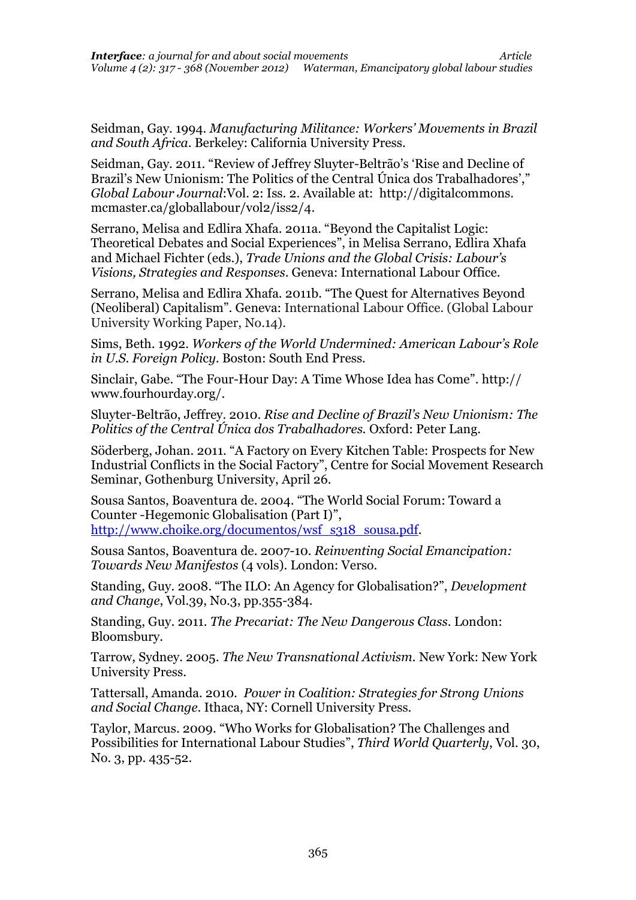Seidman, Gay. 1994. *Manufacturing Militance: Workers' Movements in Brazil and South Africa*. Berkeley: California University Press.

Seidman, Gay. 2011. "Review of Jeffrey Sluyter-Beltrão's 'Rise and Decline of Brazil's New Unionism: The Politics of the Central Única dos Trabalhadores'," *Global Labour Journal*:Vol. 2: Iss. 2. Available at: http://digitalcommons.mcmaster.ca/globallabour/vol2/iss2/4.

Serrano, Melisa and Edlira Xhafa. 2011a. "Beyond the Capitalist Logic: Theoretical Debates and Social Experiences", in Melisa Serrano, Edlira Xhafa and Michael Fichter (eds.), *Trade Unions and the Global Crisis: Labour's Visions, Strategies and Responses*. Geneva: International Labour Office.

Serrano, Melisa and Edlira Xhafa. 2011b. "The Quest for Alternatives Beyond (Neoliberal) Capitalism". Geneva: International Labour Office. (Global Labour University Working Paper, No.14).

Sims, Beth. 1992. *Workers of the World Undermined: American Labour's Role in U.S. Foreign Policy*. Boston: South End Press.

Sinclair, Gabe. "The Four-Hour Day: A Time Whose Idea has Come". http://www.fourhourday.org/.

Sluyter-Beltrão, Jeffrey. 2010. *Rise and Decline of Brazil's New Unionism: The Politics of the Central Única dos Trabalhadores*. Oxford: Peter Lang.

Söderberg, Johan. 2011. "A Factory on Every Kitchen Table: Prospects for New Industrial Conflicts in the Social Factory", Centre for Social Movement Research Seminar, Gothenburg University, April 26.

Sousa Santos, Boaventura de. 2004. "The World Social Forum: Toward a Counter -Hegemonic Globalisation (Part I)", http://www.choike.org/documentos/wsf_s318_sousa.pdf.

Sousa Santos, Boaventura de. 2007-10. *Reinventing Social Emancipation: Towards New Manifestos* (4 vols). London: Verso.

Standing, Guy. 2008. "The ILO: An Agency for Globalisation?", *Development and Change*, Vol.39, No.3, pp.355-384.

Standing, Guy. 2011. *The Precariat: The New Dangerous Class*. London: Bloomsbury.

Tarrow, Sydney. 2005. *The New Transnational Activism*. New York: New York University Press.

Tattersall, Amanda. 2010. *Power in Coalition: Strategies for Strong Unions and Social Change*. Ithaca, NY: Cornell University Press.

Taylor, Marcus. 2009. "Who Works for Globalisation? The Challenges and Possibilities for International Labour Studies", *Third World Quarterly*, Vol. 30, No. 3, pp. 435-52.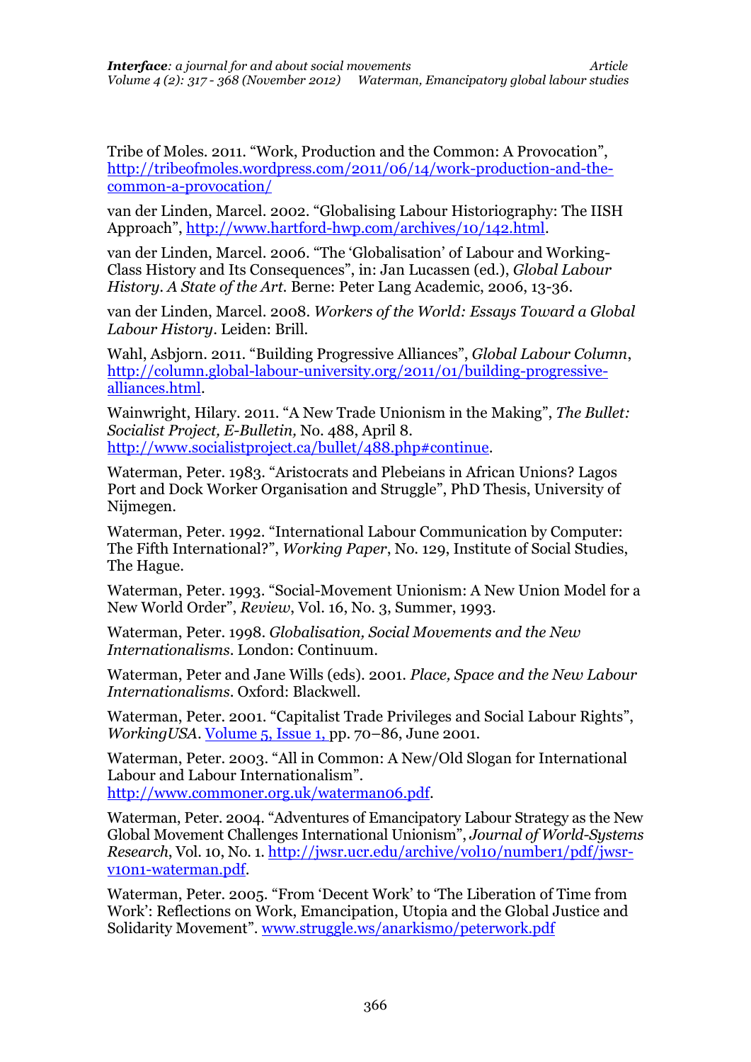Tribe of Moles. 2011. “Work, Production and the Common: A Provocation”, http://tribeofmoles.wordpress.com/2011/06/14/work-production-and-the-common-a-provocation/

van der Linden, Marcel. 2002. “Globalising Labour Historiography: The IISH Approach”, http://www.hartford-hwp.com/archives/10/142.html.

van der Linden, Marcel. 2006. “The ‘Globalisation’ of Labour and Working-Class History and Its Consequences”, in: Jan Lucassen (ed.), *Global Labour History. A State of the Art.* Berne: Peter Lang Academic, 2006, 13-36.

van der Linden, Marcel. 2008. *Workers of the World: Essays Toward a Global Labour History*. Leiden: Brill.

Wahl, Asbjorn. 2011. “Building Progressive Alliances”, *Global Labour Column*, http://column.global-labour-university.org/2011/01/building-progressive-alliances.html.

Wainwright, Hilary. 2011. “A New Trade Unionism in the Making”, *The Bullet: Socialist Project, E-Bulletin,* No. 488, April 8. http://www.socialistproject.ca/bullet/488.php#continue.

Waterman, Peter. 1983. “Aristocrats and Plebeians in African Unions? Lagos Port and Dock Worker Organisation and Struggle”, PhD Thesis, University of Nijmegen.

Waterman, Peter. 1992. “International Labour Communication by Computer: The Fifth International?”, *Working Paper*, No. 129, Institute of Social Studies, The Hague.

Waterman, Peter. 1993. “Social-Movement Unionism: A New Union Model for a New World Order”, *Review*, Vol. 16, No. 3, Summer, 1993.

Waterman, Peter. 1998. *Globalisation, Social Movements and the New Internationalisms*. London: Continuum.

Waterman, Peter and Jane Wills (eds). 2001. *Place, Space and the New Labour Internationalisms*. Oxford: Blackwell.

Waterman, Peter. 2001. “Capitalist Trade Privileges and Social Labour Rights”, *WorkingUSA*. Volume 5, Issue 1, pp. 70–86, June 2001.

Waterman, Peter. 2003. “All in Common: A New/Old Slogan for International Labour and Labour Internationalism”. http://www.commoner.org.uk/waterman06.pdf.

Waterman, Peter. 2004. “Adventures of Emancipatory Labour Strategy as the New Global Movement Challenges International Unionism”, *Journal of World-Systems Research*, Vol. 10, No. 1. http://jwsr.ucr.edu/archive/vol10/number1/pdf/jwsr-v10n1-waterman.pdf.

Waterman, Peter. 2005. “From ‘Decent Work’ to ‘The Liberation of Time from Work’: Reflections on Work, Emancipation, Utopia and the Global Justice and Solidarity Movement”. www.struggle.ws/anarkismo/peterwork.pdf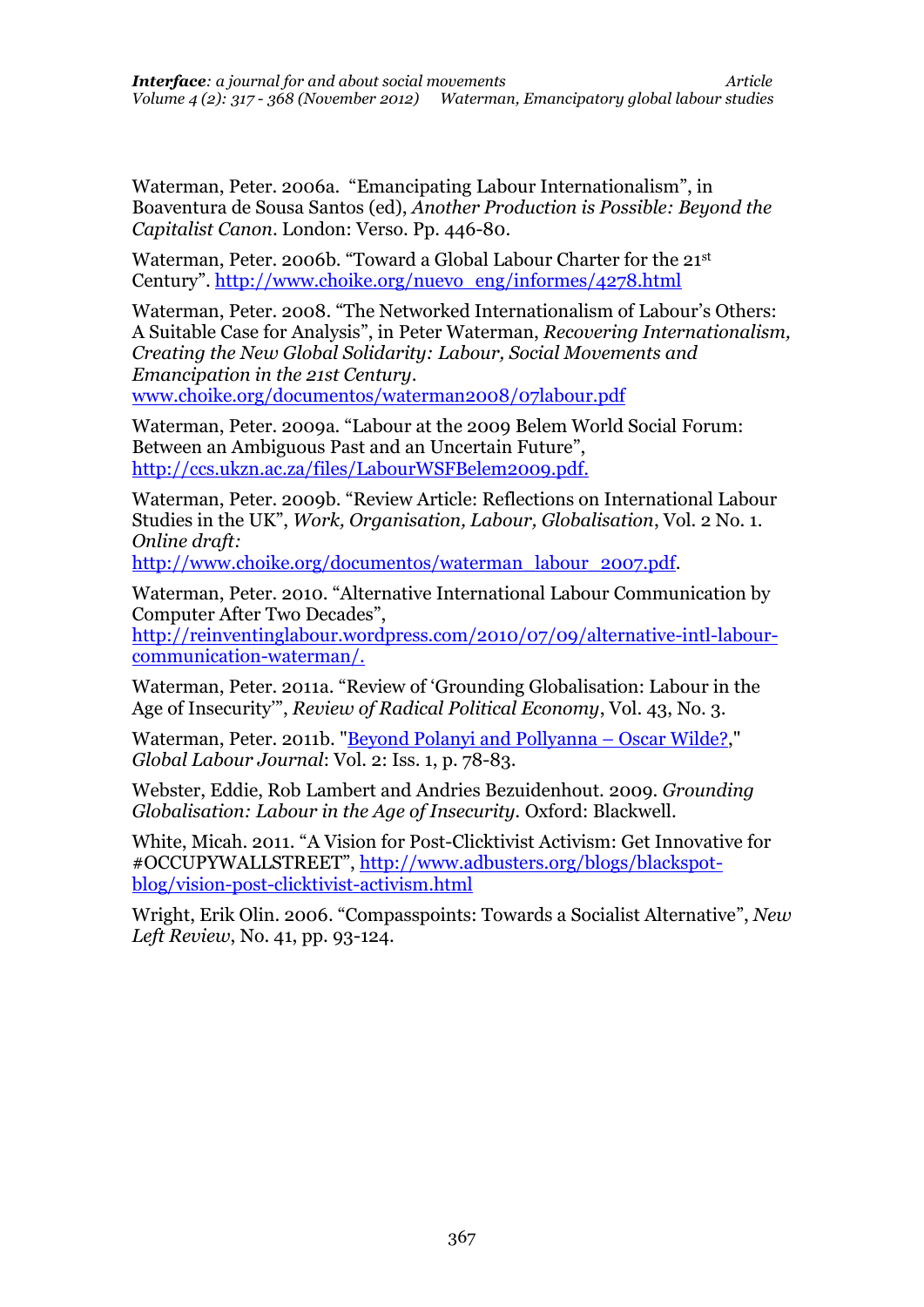Waterman, Peter. 2006a. "Emancipating Labour Internationalism", in Boaventura de Sousa Santos (ed), *Another Production is Possible: Beyond the Capitalist Canon*. London: Verso. Pp. 446-80.

Waterman, Peter. 2006b. "Toward a Global Labour Charter for the 21st Century". http://www.choike.org/nuevo_eng/informes/4278.html

Waterman, Peter. 2008. "The Networked Internationalism of Labour's Others: A Suitable Case for Analysis", in Peter Waterman, *Recovering Internationalism, Creating the New Global Solidarity: Labour, Social Movements and Emancipation in the 21st Century*. www.choike.org/documentos/waterman2008/07labour.pdf

Waterman, Peter. 2009a. "Labour at the 2009 Belem World Social Forum: Between an Ambiguous Past and an Uncertain Future", http://ccs.ukzn.ac.za/files/LabourWSFBelem2009.pdf.

Waterman, Peter. 2009b. "Review Article: Reflections on International Labour Studies in the UK", *Work, Organisation, Labour, Globalisation*, Vol. 2 No. 1. *Online draft:* http://www.choike.org/documentos/waterman_labour_2007.pdf.

Waterman, Peter. 2010. "Alternative International Labour Communication by Computer After Two Decades", http://reinventinglabour.wordpress.com/2010/07/09/alternative-intl-labour-communication-waterman/.

Waterman, Peter. 2011a. "Review of 'Grounding Globalisation: Labour in the Age of Insecurity'", *Review of Radical Political Economy*, Vol. 43, No. 3.

Waterman, Peter. 2011b. "Beyond Polanyi and Pollyanna – Oscar Wilde?," *Global Labour Journal*: Vol. 2: Iss. 1, p. 78-83.

Webster, Eddie, Rob Lambert and Andries Bezuidenhout. 2009. *Grounding Globalisation: Labour in the Age of Insecurity*. Oxford: Blackwell.

White, Micah. 2011. "A Vision for Post-Clicktivist Activism: Get Innovative for #OCCUPYWALLSTREET", http://www.adbusters.org/blogs/blackspot-blog/vision-post-clicktivist-activism.html

Wright, Erik Olin. 2006. "Compasspoints: Towards a Socialist Alternative", *New Left Review*, No. 41, pp. 93-124.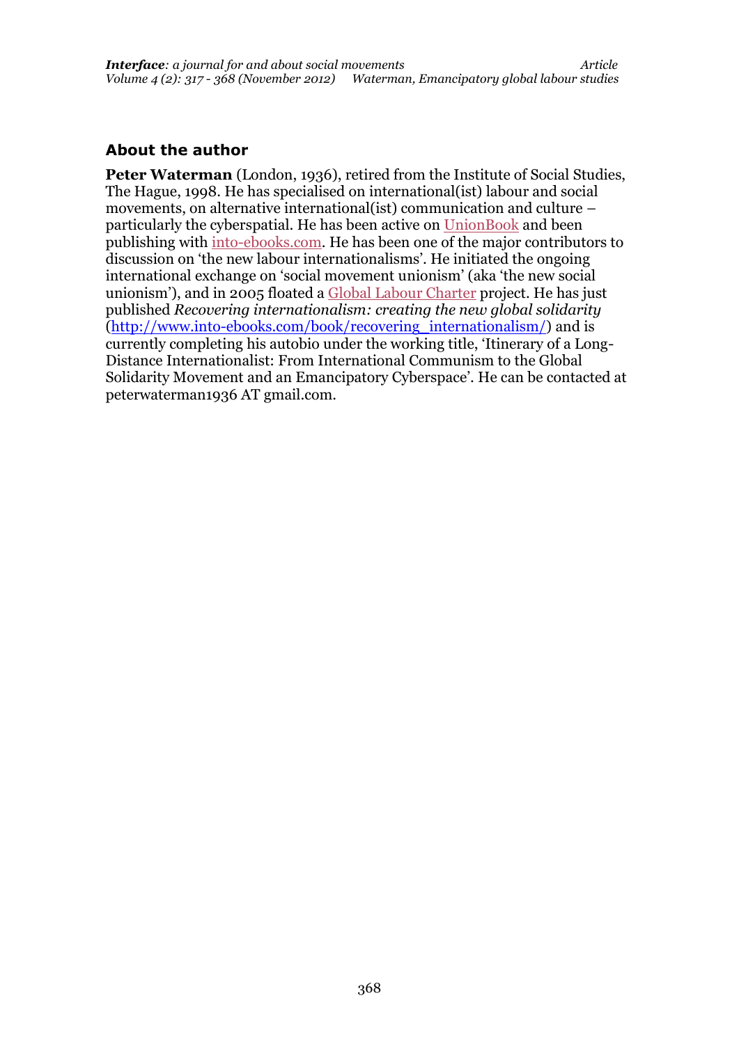## About the author

**Peter Waterman** (London, 1936), retired from the Institute of Social Studies, The Hague, 1998. He has specialised on international(ist) labour and social movements, on alternative international(ist) communication and culture – particularly the cyberspatial. He has been active on UnionBook and been publishing with into-ebooks.com. He has been one of the major contributors to discussion on 'the new labour internationalisms'. He initiated the ongoing international exchange on 'social movement unionism' (aka 'the new social unionism'), and in 2005 floated a Global Labour Charter project. He has just published *Recovering internationalism: creating the new global solidarity* (http://www.into-ebooks.com/book/recovering_internationalism/) and is currently completing his autobio under the working title, 'Itinerary of a Long-Distance Internationalist: From International Communism to the Global Solidarity Movement and an Emancipatory Cyberspace'. He can be contacted at peterwaterman1936 AT gmail.com.